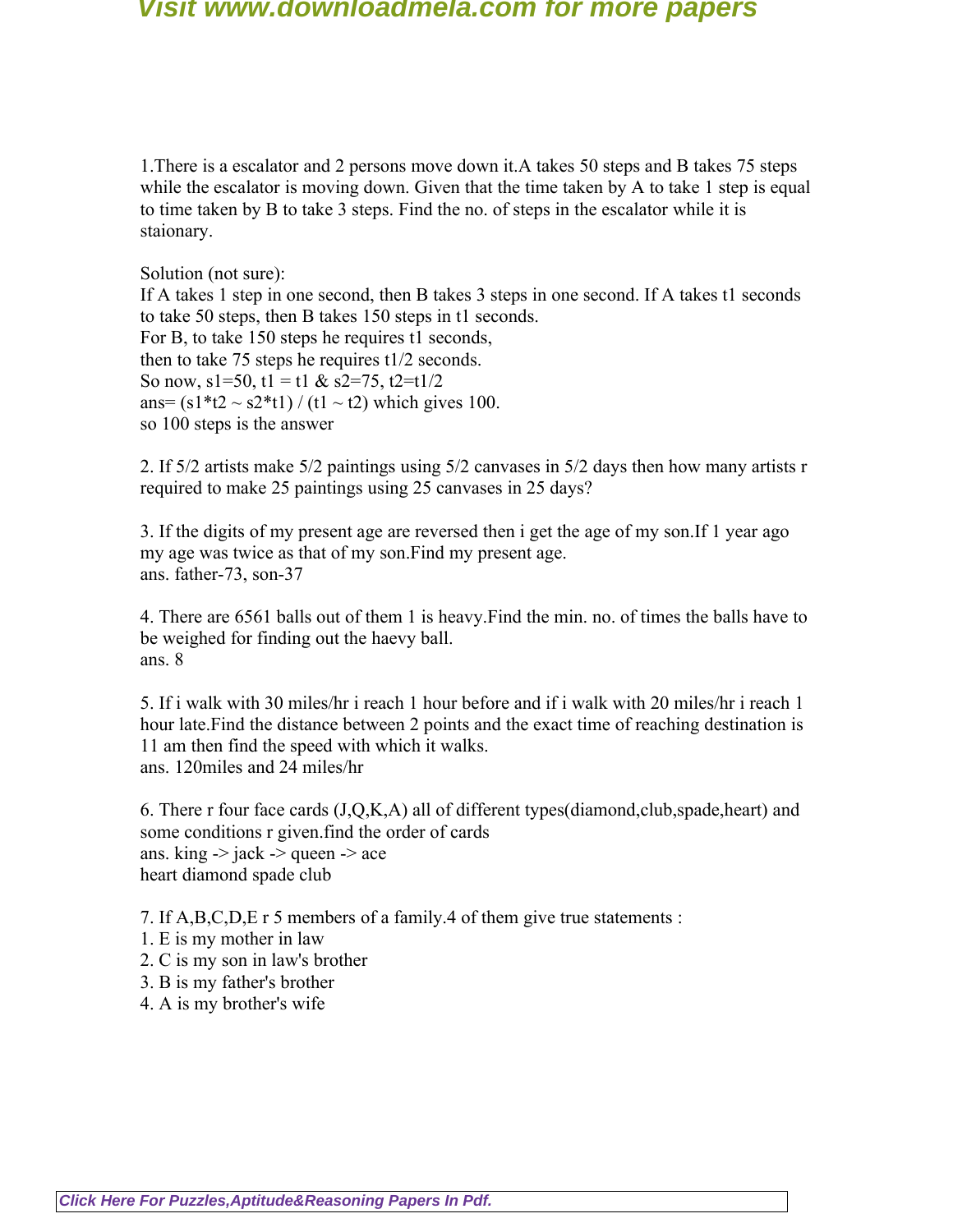1.There is a escalator and 2 persons move down it.A takes 50 steps and B takes 75 steps while the escalator is moving down. Given that the time taken by A to take 1 step is equal to time taken by B to take 3 steps. Find the no. of steps in the escalator while it is staionary.

Solution (not sure):
If A takes 1 step in one second, then B takes 3 steps in one second. If A takes t1 seconds to take 50 steps, then B takes 150 steps in t1 seconds.
For B, to take 150 steps he requires t1 seconds,
then to take 75 steps he requires t1/2 seconds.
So now, s1=50, t1 = t1 & s2=75, t2=t1/2
ans= (s1*t2 ~ s2*t1) / (t1 ~ t2) which gives 100.
so 100 steps is the answer

2. If 5/2 artists make 5/2 paintings using 5/2 canvases in 5/2 days then how many artists r required to make 25 paintings using 25 canvases in 25 days?

3. If the digits of my present age are reversed then i get the age of my son.If 1 year ago my age was twice as that of my son.Find my present age.
ans. father-73, son-37

4. There are 6561 balls out of them 1 is heavy.Find the min. no. of times the balls have to be weighed for finding out the haevy ball.
ans. 8

5. If i walk with 30 miles/hr i reach 1 hour before and if i walk with 20 miles/hr i reach 1 hour late.Find the distance between 2 points and the exact time of reaching destination is 11 am then find the speed with which it walks.
ans. 120miles and 24 miles/hr

6. There r four face cards (J,Q,K,A) all of different types(diamond,club,spade,heart) and some conditions r given.find the order of cards
ans. king -> jack -> queen -> ace
heart diamond spade club

7. If A,B,C,D,E r 5 members of a family.4 of them give true statements :
1. E is my mother in law
2. C is my son in law's brother
3. B is my father's brother
4. A is my brother's wife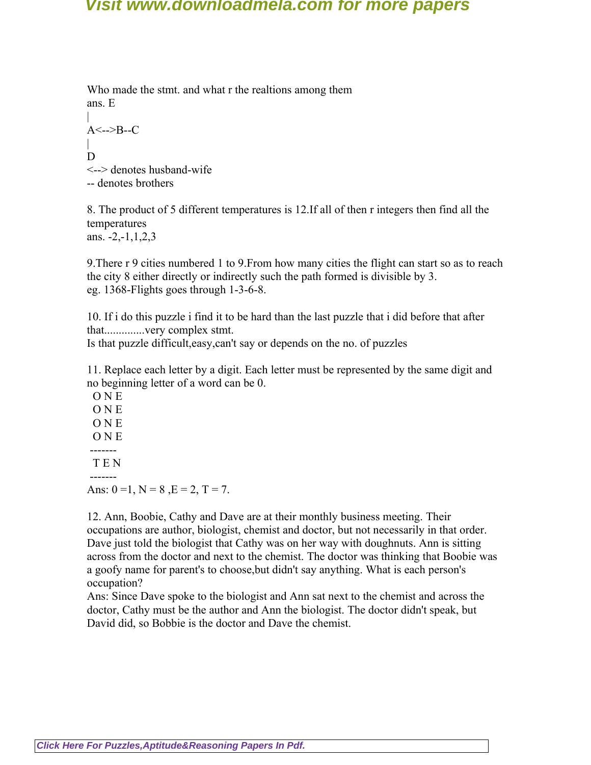Who made the stmt. and what r the realtions among them
ans. E
|
A<-->B--C
|
D
<--> denotes husband-wife
-- denotes brothers

8. The product of 5 different temperatures is 12.If all of then r integers then find all the temperatures
ans. -2,-1,1,2,3

9.There r 9 cities numbered 1 to 9.From how many cities the flight can start so as to reach the city 8 either directly or indirectly such the path formed is divisible by 3.
eg. 1368-Flights goes through 1-3-6-8.

10. If i do this puzzle i find it to be hard than the last puzzle that i did before that after that..............very complex stmt.
Is that puzzle difficult,easy,can't say or depends on the no. of puzzles

11. Replace each letter by a digit. Each letter must be represented by the same digit and no beginning letter of a word can be 0.

```
  O N E
  O N E
  O N E
  O N E
 -------
  T E N
 -------
```

Ans: 0 =1, N = 8 ,E = 2, T = 7.

12. Ann, Boobie, Cathy and Dave are at their monthly business meeting. Their occupations are author, biologist, chemist and doctor, but not necessarily in that order. Dave just told the biologist that Cathy was on her way with doughnuts. Ann is sitting across from the doctor and next to the chemist. The doctor was thinking that Boobie was a goofy name for parent's to choose,but didn't say anything. What is each person's occupation?
Ans: Since Dave spoke to the biologist and Ann sat next to the chemist and across the doctor, Cathy must be the author and Ann the biologist. The doctor didn't speak, but David did, so Bobbie is the doctor and Dave the chemist.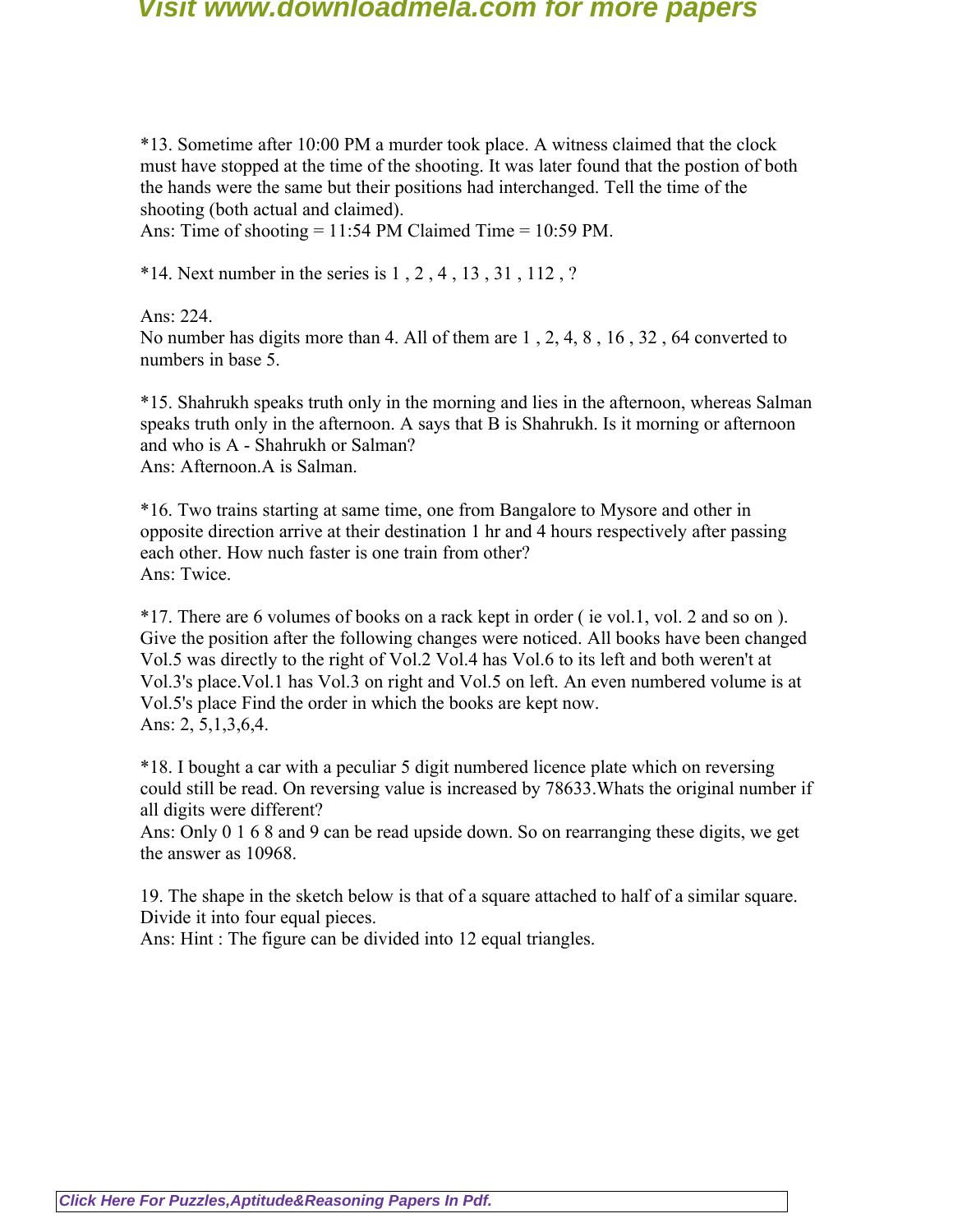*13. Sometime after 10:00 PM a murder took place. A witness claimed that the clock must have stopped at the time of the shooting. It was later found that the postion of both the hands were the same but their positions had interchanged. Tell the time of the shooting (both actual and claimed).
Ans: Time of shooting = 11:54 PM Claimed Time = 10:59 PM.

*14. Next number in the series is 1 , 2 , 4 , 13 , 31 , 112 , ?

Ans: 224.
No number has digits more than 4. All of them are 1 , 2, 4, 8 , 16 , 32 , 64 converted to numbers in base 5.

*15. Shahrukh speaks truth only in the morning and lies in the afternoon, whereas Salman speaks truth only in the afternoon. A says that B is Shahrukh. Is it morning or afternoon and who is A - Shahrukh or Salman?
Ans: Afternoon.A is Salman.

*16. Two trains starting at same time, one from Bangalore to Mysore and other in opposite direction arrive at their destination 1 hr and 4 hours respectively after passing each other. How nuch faster is one train from other?
Ans: Twice.

*17. There are 6 volumes of books on a rack kept in order ( ie vol.1, vol. 2 and so on ). Give the position after the following changes were noticed. All books have been changed Vol.5 was directly to the right of Vol.2 Vol.4 has Vol.6 to its left and both weren't at Vol.3's place.Vol.1 has Vol.3 on right and Vol.5 on left. An even numbered volume is at Vol.5's place Find the order in which the books are kept now.
Ans: 2, 5,1,3,6,4.

*18. I bought a car with a peculiar 5 digit numbered licence plate which on reversing could still be read. On reversing value is increased by 78633.Whats the original number if all digits were different?
Ans: Only 0 1 6 8 and 9 can be read upside down. So on rearranging these digits, we get the answer as 10968.

19. The shape in the sketch below is that of a square attached to half of a similar square. Divide it into four equal pieces.
Ans: Hint : The figure can be divided into 12 equal triangles.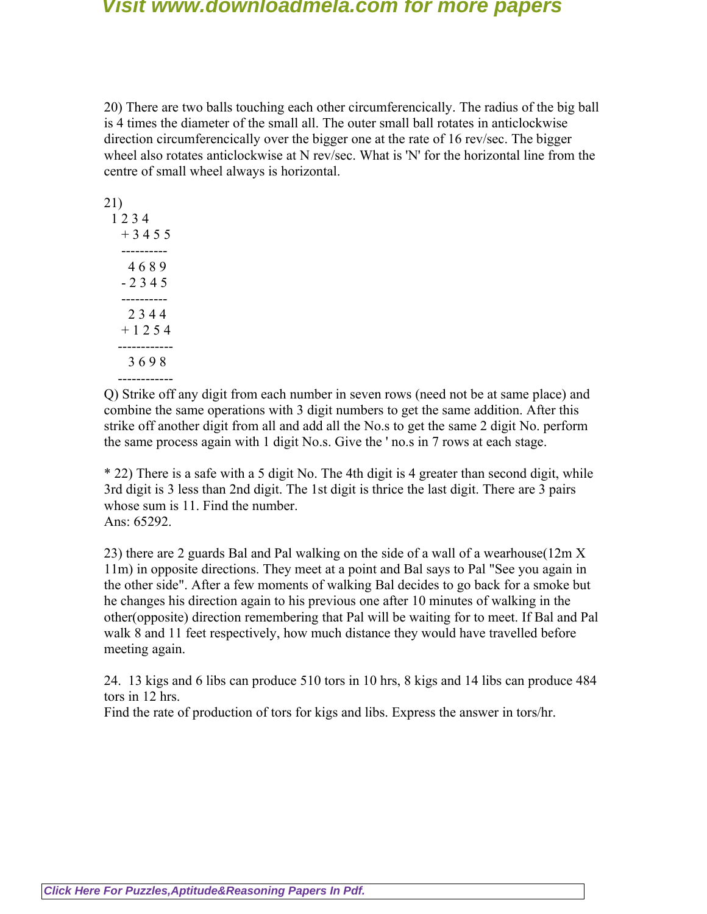20) There are two balls touching each other circumferencically. The radius of the big ball is 4 times the diameter of the small all. The outer small ball rotates in anticlockwise direction circumferencically over the bigger one at the rate of 16 rev/sec. The bigger wheel also rotates anticlockwise at N rev/sec. What is 'N' for the horizontal line from the centre of small wheel always is horizontal.

21)

```
 1 2 3 4
   + 3 4 5 5
   ----------
     4 6 8 9
   - 2 3 4 5
   ----------
     2 3 4 4
   + 1 2 5 4
  ------------
     3 6 9 8
  ------------
```

Q) Strike off any digit from each number in seven rows (need not be at same place) and combine the same operations with 3 digit numbers to get the same addition. After this strike off another digit from all and add all the No.s to get the same 2 digit No. perform the same process again with 1 digit No.s. Give the ' no.s in 7 rows at each stage.

* 22) There is a safe with a 5 digit No. The 4th digit is 4 greater than second digit, while 3rd digit is 3 less than 2nd digit. The 1st digit is thrice the last digit. There are 3 pairs whose sum is 11. Find the number.
Ans: 65292.

23) there are 2 guards Bal and Pal walking on the side of a wall of a wearhouse(12m X 11m) in opposite directions. They meet at a point and Bal says to Pal "See you again in the other side". After a few moments of walking Bal decides to go back for a smoke but he changes his direction again to his previous one after 10 minutes of walking in the other(opposite) direction remembering that Pal will be waiting for to meet. If Bal and Pal walk 8 and 11 feet respectively, how much distance they would have travelled before meeting again.

24. 13 kigs and 6 libs can produce 510 tors in 10 hrs, 8 kigs and 14 libs can produce 484 tors in 12 hrs.
Find the rate of production of tors for kigs and libs. Express the answer in tors/hr.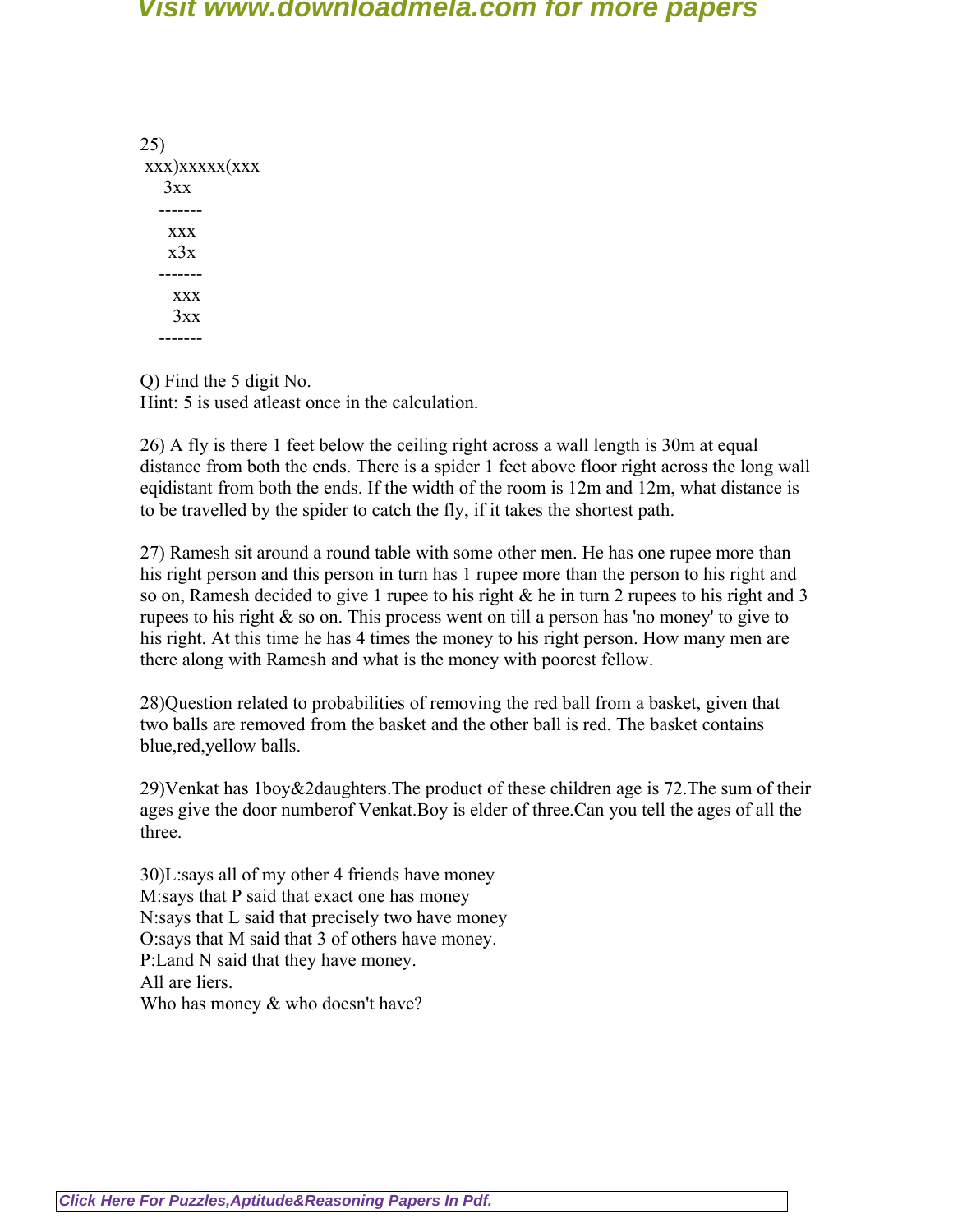25)

```
 xxx)xxxxx(xxx
     3xx
    -------
      xxx
      x3x
    -------
       xxx
       3xx
    -------
```

Q) Find the 5 digit No.
Hint: 5 is used atleast once in the calculation.

26) A fly is there 1 feet below the ceiling right across a wall length is 30m at equal distance from both the ends. There is a spider 1 feet above floor right across the long wall eqidistant from both the ends. If the width of the room is 12m and 12m, what distance is to be travelled by the spider to catch the fly, if it takes the shortest path.

27) Ramesh sit around a round table with some other men. He has one rupee more than his right person and this person in turn has 1 rupee more than the person to his right and so on, Ramesh decided to give 1 rupee to his right & he in turn 2 rupees to his right and 3 rupees to his right & so on. This process went on till a person has 'no money' to give to his right. At this time he has 4 times the money to his right person. How many men are there along with Ramesh and what is the money with poorest fellow.

28)Question related to probabilities of removing the red ball from a basket, given that two balls are removed from the basket and the other ball is red. The basket contains blue,red,yellow balls.

29)Venkat has 1boy&2daughters.The product of these children age is 72.The sum of their ages give the door numberof Venkat.Boy is elder of three.Can you tell the ages of all the three.

30)L:says all of my other 4 friends have money
M:says that P said that exact one has money
N:says that L said that precisely two have money
O:says that M said that 3 of others have money.
P:Land N said that they have money.
All are liers.
Who has money & who doesn't have?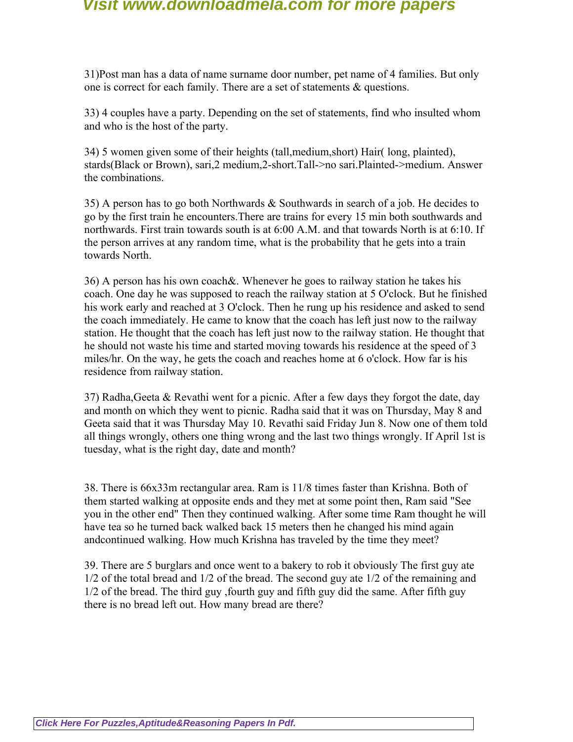31)Post man has a data of name surname door number, pet name of 4 families. But only one is correct for each family. There are a set of statements & questions.

33) 4 couples have a party. Depending on the set of statements, find who insulted whom and who is the host of the party.

34) 5 women given some of their heights (tall,medium,short) Hair( long, plainted), stards(Black or Brown), sari,2 medium,2-short.Tall->no sari.Plainted->medium. Answer the combinations.

35) A person has to go both Northwards & Southwards in search of a job. He decides to go by the first train he encounters.There are trains for every 15 min both southwards and northwards. First train towards south is at 6:00 A.M. and that towards North is at 6:10. If the person arrives at any random time, what is the probability that he gets into a train towards North.

36) A person has his own coach&. Whenever he goes to railway station he takes his coach. One day he was supposed to reach the railway station at 5 O'clock. But he finished his work early and reached at 3 O'clock. Then he rung up his residence and asked to send the coach immediately. He came to know that the coach has left just now to the railway station. He thought that the coach has left just now to the railway station. He thought that he should not waste his time and started moving towards his residence at the speed of 3 miles/hr. On the way, he gets the coach and reaches home at 6 o'clock. How far is his residence from railway station.

37) Radha,Geeta & Revathi went for a picnic. After a few days they forgot the date, day and month on which they went to picnic. Radha said that it was on Thursday, May 8 and Geeta said that it was Thursday May 10. Revathi said Friday Jun 8. Now one of them told all things wrongly, others one thing wrong and the last two things wrongly. If April 1st is tuesday, what is the right day, date and month?

38. There is 66x33m rectangular area. Ram is 11/8 times faster than Krishna. Both of them started walking at opposite ends and they met at some point then, Ram said "See you in the other end" Then they continued walking. After some time Ram thought he will have tea so he turned back walked back 15 meters then he changed his mind again andcontinued walking. How much Krishna has traveled by the time they meet?

39. There are 5 burglars and once went to a bakery to rob it obviously The first guy ate 1/2 of the total bread and 1/2 of the bread. The second guy ate 1/2 of the remaining and 1/2 of the bread. The third guy ,fourth guy and fifth guy did the same. After fifth guy there is no bread left out. How many bread are there?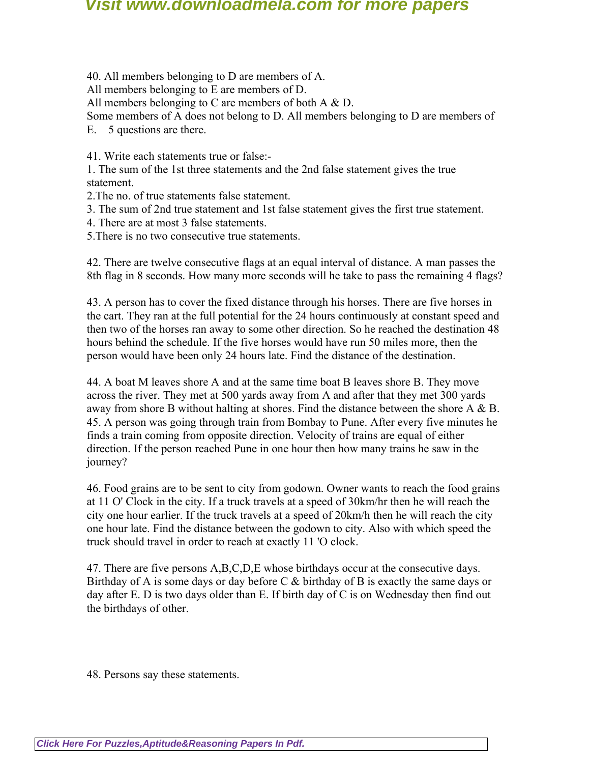40. All members belonging to D are members of A.
All members belonging to E are members of D.
All members belonging to C are members of both A & D.
Some members of A does not belong to D. All members belonging to D are members of E. 5 questions are there.

41. Write each statements true or false:-
1. The sum of the 1st three statements and the 2nd false statement gives the true statement.
2.The no. of true statements false statement.
3. The sum of 2nd true statement and 1st false statement gives the first true statement.
4. There are at most 3 false statements.
5.There is no two consecutive true statements.

42. There are twelve consecutive flags at an equal interval of distance. A man passes the 8th flag in 8 seconds. How many more seconds will he take to pass the remaining 4 flags?

43. A person has to cover the fixed distance through his horses. There are five horses in the cart. They ran at the full potential for the 24 hours continuously at constant speed and then two of the horses ran away to some other direction. So he reached the destination 48 hours behind the schedule. If the five horses would have run 50 miles more, then the person would have been only 24 hours late. Find the distance of the destination.

44. A boat M leaves shore A and at the same time boat B leaves shore B. They move across the river. They met at 500 yards away from A and after that they met 300 yards away from shore B without halting at shores. Find the distance between the shore A & B.
45. A person was going through train from Bombay to Pune. After every five minutes he finds a train coming from opposite direction. Velocity of trains are equal of either direction. If the person reached Pune in one hour then how many trains he saw in the journey?

46. Food grains are to be sent to city from godown. Owner wants to reach the food grains at 11 O' Clock in the city. If a truck travels at a speed of 30km/hr then he will reach the city one hour earlier. If the truck travels at a speed of 20km/h then he will reach the city one hour late. Find the distance between the godown to city. Also with which speed the truck should travel in order to reach at exactly 11 'O clock.

47. There are five persons A,B,C,D,E whose birthdays occur at the consecutive days. Birthday of A is some days or day before C & birthday of B is exactly the same days or day after E. D is two days older than E. If birth day of C is on Wednesday then find out the birthdays of other.

48. Persons say these statements.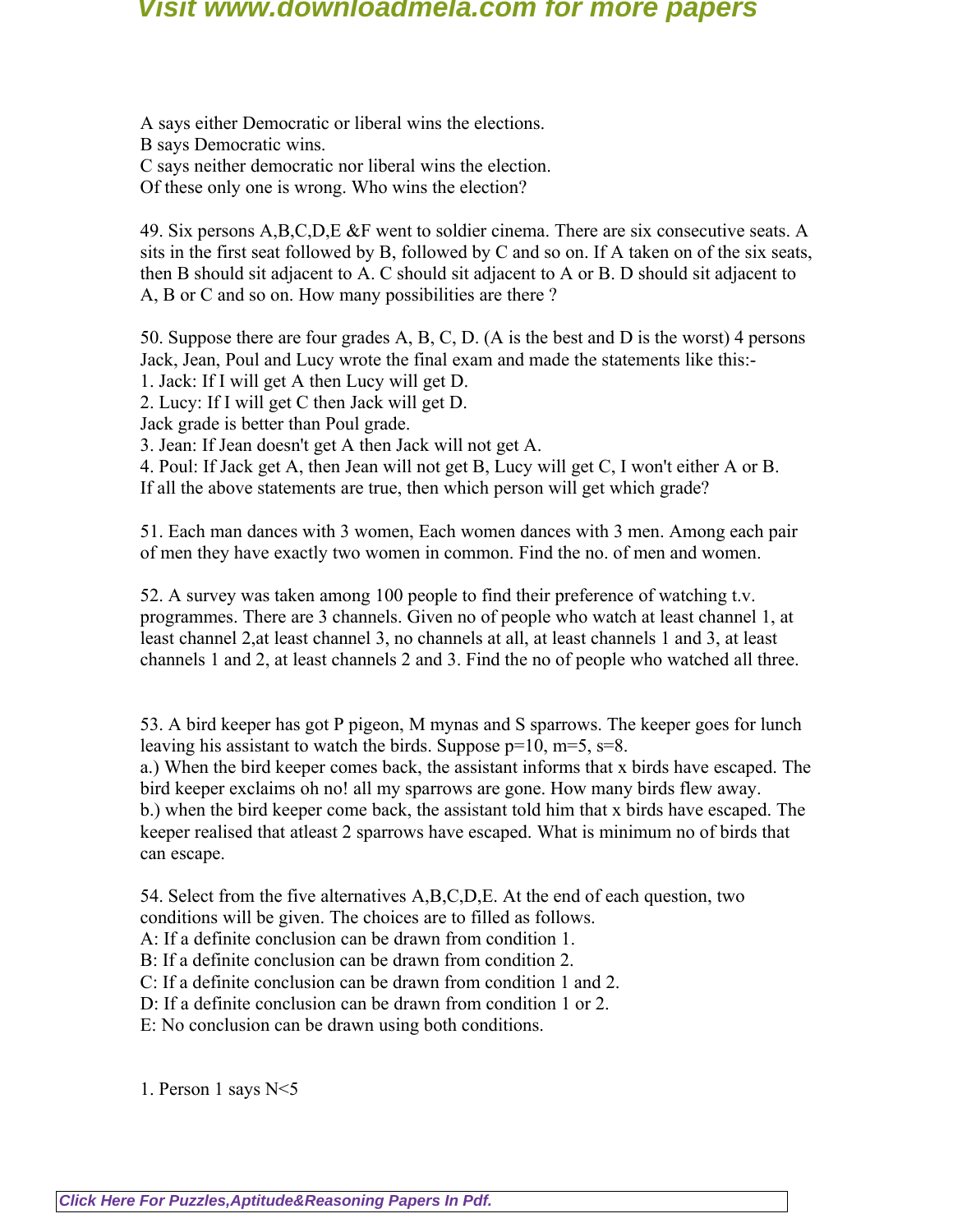A says either Democratic or liberal wins the elections.
B says Democratic wins.
C says neither democratic nor liberal wins the election.
Of these only one is wrong. Who wins the election?

49. Six persons A,B,C,D,E &F went to soldier cinema. There are six consecutive seats. A sits in the first seat followed by B, followed by C and so on. If A taken on of the six seats, then B should sit adjacent to A. C should sit adjacent to A or B. D should sit adjacent to A, B or C and so on. How many possibilities are there ?

50. Suppose there are four grades A, B, C, D. (A is the best and D is the worst) 4 persons Jack, Jean, Poul and Lucy wrote the final exam and made the statements like this:-
1. Jack: If I will get A then Lucy will get D.
2. Lucy: If I will get C then Jack will get D.
Jack grade is better than Poul grade.
3. Jean: If Jean doesn't get A then Jack will not get A.
4. Poul: If Jack get A, then Jean will not get B, Lucy will get C, I won't either A or B.
If all the above statements are true, then which person will get which grade?

51. Each man dances with 3 women, Each women dances with 3 men. Among each pair of men they have exactly two women in common. Find the no. of men and women.

52. A survey was taken among 100 people to find their preference of watching t.v. programmes. There are 3 channels. Given no of people who watch at least channel 1, at least channel 2,at least channel 3, no channels at all, at least channels 1 and 3, at least channels 1 and 2, at least channels 2 and 3. Find the no of people who watched all three.

53. A bird keeper has got P pigeon, M mynas and S sparrows. The keeper goes for lunch leaving his assistant to watch the birds. Suppose p=10, m=5, s=8.
a.) When the bird keeper comes back, the assistant informs that x birds have escaped. The bird keeper exclaims oh no! all my sparrows are gone. How many birds flew away.
b.) when the bird keeper come back, the assistant told him that x birds have escaped. The keeper realised that atleast 2 sparrows have escaped. What is minimum no of birds that can escape.

54. Select from the five alternatives A,B,C,D,E. At the end of each question, two conditions will be given. The choices are to filled as follows.
A: If a definite conclusion can be drawn from condition 1.
B: If a definite conclusion can be drawn from condition 2.
C: If a definite conclusion can be drawn from condition 1 and 2.
D: If a definite conclusion can be drawn from condition 1 or 2.
E: No conclusion can be drawn using both conditions.

1. Person 1 says N<5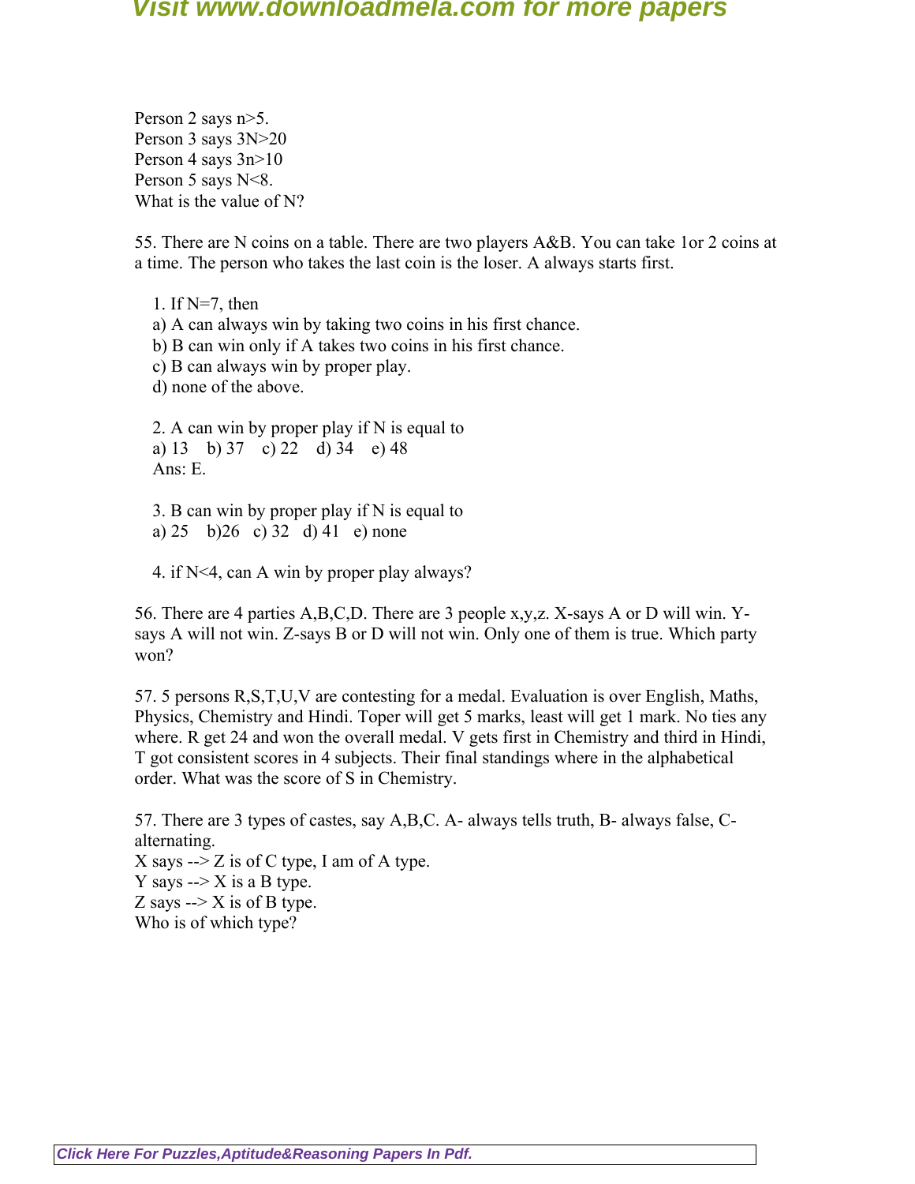Person 2 says $n>5$.
Person 3 says $3N>20$
Person 4 says $3n>10$
Person 5 says $N<8$.
What is the value of N?

55. There are N coins on a table. There are two players A&B. You can take 1or 2 coins at a time. The person who takes the last coin is the loser. A always starts first.

1. If N=7, then
   a) A can always win by taking two coins in his first chance.
   b) B can win only if A takes two coins in his first chance.
   c) B can always win by proper play.
   d) none of the above.

2. A can win by proper play if N is equal to
   a) 13 b) 37 c) 22 d) 34 e) 48
   Ans: E.

3. B can win by proper play if N is equal to
   a) 25 b)26 c) 32 d) 41 e) none

4. if $N<4$, can A win by proper play always?

56. There are 4 parties A,B,C,D. There are 3 people x,y,z. X-says A or D will win. Y-says A will not win. Z-says B or D will not win. Only one of them is true. Which party won?

57. 5 persons R,S,T,U,V are contesting for a medal. Evaluation is over English, Maths, Physics, Chemistry and Hindi. Toper will get 5 marks, least will get 1 mark. No ties any where. R get 24 and won the overall medal. V gets first in Chemistry and third in Hindi, T got consistent scores in 4 subjects. Their final standings where in the alphabetical order. What was the score of S in Chemistry.

57. There are 3 types of castes, say A,B,C. A- always tells truth, B- always false, C-alternating.
X says --> Z is of C type, I am of A type.
Y says --> X is a B type.
Z says --> X is of B type.
Who is of which type?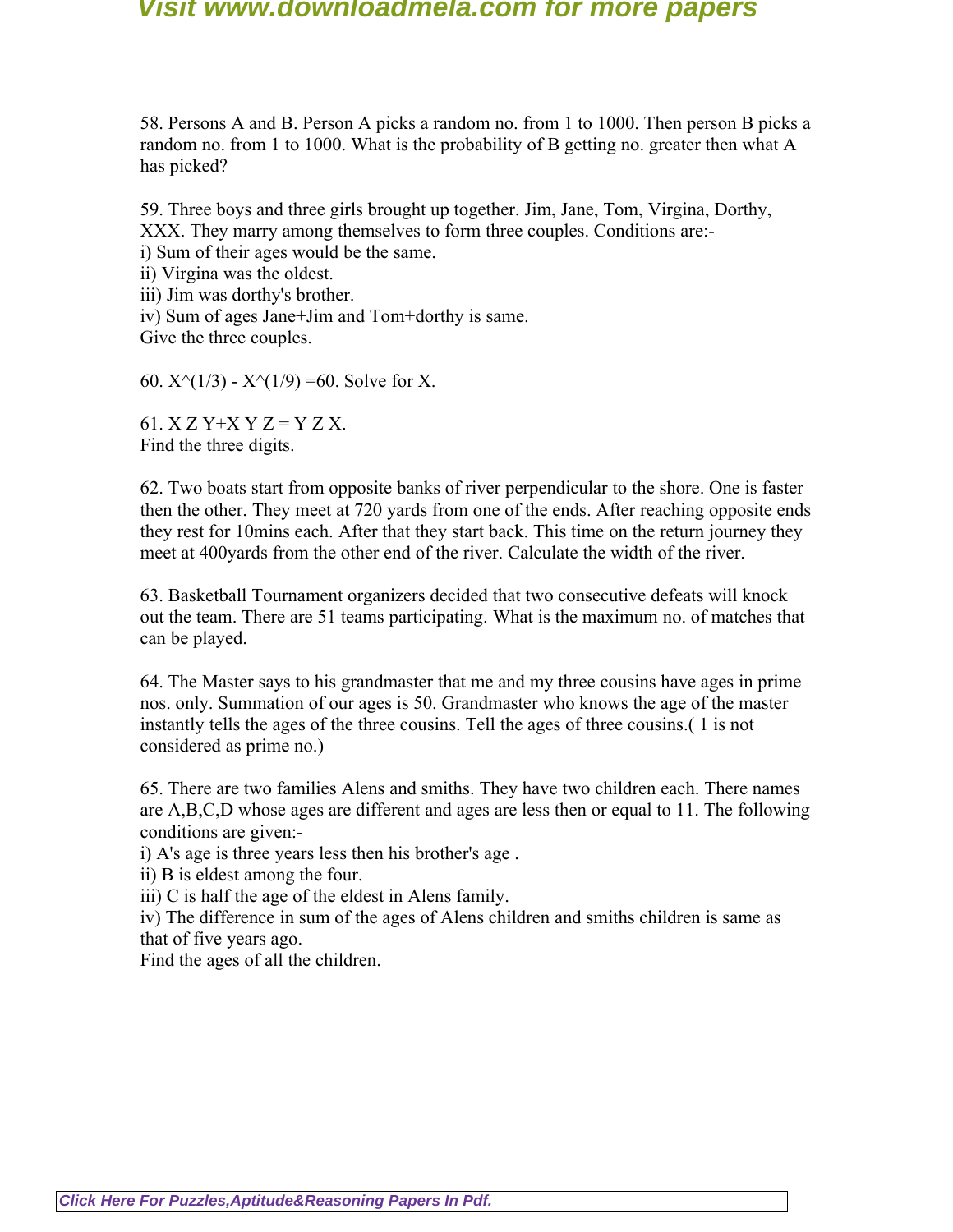58. Persons A and B. Person A picks a random no. from 1 to 1000. Then person B picks a random no. from 1 to 1000. What is the probability of B getting no. greater then what A has picked?

59. Three boys and three girls brought up together. Jim, Jane, Tom, Virgina, Dorthy, XXX. They marry among themselves to form three couples. Conditions are:-
i) Sum of their ages would be the same.
ii) Virgina was the oldest.
iii) Jim was dorthy's brother.
iv) Sum of ages Jane+Jim and Tom+dorthy is same.
Give the three couples.

60. $X^{(1/3)} - X^{(1/9)} = 60$. Solve for X.

61. X Z Y+X Y Z = Y Z X.
Find the three digits.

62. Two boats start from opposite banks of river perpendicular to the shore. One is faster then the other. They meet at 720 yards from one of the ends. After reaching opposite ends they rest for 10mins each. After that they start back. This time on the return journey they meet at 400yards from the other end of the river. Calculate the width of the river.

63. Basketball Tournament organizers decided that two consecutive defeats will knock out the team. There are 51 teams participating. What is the maximum no. of matches that can be played.

64. The Master says to his grandmaster that me and my three cousins have ages in prime nos. only. Summation of our ages is 50. Grandmaster who knows the age of the master instantly tells the ages of the three cousins. Tell the ages of three cousins.( 1 is not considered as prime no.)

65. There are two families Alens and smiths. They have two children each. There names are A,B,C,D whose ages are different and ages are less then or equal to 11. The following conditions are given:-
i) A's age is three years less then his brother's age .
ii) B is eldest among the four.
iii) C is half the age of the eldest in Alens family.
iv) The difference in sum of the ages of Alens children and smiths children is same as that of five years ago.
Find the ages of all the children.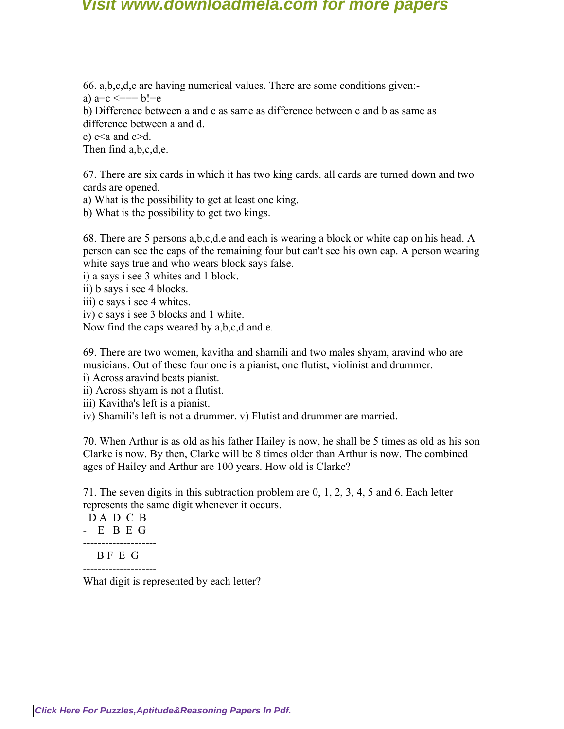66. a,b,c,d,e are having numerical values. There are some conditions given:-
a) a=c <=== b!=e
b) Difference between a and c as same as difference between c and b as same as difference between a and d.
c) c<a and c>d.
Then find a,b,c,d,e.

67. There are six cards in which it has two king cards. all cards are turned down and two cards are opened.
a) What is the possibility to get at least one king.
b) What is the possibility to get two kings.

68. There are 5 persons a,b,c,d,e and each is wearing a block or white cap on his head. A person can see the caps of the remaining four but can't see his own cap. A person wearing white says true and who wears block says false.
i) a says i see 3 whites and 1 block.
ii) b says i see 4 blocks.
iii) e says i see 4 whites.
iv) c says i see 3 blocks and 1 white.
Now find the caps weared by a,b,c,d and e.

69. There are two women, kavitha and shamili and two males shyam, aravind who are musicians. Out of these four one is a pianist, one flutist, violinist and drummer.
i) Across aravind beats pianist.
ii) Across shyam is not a flutist.
iii) Kavitha's left is a pianist.
iv) Shamili's left is not a drummer. v) Flutist and drummer are married.

70. When Arthur is as old as his father Hailey is now, he shall be 5 times as old as his son Clarke is now. By then, Clarke will be 8 times older than Arthur is now. The combined ages of Hailey and Arthur are 100 years. How old is Clarke?

71. The seven digits in this subtraction problem are 0, 1, 2, 3, 4, 5 and 6. Each letter represents the same digit whenever it occurs.

```
  D A D C B
-   E B E G
--------------------
    B F E G
--------------------
```

What digit is represented by each letter?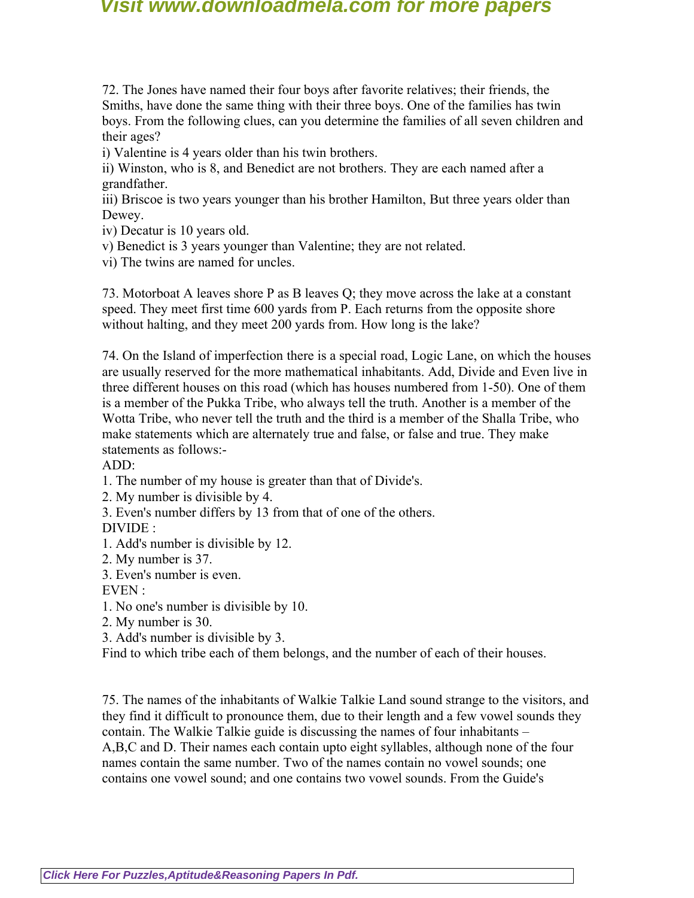72. The Jones have named their four boys after favorite relatives; their friends, the Smiths, have done the same thing with their three boys. One of the families has twin boys. From the following clues, can you determine the families of all seven children and their ages?

i) Valentine is 4 years older than his twin brothers.

ii) Winston, who is 8, and Benedict are not brothers. They are each named after a grandfather.

iii) Briscoe is two years younger than his brother Hamilton, But three years older than Dewey.

iv) Decatur is 10 years old.

v) Benedict is 3 years younger than Valentine; they are not related.

vi) The twins are named for uncles.

73. Motorboat A leaves shore P as B leaves Q; they move across the lake at a constant speed. They meet first time 600 yards from P. Each returns from the opposite shore without halting, and they meet 200 yards from. How long is the lake?

74. On the Island of imperfection there is a special road, Logic Lane, on which the houses are usually reserved for the more mathematical inhabitants. Add, Divide and Even live in three different houses on this road (which has houses numbered from 1-50). One of them is a member of the Pukka Tribe, who always tell the truth. Another is a member of the Wotta Tribe, who never tell the truth and the third is a member of the Shalla Tribe, who make statements which are alternately true and false, or false and true. They make statements as follows:-

ADD:

1. The number of my house is greater than that of Divide's.
2. My number is divisible by 4.
3. Even's number differs by 13 from that of one of the others.

DIVIDE :

1. Add's number is divisible by 12.
2. My number is 37.
3. Even's number is even.

EVEN :

1. No one's number is divisible by 10.
2. My number is 30.
3. Add's number is divisible by 3.

Find to which tribe each of them belongs, and the number of each of their houses.

75. The names of the inhabitants of Walkie Talkie Land sound strange to the visitors, and they find it difficult to pronounce them, due to their length and a few vowel sounds they contain. The Walkie Talkie guide is discussing the names of four inhabitants – A,B,C and D. Their names each contain upto eight syllables, although none of the four names contain the same number. Two of the names contain no vowel sounds; one contains one vowel sound; and one contains two vowel sounds. From the Guide's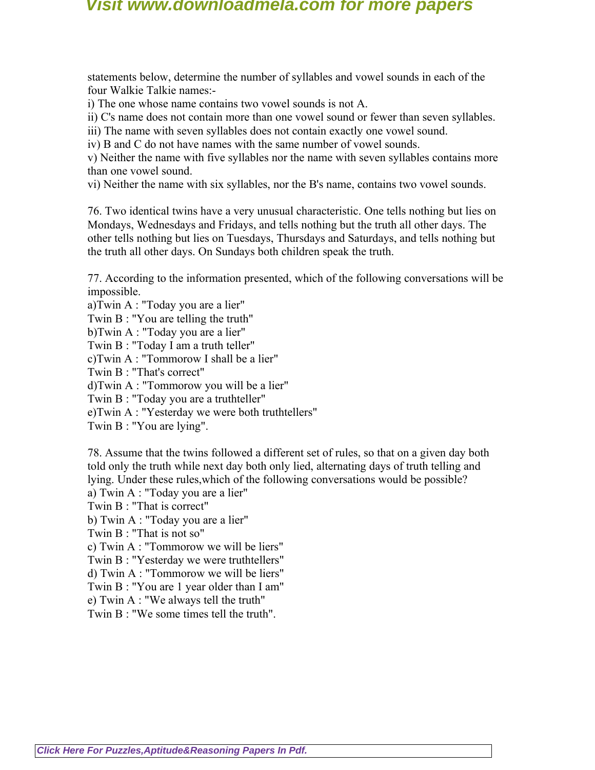statements below, determine the number of syllables and vowel sounds in each of the four Walkie Talkie names:-

i) The one whose name contains two vowel sounds is not A.
ii) C's name does not contain more than one vowel sound or fewer than seven syllables.
iii) The name with seven syllables does not contain exactly one vowel sound.
iv) B and C do not have names with the same number of vowel sounds.
v) Neither the name with five syllables nor the name with seven syllables contains more than one vowel sound.
vi) Neither the name with six syllables, nor the B's name, contains two vowel sounds.

76. Two identical twins have a very unusual characteristic. One tells nothing but lies on Mondays, Wednesdays and Fridays, and tells nothing but the truth all other days. The other tells nothing but lies on Tuesdays, Thursdays and Saturdays, and tells nothing but the truth all other days. On Sundays both children speak the truth.

77. According to the information presented, which of the following conversations will be impossible.

a)Twin A : "Today you are a lier"
Twin B : "You are telling the truth"
b)Twin A : "Today you are a lier"
Twin B : "Today I am a truth teller"
c)Twin A : "Tommorow I shall be a lier"
Twin B : "That's correct"
d)Twin A : "Tommorow you will be a lier"
Twin B : "Today you are a truthteller"
e)Twin A : "Yesterday we were both truthtellers"
Twin B : "You are lying".

78. Assume that the twins followed a different set of rules, so that on a given day both told only the truth while next day both only lied, alternating days of truth telling and lying. Under these rules,which of the following conversations would be possible?

a) Twin A : "Today you are a lier"
Twin B : "That is correct"
b) Twin A : "Today you are a lier"
Twin B : "That is not so"
c) Twin A : "Tommorow we will be liers"
Twin B : "Yesterday we were truthtellers"
d) Twin A : "Tommorow we will be liers"
Twin B : "You are 1 year older than I am"
e) Twin A : "We always tell the truth"
Twin B : "We some times tell the truth".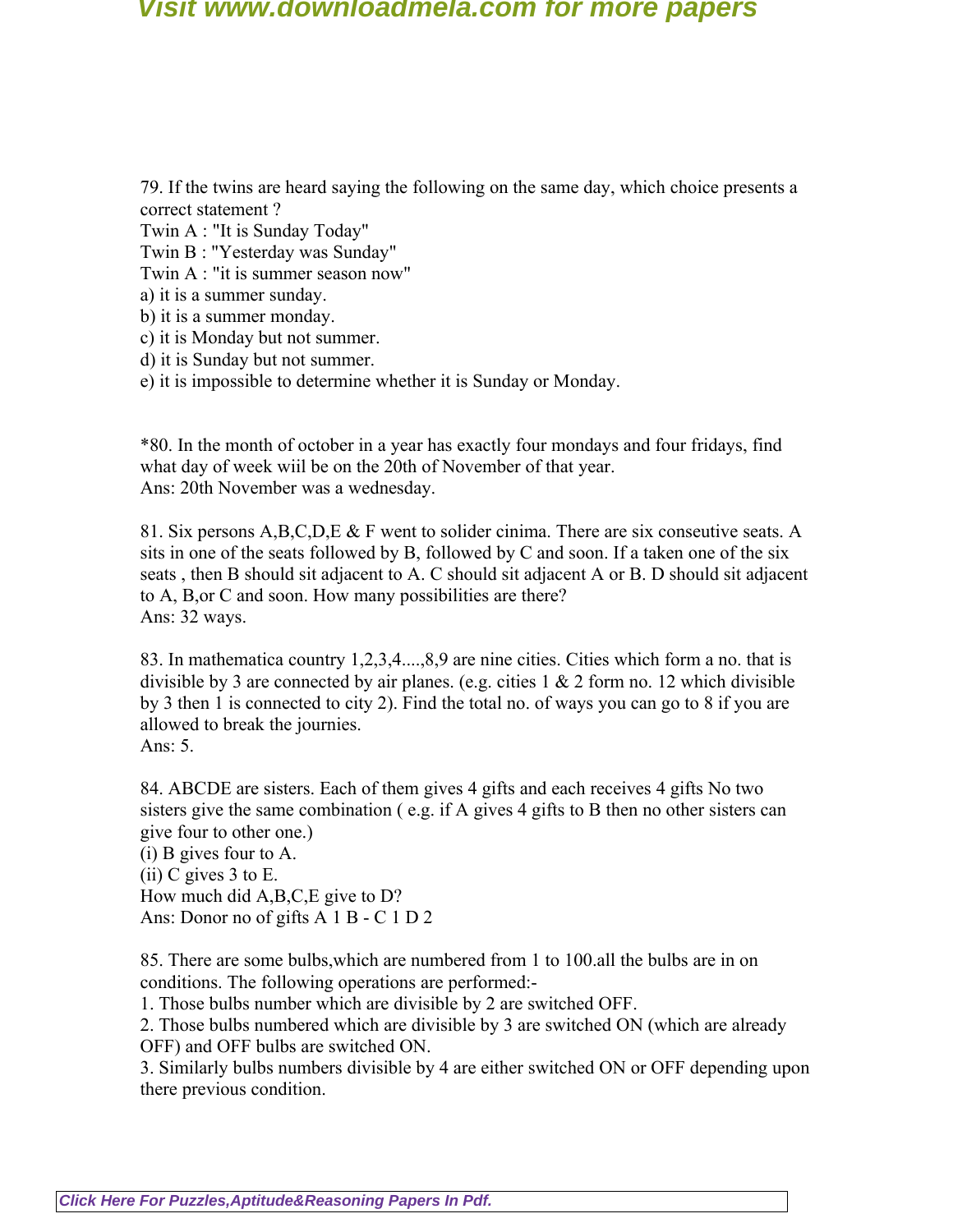79. If the twins are heard saying the following on the same day, which choice presents a correct statement ?
Twin A : "It is Sunday Today"
Twin B : "Yesterday was Sunday"
Twin A : "it is summer season now"
a) it is a summer sunday.
b) it is a summer monday.
c) it is Monday but not summer.
d) it is Sunday but not summer.
e) it is impossible to determine whether it is Sunday or Monday.

*80. In the month of october in a year has exactly four mondays and four fridays, find what day of week wiil be on the 20th of November of that year.
Ans: 20th November was a wednesday.

81. Six persons A,B,C,D,E & F went to solider cinima. There are six conseutive seats. A sits in one of the seats followed by B, followed by C and soon. If a taken one of the six seats , then B should sit adjacent to A. C should sit adjacent A or B. D should sit adjacent to A, B,or C and soon. How many possibilities are there?
Ans: 32 ways.

83. In mathematica country 1,2,3,4....,8,9 are nine cities. Cities which form a no. that is divisible by 3 are connected by air planes. (e.g. cities 1 & 2 form no. 12 which divisible by 3 then 1 is connected to city 2). Find the total no. of ways you can go to 8 if you are allowed to break the journies.
Ans: 5.

84. ABCDE are sisters. Each of them gives 4 gifts and each receives 4 gifts No two sisters give the same combination ( e.g. if A gives 4 gifts to B then no other sisters can give four to other one.)
(i) B gives four to A.
(ii) C gives 3 to E.
How much did A,B,C,E give to D?
Ans: Donor no of gifts A 1 B - C 1 D 2

85. There are some bulbs,which are numbered from 1 to 100.all the bulbs are in on conditions. The following operations are performed:-
1. Those bulbs number which are divisible by 2 are switched OFF.
2. Those bulbs numbered which are divisible by 3 are switched ON (which are already OFF) and OFF bulbs are switched ON.
3. Similarly bulbs numbers divisible by 4 are either switched ON or OFF depending upon there previous condition.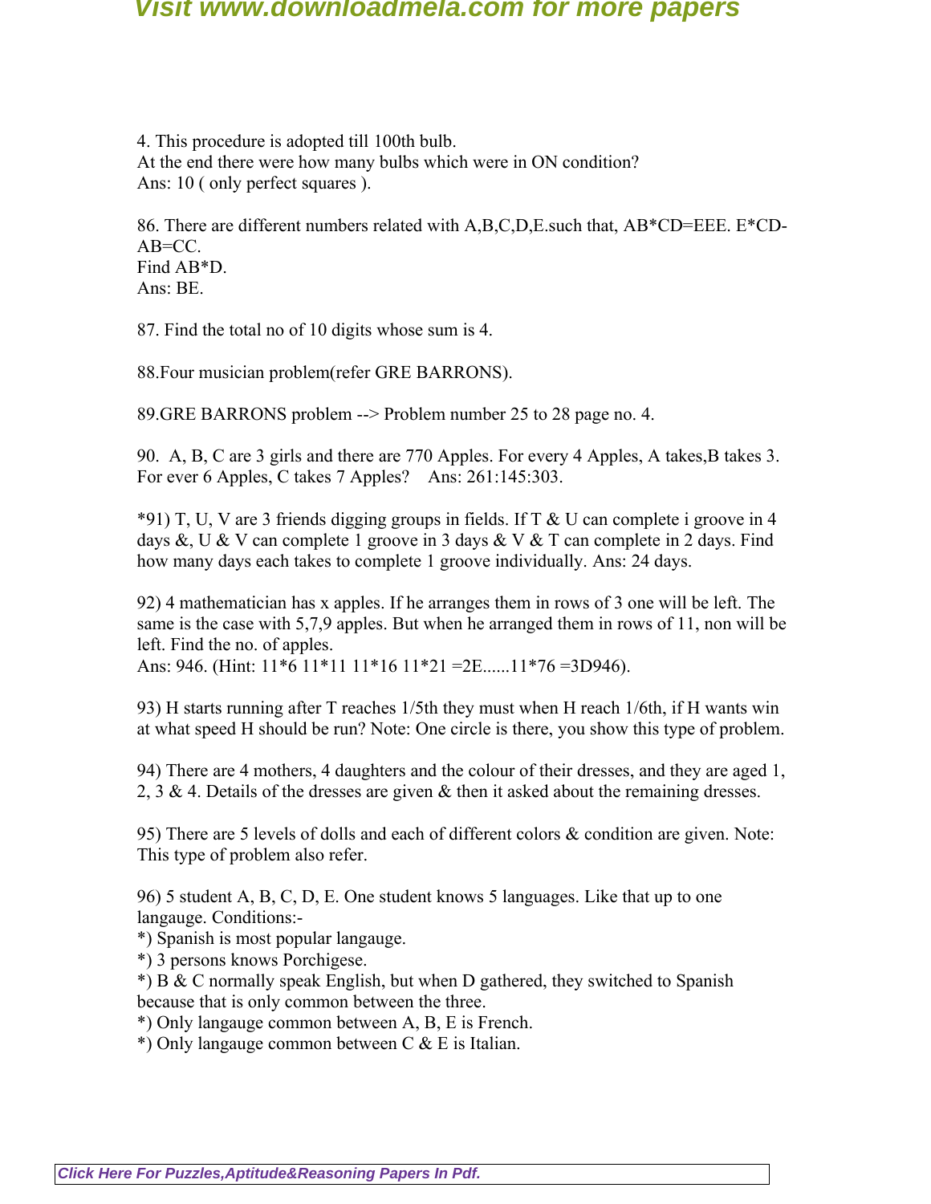4. This procedure is adopted till 100th bulb.
At the end there were how many bulbs which were in ON condition?
Ans: 10 ( only perfect squares ).

86. There are different numbers related with A,B,C,D,E.such that, AB*CD=EEE. E*CD-AB=CC.
Find AB*D.
Ans: BE.

87. Find the total no of 10 digits whose sum is 4.

88.Four musician problem(refer GRE BARRONS).

89.GRE BARRONS problem --> Problem number 25 to 28 page no. 4.

90. A, B, C are 3 girls and there are 770 Apples. For every 4 Apples, A takes,B takes 3. For ever 6 Apples, C takes 7 Apples? Ans: 261:145:303.

*91) T, U, V are 3 friends digging groups in fields. If T & U can complete i groove in 4 days &, U & V can complete 1 groove in 3 days & V & T can complete in 2 days. Find how many days each takes to complete 1 groove individually. Ans: 24 days.

92) 4 mathematician has x apples. If he arranges them in rows of 3 one will be left. The same is the case with 5,7,9 apples. But when he arranged them in rows of 11, non will be left. Find the no. of apples.
Ans: 946. (Hint: 11*6 11*11 11*16 11*21 =2E......11*76 =3D946).

93) H starts running after T reaches 1/5th they must when H reach 1/6th, if H wants win at what speed H should be run? Note: One circle is there, you show this type of problem.

94) There are 4 mothers, 4 daughters and the colour of their dresses, and they are aged 1, 2, 3 & 4. Details of the dresses are given & then it asked about the remaining dresses.

95) There are 5 levels of dolls and each of different colors & condition are given. Note: This type of problem also refer.

96) 5 student A, B, C, D, E. One student knows 5 languages. Like that up to one langauge. Conditions:-
*) Spanish is most popular langauge.
*) 3 persons knows Porchigese.
*) B & C normally speak English, but when D gathered, they switched to Spanish because that is only common between the three.
*) Only langauge common between A, B, E is French.
*) Only langauge common between C & E is Italian.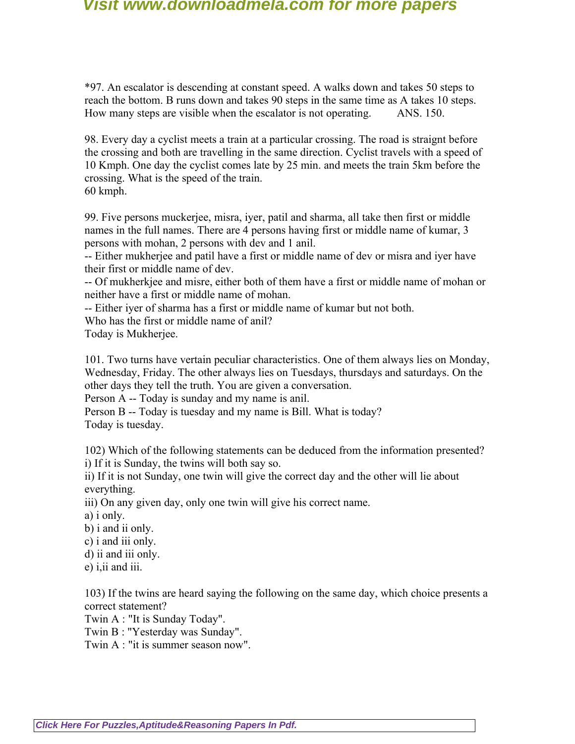*97. An escalator is descending at constant speed. A walks down and takes 50 steps to reach the bottom. B runs down and takes 90 steps in the same time as A takes 10 steps. How many steps are visible when the escalator is not operating.        ANS. 150.

98. Every day a cyclist meets a train at a particular crossing. The road is straignt before the crossing and both are travelling in the same direction. Cyclist travels with a speed of 10 Kmph. One day the cyclist comes late by 25 min. and meets the train 5km before the crossing. What is the speed of the train.
60 kmph.

99. Five persons muckerjee, misra, iyer, patil and sharma, all take then first or middle names in the full names. There are 4 persons having first or middle name of kumar, 3 persons with mohan, 2 persons with dev and 1 anil.
-- Either mukherjee and patil have a first or middle name of dev or misra and iyer have their first or middle name of dev.
-- Of mukherkjee and misre, either both of them have a first or middle name of mohan or neither have a first or middle name of mohan.
-- Either iyer of sharma has a first or middle name of kumar but not both.
Who has the first or middle name of anil?
Today is Mukherjee.

101. Two turns have vertain peculiar characteristics. One of them always lies on Monday, Wednesday, Friday. The other always lies on Tuesdays, thursdays and saturdays. On the other days they tell the truth. You are given a conversation.
Person A -- Today is sunday and my name is anil.
Person B -- Today is tuesday and my name is Bill. What is today?
Today is tuesday.

102) Which of the following statements can be deduced from the information presented?
i) If it is Sunday, the twins will both say so.
ii) If it is not Sunday, one twin will give the correct day and the other will lie about everything.
iii) On any given day, only one twin will give his correct name.
a) i only.
b) i and ii only.
c) i and iii only.
d) ii and iii only.
e) i,ii and iii.

103) If the twins are heard saying the following on the same day, which choice presents a correct statement?
Twin A : "It is Sunday Today".
Twin B : "Yesterday was Sunday".
Twin A : "it is summer season now".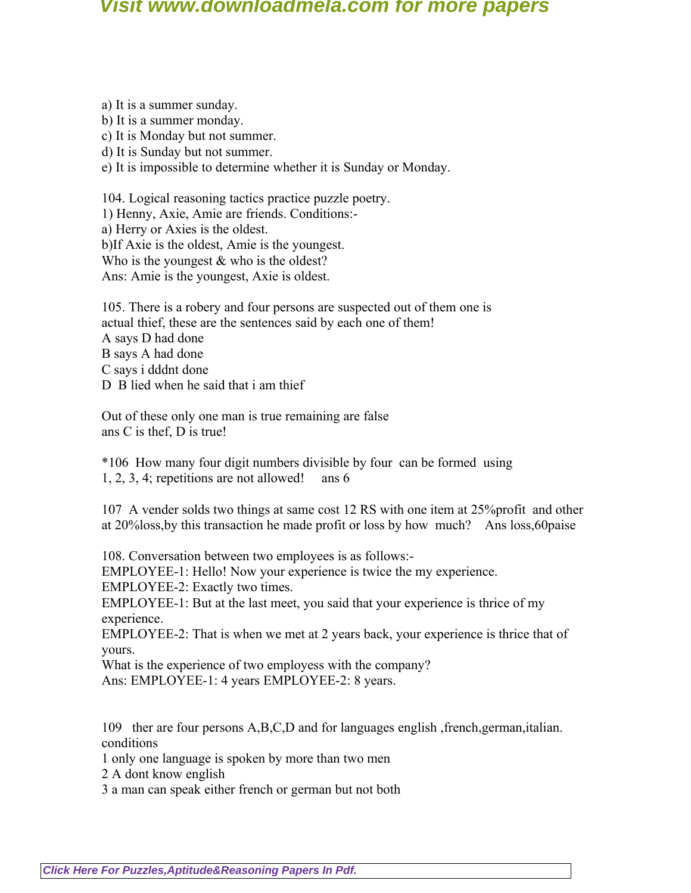a) It is a summer sunday.
b) It is a summer monday.
c) It is Monday but not summer.
d) It is Sunday but not summer.
e) It is impossible to determine whether it is Sunday or Monday.

104. Logical reasoning tactics practice puzzle poetry.
1) Henny, Axie, Amie are friends. Conditions:-
a) Herry or Axies is the oldest.
b)If Axie is the oldest, Amie is the youngest.
Who is the youngest & who is the oldest?
Ans: Amie is the youngest, Axie is oldest.

105. There is a robery and four persons are suspected out of them one is actual thief, these are the sentences said by each one of them!
A says D had done
B says A had done
C says i dddnt done
D B lied when he said that i am thief

Out of these only one man is true remaining are false
ans C is thef, D is true!

*106 How many four digit numbers divisible by four can be formed using 1, 2, 3, 4; repetitions are not allowed! ans 6

107 A vender solds two things at same cost 12 RS with one item at 25%profit and other at 20%loss,by this transaction he made profit or loss by how much? Ans loss,60paise

108. Conversation between two employees is as follows:-
EMPLOYEE-1: Hello! Now your experience is twice the my experience.
EMPLOYEE-2: Exactly two times.
EMPLOYEE-1: But at the last meet, you said that your experience is thrice of my experience.
EMPLOYEE-2: That is when we met at 2 years back, your experience is thrice that of yours.
What is the experience of two employess with the company?
Ans: EMPLOYEE-1: 4 years EMPLOYEE-2: 8 years.

109 ther are four persons A,B,C,D and for languages english ,french,german,italian.
conditions
1 only one language is spoken by more than two men
2 A dont know english
3 a man can speak either french or german but not both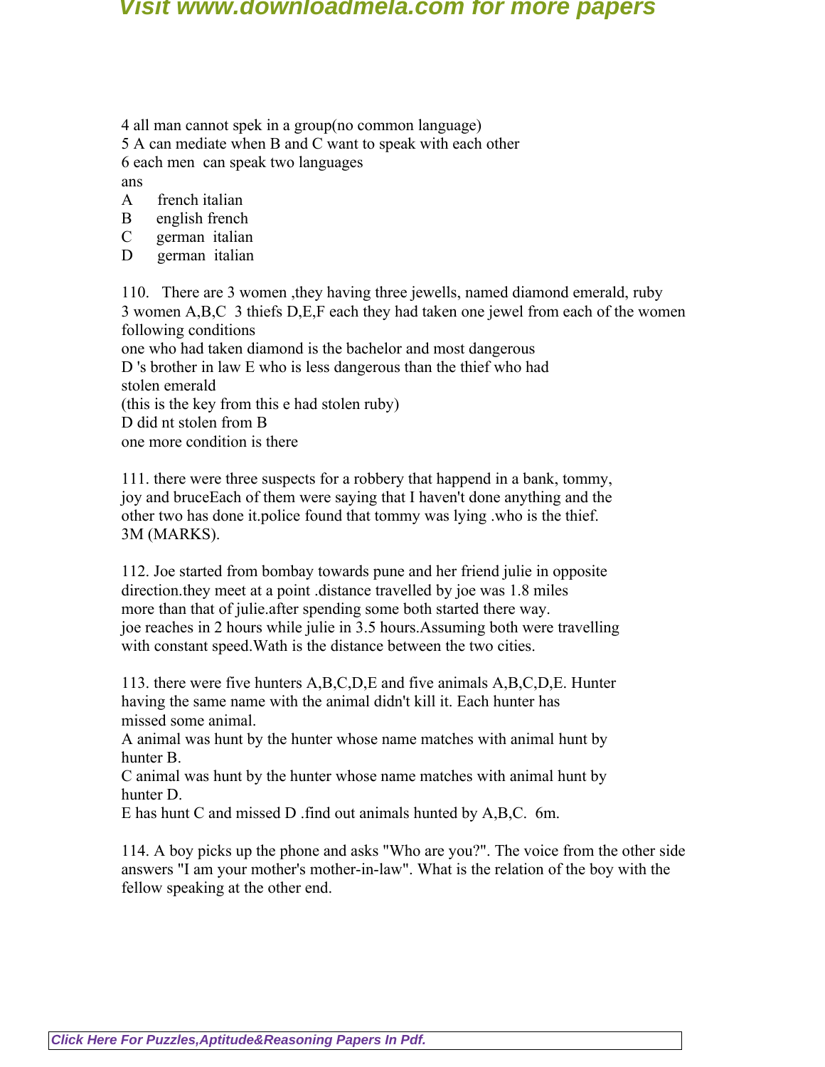4 all man cannot spek in a group(no common language)
5 A can mediate when B and C want to speak with each other
6 each men can speak two languages
ans
A french italian
B english french
C german italian
D german italian

110. There are 3 women ,they having three jewells, named diamond emerald, ruby
3 women A,B,C 3 thiefs D,E,F each they had taken one jewel from each of the women
following conditions
one who had taken diamond is the bachelor and most dangerous
D 's brother in law E who is less dangerous than the thief who had
stolen emerald
(this is the key from this e had stolen ruby)
D did nt stolen from B
one more condition is there

111. there were three suspects for a robbery that happend in a bank, tommy,
joy and bruceEach of them were saying that I haven't done anything and the
other two has done it.police found that tommy was lying .who is the thief.
3M (MARKS).

112. Joe started from bombay towards pune and her friend julie in opposite
direction.they meet at a point .distance travelled by joe was 1.8 miles
more than that of julie.after spending some both started there way.
joe reaches in 2 hours while julie in 3.5 hours.Assuming both were travelling
with constant speed.Wath is the distance between the two cities.

113. there were five hunters A,B,C,D,E and five animals A,B,C,D,E. Hunter
having the same name with the animal didn't kill it. Each hunter has
missed some animal.
A animal was hunt by the hunter whose name matches with animal hunt by
hunter B.
C animal was hunt by the hunter whose name matches with animal hunt by
hunter D.
E has hunt C and missed D .find out animals hunted by A,B,C. 6m.

114. A boy picks up the phone and asks "Who are you?". The voice from the other side
answers "I am your mother's mother-in-law". What is the relation of the boy with the
fellow speaking at the other end.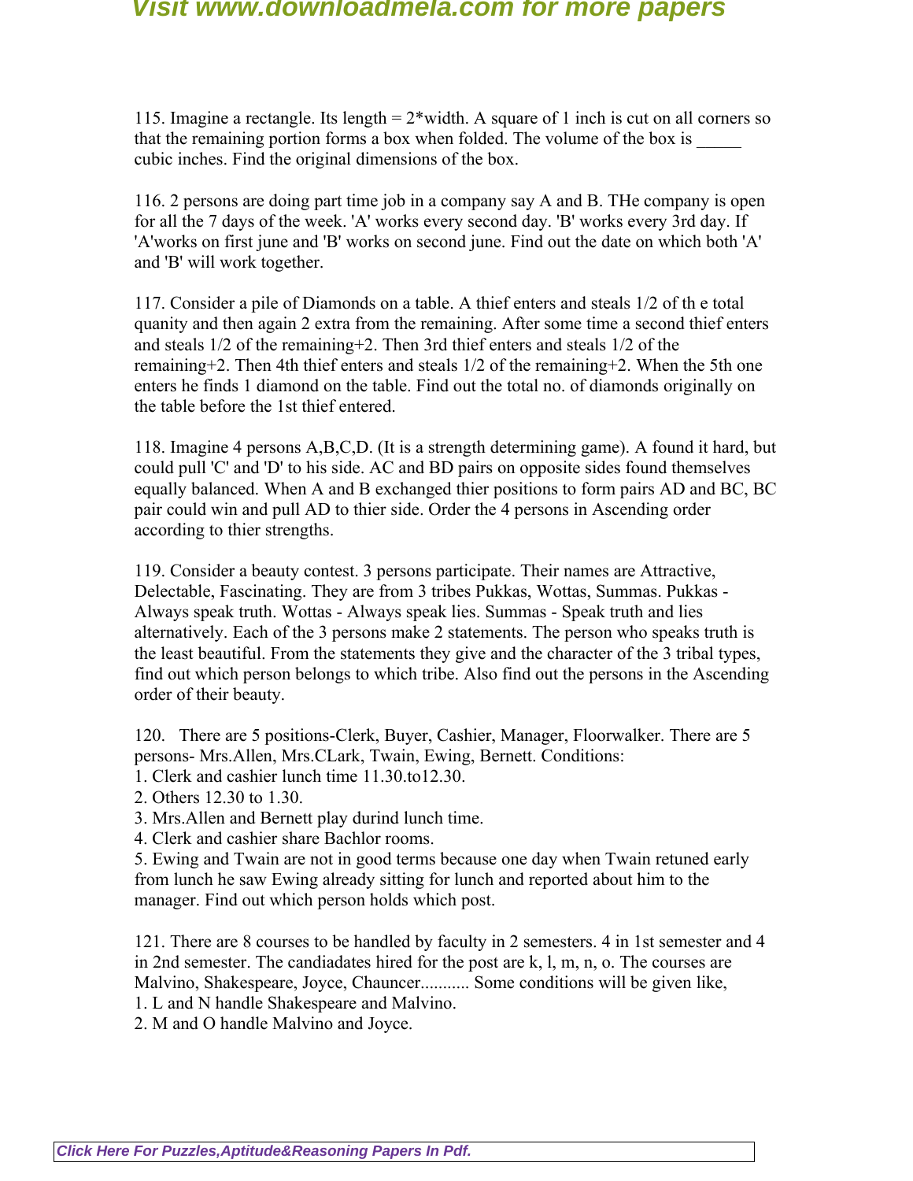115. Imagine a rectangle. Its length = 2*width. A square of 1 inch is cut on all corners so that the remaining portion forms a box when folded. The volume of the box is _____ cubic inches. Find the original dimensions of the box.

116. 2 persons are doing part time job in a company say A and B. THe company is open for all the 7 days of the week. 'A' works every second day. 'B' works every 3rd day. If 'A'works on first june and 'B' works on second june. Find out the date on which both 'A' and 'B' will work together.

117. Consider a pile of Diamonds on a table. A thief enters and steals 1/2 of th e total quanity and then again 2 extra from the remaining. After some time a second thief enters and steals 1/2 of the remaining+2. Then 3rd thief enters and steals 1/2 of the remaining+2. Then 4th thief enters and steals 1/2 of the remaining+2. When the 5th one enters he finds 1 diamond on the table. Find out the total no. of diamonds originally on the table before the 1st thief entered.

118. Imagine 4 persons A,B,C,D. (It is a strength determining game). A found it hard, but could pull 'C' and 'D' to his side. AC and BD pairs on opposite sides found themselves equally balanced. When A and B exchanged thier positions to form pairs AD and BC, BC pair could win and pull AD to thier side. Order the 4 persons in Ascending order according to thier strengths.

119. Consider a beauty contest. 3 persons participate. Their names are Attractive, Delectable, Fascinating. They are from 3 tribes Pukkas, Wottas, Summas. Pukkas - Always speak truth. Wottas - Always speak lies. Summas - Speak truth and lies alternatively. Each of the 3 persons make 2 statements. The person who speaks truth is the least beautiful. From the statements they give and the character of the 3 tribal types, find out which person belongs to which tribe. Also find out the persons in the Ascending order of their beauty.

120. There are 5 positions-Clerk, Buyer, Cashier, Manager, Floorwalker. There are 5 persons- Mrs.Allen, Mrs.CLark, Twain, Ewing, Bernett. Conditions:

1. Clerk and cashier lunch time 11.30.to12.30.
2. Others 12.30 to 1.30.
3. Mrs.Allen and Bernett play durind lunch time.
4. Clerk and cashier share Bachlor rooms.
5. Ewing and Twain are not in good terms because one day when Twain retuned early from lunch he saw Ewing already sitting for lunch and reported about him to the manager. Find out which person holds which post.

121. There are 8 courses to be handled by faculty in 2 semesters. 4 in 1st semester and 4 in 2nd semester. The candiadates hired for the post are k, l, m, n, o. The courses are Malvino, Shakespeare, Joyce, Chauncer........... Some conditions will be given like,

1. L and N handle Shakespeare and Malvino.
2. M and O handle Malvino and Joyce.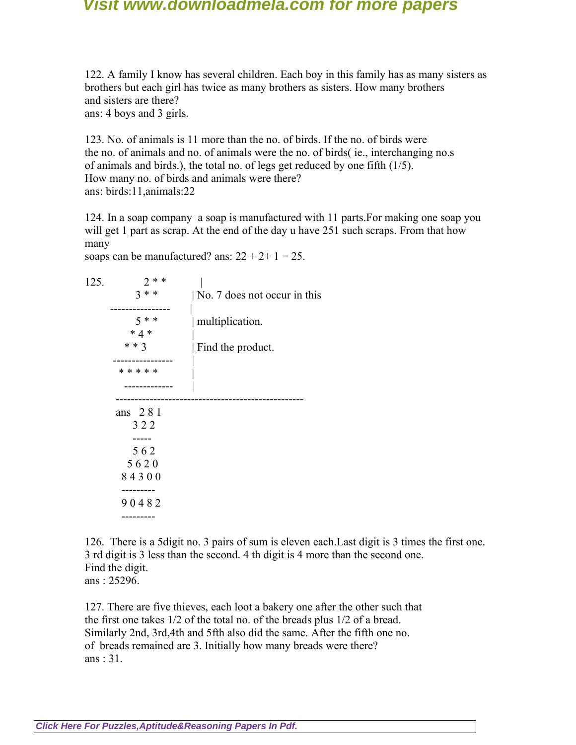122. A family I know has several children. Each boy in this family has as many sisters as brothers but each girl has twice as many brothers as sisters. How many brothers and sisters are there?
ans: 4 boys and 3 girls.

123. No. of animals is 11 more than the no. of birds. If the no. of birds were the no. of animals and no. of animals were the no. of birds( ie., interchanging no.s of animals and birds.), the total no. of legs get reduced by one fifth (1/5). How many no. of birds and animals were there?
ans: birds:11,animals:22

124. In a soap company a soap is manufactured with 11 parts.For making one soap you will get 1 part as scrap. At the end of the day u have 251 such scraps. From that how many soaps can be manufactured? ans: 22 + 2+ 1 = 25.

125.

```
         2 * *          |
        3 * *           | No. 7 does not occur in this
    ----------------    |
        5 * *           | multiplication.
       * 4 *            |
      * * 3             | Find the product.
    ----------------    |
     * * * * *          |
      -------------     |
  --------------------------------------------------
  ans   2 8 1
        3 2 2
        -----
        5 6 2
       5 6 2 0
      8 4 3 0 0
      ---------
      9 0 4 8 2
      ---------
```

126. There is a 5digit no. 3 pairs of sum is eleven each.Last digit is 3 times the first one. 3 rd digit is 3 less than the second. 4 th digit is 4 more than the second one. Find the digit.
ans : 25296.

127. There are five thieves, each loot a bakery one after the other such that the first one takes 1/2 of the total no. of the breads plus 1/2 of a bread. Similarly 2nd, 3rd,4th and 5fth also did the same. After the fifth one no. of breads remained are 3. Initially how many breads were there?
ans : 31.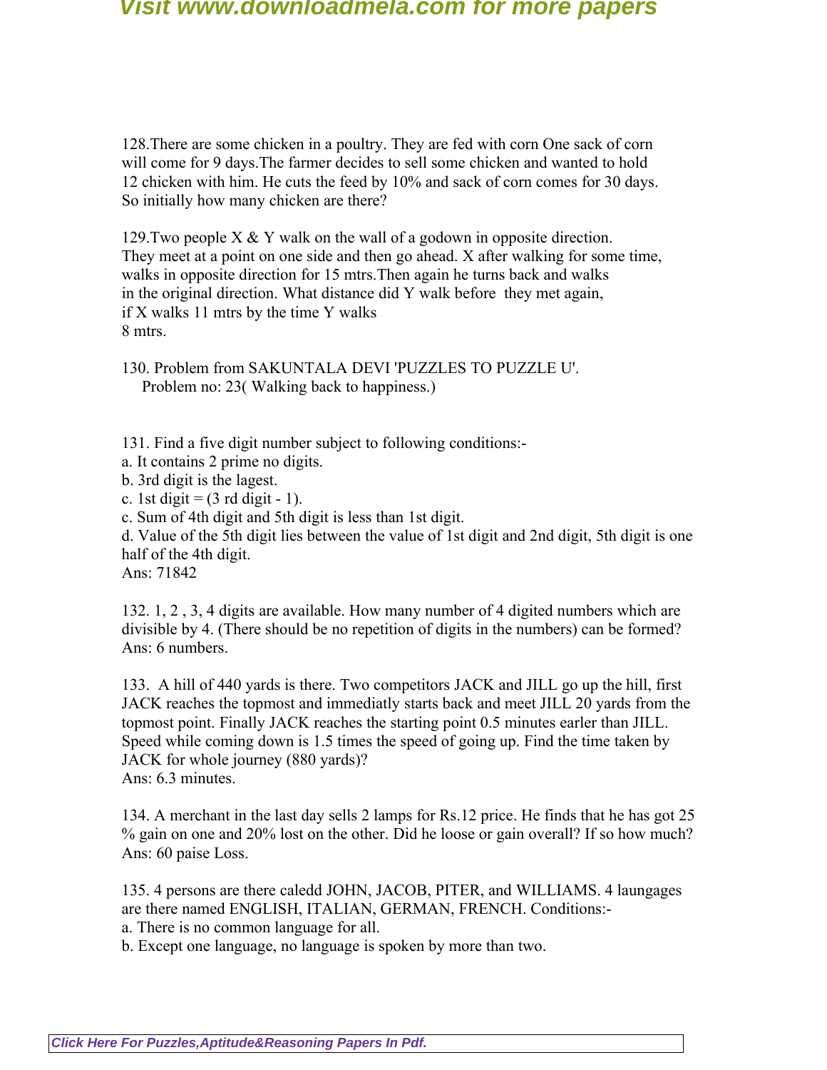128.There are some chicken in a poultry. They are fed with corn One sack of corn will come for 9 days.The farmer decides to sell some chicken and wanted to hold 12 chicken with him. He cuts the feed by 10% and sack of corn comes for 30 days. So initially how many chicken are there?

129.Two people X & Y walk on the wall of a godown in opposite direction. They meet at a point on one side and then go ahead. X after walking for some time, walks in opposite direction for 15 mtrs.Then again he turns back and walks in the original direction. What distance did Y walk before they met again, if X walks 11 mtrs by the time Y walks 8 mtrs.

130. Problem from SAKUNTALA DEVI 'PUZZLES TO PUZZLE U'.
Problem no: 23( Walking back to happiness.)

131. Find a five digit number subject to following conditions:-
a. It contains 2 prime no digits.
b. 3rd digit is the lagest.
c. 1st digit = (3 rd digit - 1).
c. Sum of 4th digit and 5th digit is less than 1st digit.
d. Value of the 5th digit lies between the value of 1st digit and 2nd digit, 5th digit is one half of the 4th digit.
Ans: 71842

132. 1, 2 , 3, 4 digits are available. How many number of 4 digited numbers which are divisible by 4. (There should be no repetition of digits in the numbers) can be formed?
Ans: 6 numbers.

133. A hill of 440 yards is there. Two competitors JACK and JILL go up the hill, first JACK reaches the topmost and immediatly starts back and meet JILL 20 yards from the topmost point. Finally JACK reaches the starting point 0.5 minutes earler than JILL. Speed while coming down is 1.5 times the speed of going up. Find the time taken by JACK for whole journey (880 yards)?
Ans: 6.3 minutes.

134. A merchant in the last day sells 2 lamps for Rs.12 price. He finds that he has got 25 % gain on one and 20% lost on the other. Did he loose or gain overall? If so how much?
Ans: 60 paise Loss.

135. 4 persons are there caledd JOHN, JACOB, PITER, and WILLIAMS. 4 laungages are there named ENGLISH, ITALIAN, GERMAN, FRENCH. Conditions:-
a. There is no common language for all.
b. Except one language, no language is spoken by more than two.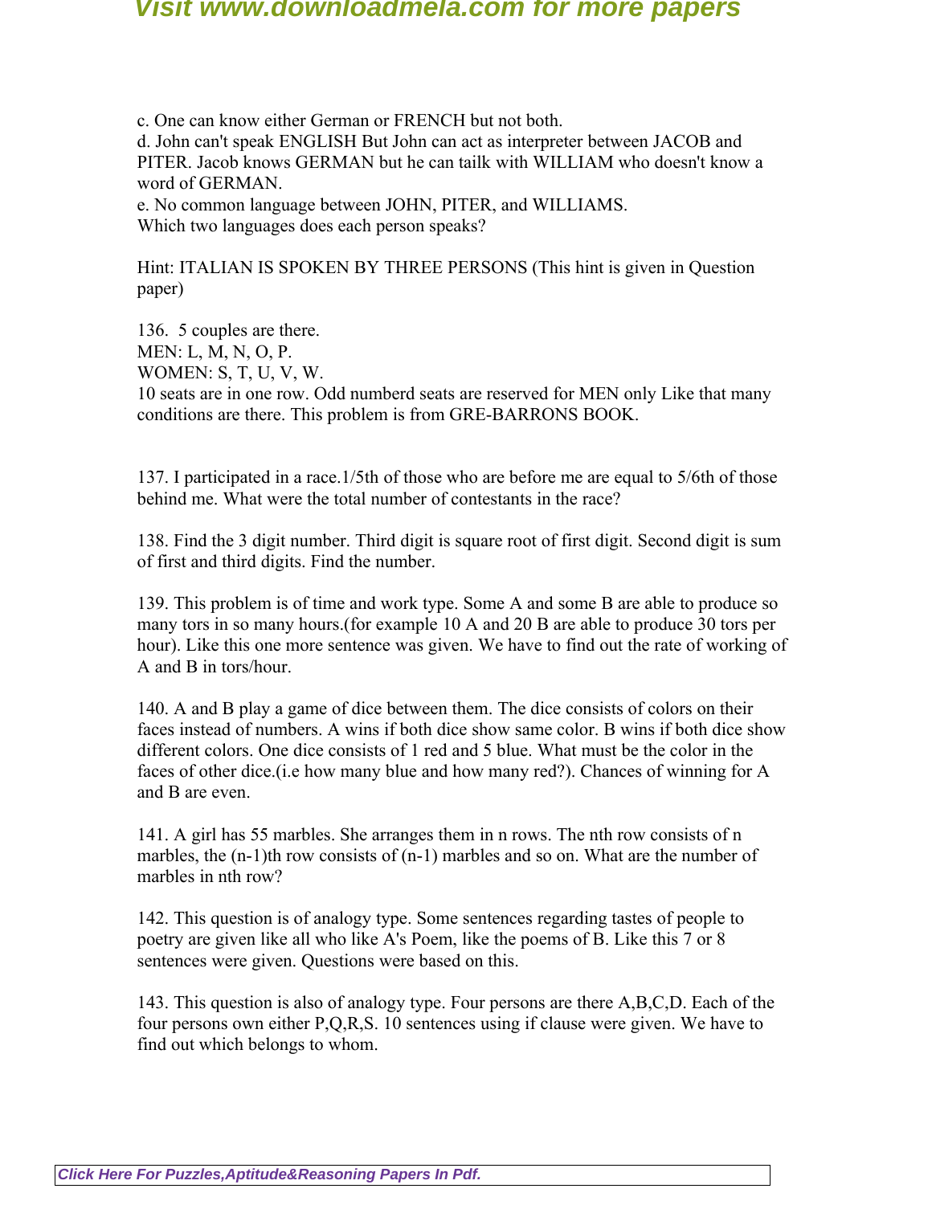c. One can know either German or FRENCH but not both.
d. John can't speak ENGLISH But John can act as interpreter between JACOB and PITER. Jacob knows GERMAN but he can tailk with WILLIAM who doesn't know a word of GERMAN.
e. No common language between JOHN, PITER, and WILLIAMS.
Which two languages does each person speaks?

Hint: ITALIAN IS SPOKEN BY THREE PERSONS (This hint is given in Question paper)

136. 5 couples are there.
MEN: L, M, N, O, P.
WOMEN: S, T, U, V, W.
10 seats are in one row. Odd numberd seats are reserved for MEN only Like that many conditions are there. This problem is from GRE-BARRONS BOOK.

137. I participated in a race.1/5th of those who are before me are equal to 5/6th of those behind me. What were the total number of contestants in the race?

138. Find the 3 digit number. Third digit is square root of first digit. Second digit is sum of first and third digits. Find the number.

139. This problem is of time and work type. Some A and some B are able to produce so many tors in so many hours.(for example 10 A and 20 B are able to produce 30 tors per hour). Like this one more sentence was given. We have to find out the rate of working of A and B in tors/hour.

140. A and B play a game of dice between them. The dice consists of colors on their faces instead of numbers. A wins if both dice show same color. B wins if both dice show different colors. One dice consists of 1 red and 5 blue. What must be the color in the faces of other dice.(i.e how many blue and how many red?). Chances of winning for A and B are even.

141. A girl has 55 marbles. She arranges them in n rows. The nth row consists of n marbles, the (n-1)th row consists of (n-1) marbles and so on. What are the number of marbles in nth row?

142. This question is of analogy type. Some sentences regarding tastes of people to poetry are given like all who like A's Poem, like the poems of B. Like this 7 or 8 sentences were given. Questions were based on this.

143. This question is also of analogy type. Four persons are there A,B,C,D. Each of the four persons own either P,Q,R,S. 10 sentences using if clause were given. We have to find out which belongs to whom.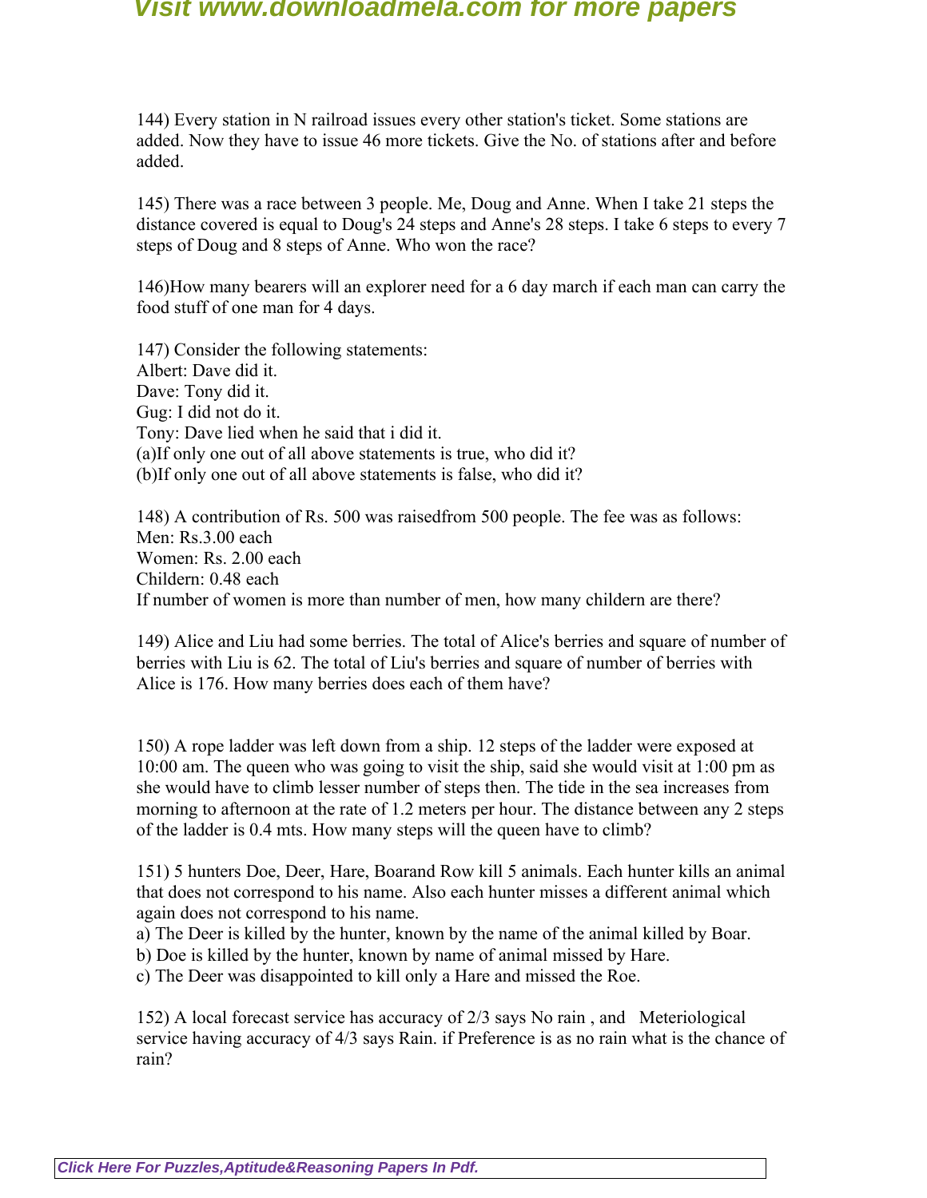144) Every station in N railroad issues every other station's ticket. Some stations are added. Now they have to issue 46 more tickets. Give the No. of stations after and before added.

145) There was a race between 3 people. Me, Doug and Anne. When I take 21 steps the distance covered is equal to Doug's 24 steps and Anne's 28 steps. I take 6 steps to every 7 steps of Doug and 8 steps of Anne. Who won the race?

146)How many bearers will an explorer need for a 6 day march if each man can carry the food stuff of one man for 4 days.

147) Consider the following statements:
Albert: Dave did it.
Dave: Tony did it.
Gug: I did not do it.
Tony: Dave lied when he said that i did it.
(a)If only one out of all above statements is true, who did it?
(b)If only one out of all above statements is false, who did it?

148) A contribution of Rs. 500 was raisedfrom 500 people. The fee was as follows:
Men: Rs.3.00 each
Women: Rs. 2.00 each
Childern: 0.48 each
If number of women is more than number of men, how many childern are there?

149) Alice and Liu had some berries. The total of Alice's berries and square of number of berries with Liu is 62. The total of Liu's berries and square of number of berries with Alice is 176. How many berries does each of them have?

150) A rope ladder was left down from a ship. 12 steps of the ladder were exposed at 10:00 am. The queen who was going to visit the ship, said she would visit at 1:00 pm as she would have to climb lesser number of steps then. The tide in the sea increases from morning to afternoon at the rate of 1.2 meters per hour. The distance between any 2 steps of the ladder is 0.4 mts. How many steps will the queen have to climb?

151) 5 hunters Doe, Deer, Hare, Boarand Row kill 5 animals. Each hunter kills an animal that does not correspond to his name. Also each hunter misses a different animal which again does not correspond to his name.
a) The Deer is killed by the hunter, known by the name of the animal killed by Boar.
b) Doe is killed by the hunter, known by name of animal missed by Hare.
c) The Deer was disappointed to kill only a Hare and missed the Roe.

152) A local forecast service has accuracy of 2/3 says No rain , and Meteriological service having accuracy of 4/3 says Rain. if Preference is as no rain what is the chance of rain?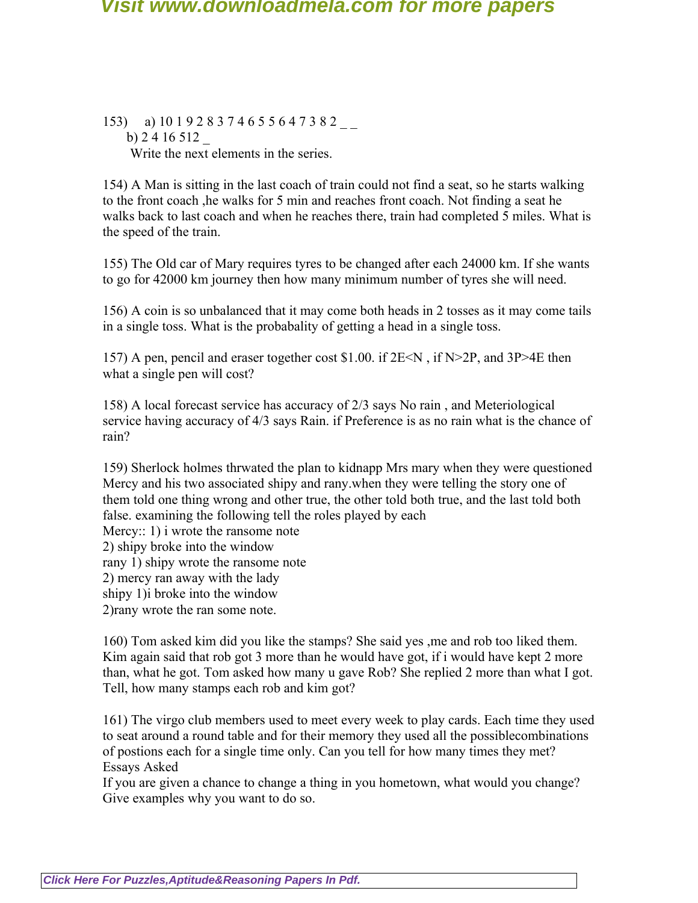153) a) 10 1 9 2 8 3 7 4 6 5 5 6 4 7 3 8 2 _ _
 b) 2 4 16 512 _
 Write the next elements in the series.

154) A Man is sitting in the last coach of train could not find a seat, so he starts walking to the front coach ,he walks for 5 min and reaches front coach. Not finding a seat he walks back to last coach and when he reaches there, train had completed 5 miles. What is the speed of the train.

155) The Old car of Mary requires tyres to be changed after each 24000 km. If she wants to go for 42000 km journey then how many minimum number of tyres she will need.

156) A coin is so unbalanced that it may come both heads in 2 tosses as it may come tails in a single toss. What is the probabality of getting a head in a single toss.

157) A pen, pencil and eraser together cost $1.00. if 2E<N , if N>2P, and 3P>4E then what a single pen will cost?

158) A local forecast service has accuracy of 2/3 says No rain , and Meteriological service having accuracy of 4/3 says Rain. if Preference is as no rain what is the chance of rain?

159) Sherlock holmes thrwated the plan to kidnapp Mrs mary when they were questioned Mercy and his two associated shipy and rany.when they were telling the story one of them told one thing wrong and other true, the other told both true, and the last told both false. examining the following tell the roles played by each
Mercy:: 1) i wrote the ransome note
2) shipy broke into the window
rany 1) shipy wrote the ransome note
2) mercy ran away with the lady
shipy 1)i broke into the window
2)rany wrote the ran some note.

160) Tom asked kim did you like the stamps? She said yes ,me and rob too liked them. Kim again said that rob got 3 more than he would have got, if i would have kept 2 more than, what he got. Tom asked how many u gave Rob? She replied 2 more than what I got. Tell, how many stamps each rob and kim got?

161) The virgo club members used to meet every week to play cards. Each time they used to seat around a round table and for their memory they used all the possiblecombinations of postions each for a single time only. Can you tell for how many times they met?
Essays Asked
If you are given a chance to change a thing in you hometown, what would you change? Give examples why you want to do so.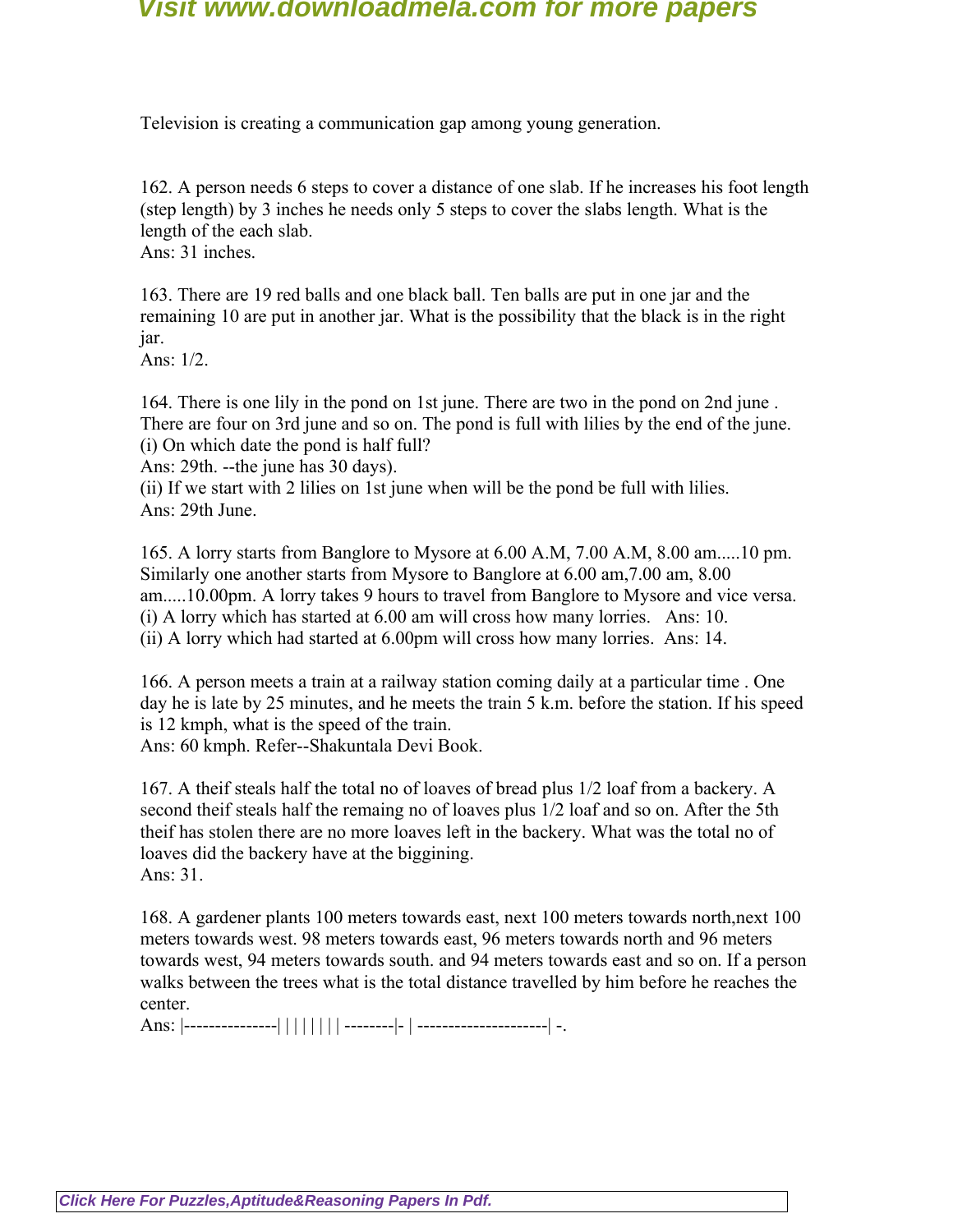Television is creating a communication gap among young generation.

162. A person needs 6 steps to cover a distance of one slab. If he increases his foot length (step length) by 3 inches he needs only 5 steps to cover the slabs length. What is the length of the each slab.
Ans: 31 inches.

163. There are 19 red balls and one black ball. Ten balls are put in one jar and the remaining 10 are put in another jar. What is the possibility that the black is in the right jar.
Ans: 1/2.

164. There is one lily in the pond on 1st june. There are two in the pond on 2nd june . There are four on 3rd june and so on. The pond is full with lilies by the end of the june.
(i) On which date the pond is half full?
Ans: 29th. --the june has 30 days).
(ii) If we start with 2 lilies on 1st june when will be the pond be full with lilies.
Ans: 29th June.

165. A lorry starts from Banglore to Mysore at 6.00 A.M, 7.00 A.M, 8.00 am.....10 pm. Similarly one another starts from Mysore to Banglore at 6.00 am,7.00 am, 8.00 am.....10.00pm. A lorry takes 9 hours to travel from Banglore to Mysore and vice versa.
(i) A lorry which has started at 6.00 am will cross how many lorries.   Ans: 10.
(ii) A lorry which had started at 6.00pm will cross how many lorries.  Ans: 14.

166. A person meets a train at a railway station coming daily at a particular time . One day he is late by 25 minutes, and he meets the train 5 k.m. before the station. If his speed is 12 kmph, what is the speed of the train.
Ans: 60 kmph. Refer--Shakuntala Devi Book.

167. A theif steals half the total no of loaves of bread plus 1/2 loaf from a backery. A second theif steals half the remaing no of loaves plus 1/2 loaf and so on. After the 5th theif has stolen there are no more loaves left in the backery. What was the total no of loaves did the backery have at the biggining.
Ans: 31.

168. A gardener plants 100 meters towards east, next 100 meters towards north,next 100 meters towards west. 98 meters towards east, 96 meters towards north and 96 meters towards west, 94 meters towards south. and 94 meters towards east and so on. If a person walks between the trees what is the total distance travelled by him before he reaches the center.
Ans: |---------------| | | | | | | --------|- | ---------------------| -.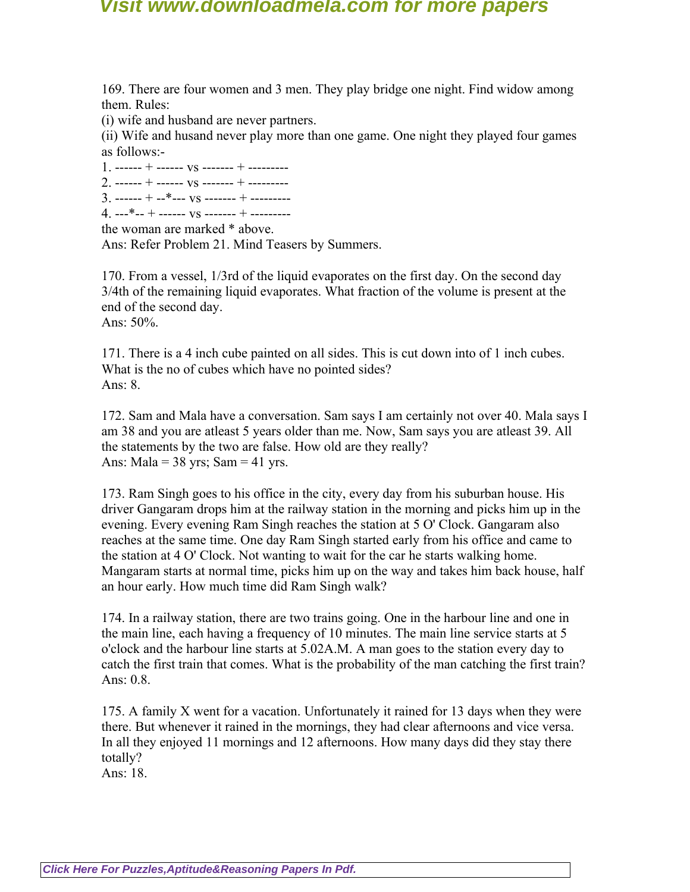169. There are four women and 3 men. They play bridge one night. Find widow among them. Rules:
(i) wife and husband are never partners.
(ii) Wife and husand never play more than one game. One night they played four games as follows:-
1. ------ + ------ vs ------- + ---------
2. ------ + ------ vs ------- + ---------
3. ------ + --*--- vs ------- + ---------
4. ---*-- + ------ vs ------- + ---------
the woman are marked * above.
Ans: Refer Problem 21. Mind Teasers by Summers.

170. From a vessel, 1/3rd of the liquid evaporates on the first day. On the second day 3/4th of the remaining liquid evaporates. What fraction of the volume is present at the end of the second day.
Ans: 50%.

171. There is a 4 inch cube painted on all sides. This is cut down into of 1 inch cubes. What is the no of cubes which have no pointed sides?
Ans: 8.

172. Sam and Mala have a conversation. Sam says I am certainly not over 40. Mala says I am 38 and you are atleast 5 years older than me. Now, Sam says you are atleast 39. All the statements by the two are false. How old are they really?
Ans: Mala = 38 yrs; Sam = 41 yrs.

173. Ram Singh goes to his office in the city, every day from his suburban house. His driver Gangaram drops him at the railway station in the morning and picks him up in the evening. Every evening Ram Singh reaches the station at 5 O' Clock. Gangaram also reaches at the same time. One day Ram Singh started early from his office and came to the station at 4 O' Clock. Not wanting to wait for the car he starts walking home. Mangaram starts at normal time, picks him up on the way and takes him back house, half an hour early. How much time did Ram Singh walk?

174. In a railway station, there are two trains going. One in the harbour line and one in the main line, each having a frequency of 10 minutes. The main line service starts at 5 o'clock and the harbour line starts at 5.02A.M. A man goes to the station every day to catch the first train that comes. What is the probability of the man catching the first train?
Ans: 0.8.

175. A family X went for a vacation. Unfortunately it rained for 13 days when they were there. But whenever it rained in the mornings, they had clear afternoons and vice versa. In all they enjoyed 11 mornings and 12 afternoons. How many days did they stay there totally?
Ans: 18.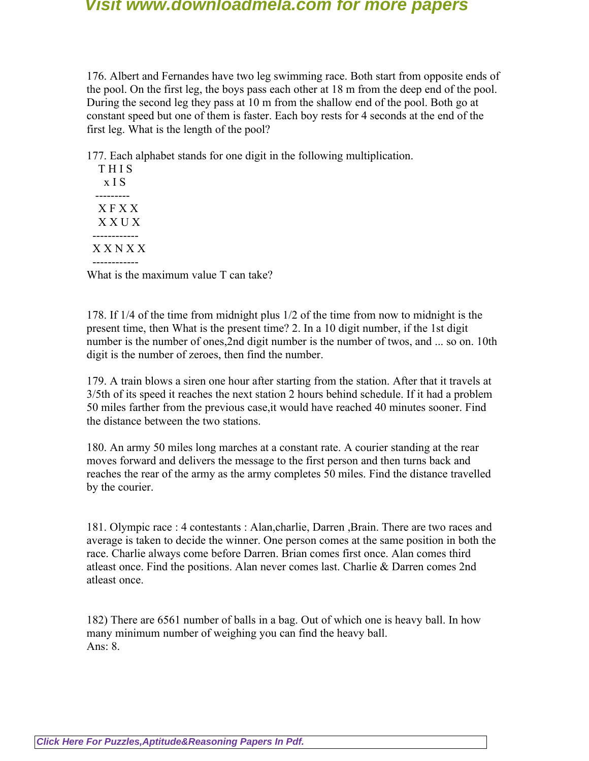176. Albert and Fernandes have two leg swimming race. Both start from opposite ends of the pool. On the first leg, the boys pass each other at 18 m from the deep end of the pool. During the second leg they pass at 10 m from the shallow end of the pool. Both go at constant speed but one of them is faster. Each boy rests for 4 seconds at the end of the first leg. What is the length of the pool?

177. Each alphabet stands for one digit in the following multiplication.

```
   T H I S
     x I S
  ---------
   X F X X
   X X U X
 ------------
 X X N X X
 ------------
```

What is the maximum value T can take?

178. If 1/4 of the time from midnight plus 1/2 of the time from now to midnight is the present time, then What is the present time? 2. In a 10 digit number, if the 1st digit number is the number of ones,2nd digit number is the number of twos, and ... so on. 10th digit is the number of zeroes, then find the number.

179. A train blows a siren one hour after starting from the station. After that it travels at 3/5th of its speed it reaches the next station 2 hours behind schedule. If it had a problem 50 miles farther from the previous case,it would have reached 40 minutes sooner. Find the distance between the two stations.

180. An army 50 miles long marches at a constant rate. A courier standing at the rear moves forward and delivers the message to the first person and then turns back and reaches the rear of the army as the army completes 50 miles. Find the distance travelled by the courier.

181. Olympic race : 4 contestants : Alan,charlie, Darren ,Brain. There are two races and average is taken to decide the winner. One person comes at the same position in both the race. Charlie always come before Darren. Brian comes first once. Alan comes third atleast once. Find the positions. Alan never comes last. Charlie & Darren comes 2nd atleast once.

182) There are 6561 number of balls in a bag. Out of which one is heavy ball. In how many minimum number of weighing you can find the heavy ball.
Ans: 8.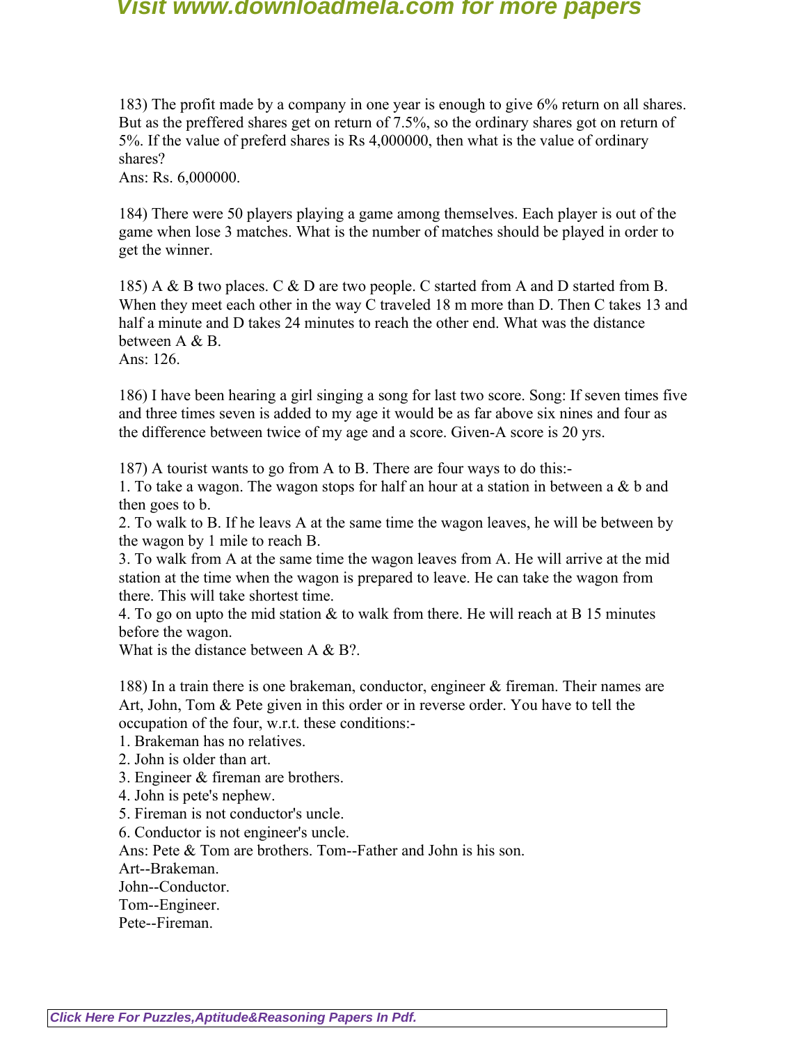183) The profit made by a company in one year is enough to give 6% return on all shares. But as the preffered shares get on return of 7.5%, so the ordinary shares got on return of 5%. If the value of preferd shares is Rs 4,000000, then what is the value of ordinary shares?
Ans: Rs. 6,000000.

184) There were 50 players playing a game among themselves. Each player is out of the game when lose 3 matches. What is the number of matches should be played in order to get the winner.

185) A & B two places. C & D are two people. C started from A and D started from B. When they meet each other in the way C traveled 18 m more than D. Then C takes 13 and half a minute and D takes 24 minutes to reach the other end. What was the distance between A & B.
Ans: 126.

186) I have been hearing a girl singing a song for last two score. Song: If seven times five and three times seven is added to my age it would be as far above six nines and four as the difference between twice of my age and a score. Given-A score is 20 yrs.

187) A tourist wants to go from A to B. There are four ways to do this:-
1. To take a wagon. The wagon stops for half an hour at a station in between a & b and then goes to b.
2. To walk to B. If he leavs A at the same time the wagon leaves, he will be between by the wagon by 1 mile to reach B.
3. To walk from A at the same time the wagon leaves from A. He will arrive at the mid station at the time when the wagon is prepared to leave. He can take the wagon from there. This will take shortest time.
4. To go on upto the mid station & to walk from there. He will reach at B 15 minutes before the wagon.
What is the distance between A & B?.

188) In a train there is one brakeman, conductor, engineer & fireman. Their names are Art, John, Tom & Pete given in this order or in reverse order. You have to tell the occupation of the four, w.r.t. these conditions:-
1. Brakeman has no relatives.
2. John is older than art.
3. Engineer & fireman are brothers.
4. John is pete's nephew.
5. Fireman is not conductor's uncle.
6. Conductor is not engineer's uncle.
Ans: Pete & Tom are brothers. Tom--Father and John is his son.
Art--Brakeman.
John--Conductor.
Tom--Engineer.
Pete--Fireman.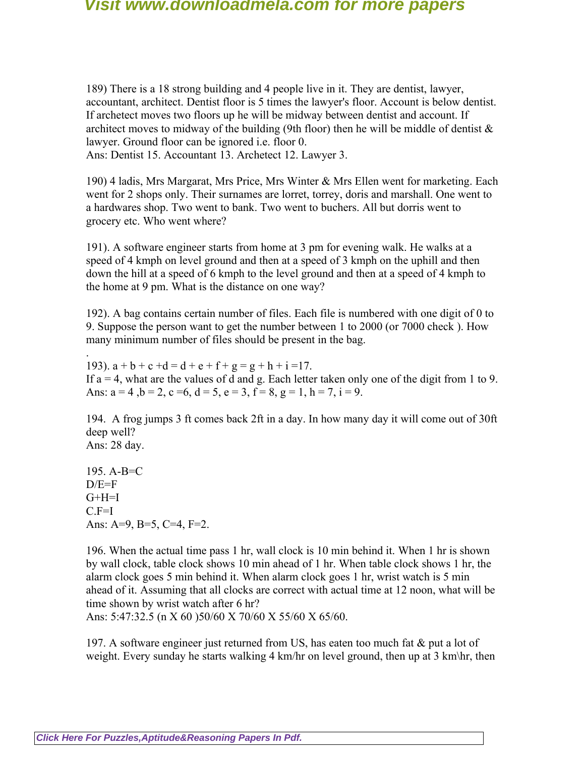189) There is a 18 strong building and 4 people live in it. They are dentist, lawyer, accountant, architect. Dentist floor is 5 times the lawyer's floor. Account is below dentist. If archetect moves two floors up he will be midway between dentist and account. If architect moves to midway of the building (9th floor) then he will be middle of dentist & lawyer. Ground floor can be ignored i.e. floor 0.
Ans: Dentist 15. Accountant 13. Archetect 12. Lawyer 3.

190) 4 ladis, Mrs Margarat, Mrs Price, Mrs Winter & Mrs Ellen went for marketing. Each went for 2 shops only. Their surnames are lorret, torrey, doris and marshall. One went to a hardwares shop. Two went to bank. Two went to buchers. All but dorris went to grocery etc. Who went where?

191). A software engineer starts from home at 3 pm for evening walk. He walks at a speed of 4 kmph on level ground and then at a speed of 3 kmph on the uphill and then down the hill at a speed of 6 kmph to the level ground and then at a speed of 4 kmph to the home at 9 pm. What is the distance on one way?

192). A bag contains certain number of files. Each file is numbered with one digit of 0 to 9. Suppose the person want to get the number between 1 to 2000 (or 7000 check ). How many minimum number of files should be present in the bag.
.
193). a + b + c +d = d + e + f + g = g + h + i =17.
If a = 4, what are the values of d and g. Each letter taken only one of the digit from 1 to 9.
Ans: a = 4 ,b = 2, c =6, d = 5, e = 3, f = 8, g = 1, h = 7, i = 9.

194. A frog jumps 3 ft comes back 2ft in a day. In how many day it will come out of 30ft deep well?
Ans: 28 day.

195. A-B=C
D/E=F
G+H=I
C.F=I
Ans: A=9, B=5, C=4, F=2.

196. When the actual time pass 1 hr, wall clock is 10 min behind it. When 1 hr is shown by wall clock, table clock shows 10 min ahead of 1 hr. When table clock shows 1 hr, the alarm clock goes 5 min behind it. When alarm clock goes 1 hr, wrist watch is 5 min ahead of it. Assuming that all clocks are correct with actual time at 12 noon, what will be time shown by wrist watch after 6 hr?
Ans: 5:47:32.5 (n X 60 )50/60 X 70/60 X 55/60 X 65/60.

197. A software engineer just returned from US, has eaten too much fat & put a lot of weight. Every sunday he starts walking 4 km/hr on level ground, then up at 3 km\hr, then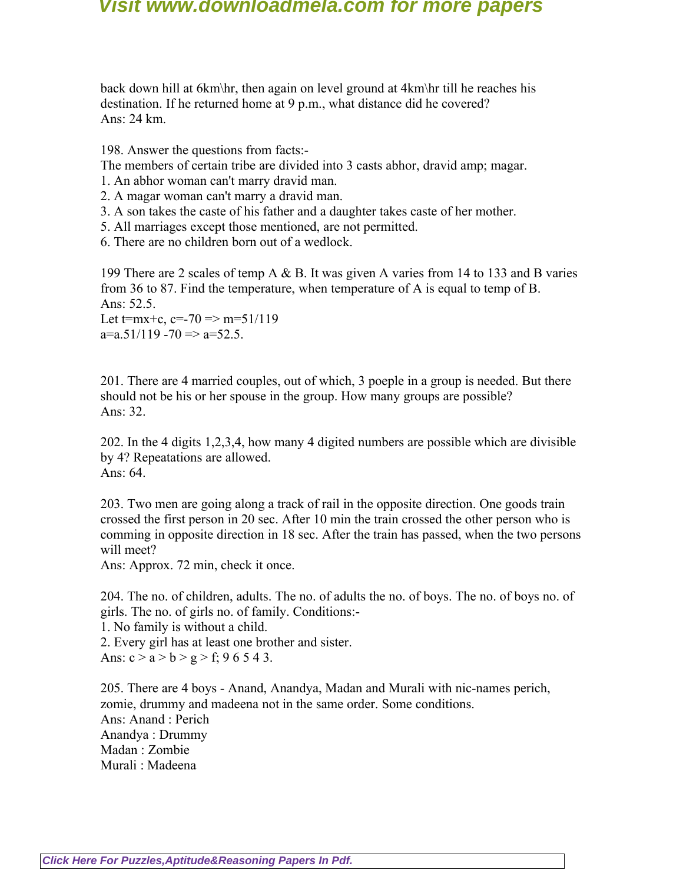back down hill at 6km\hr, then again on level ground at 4km\hr till he reaches his destination. If he returned home at 9 p.m., what distance did he covered?
Ans: 24 km.

198. Answer the questions from facts:-
The members of certain tribe are divided into 3 casts abhor, dravid amp; magar.
1. An abhor woman can't marry dravid man.
2. A magar woman can't marry a dravid man.
3. A son takes the caste of his father and a daughter takes caste of her mother.
5. All marriages except those mentioned, are not permitted.
6. There are no children born out of a wedlock.

199 There are 2 scales of temp A & B. It was given A varies from 14 to 133 and B varies from 36 to 87. Find the temperature, when temperature of A is equal to temp of B.
Ans: 52.5.
Let t=mx+c, c=-70 => m=51/119
a=a.51/119 -70 => a=52.5.

201. There are 4 married couples, out of which, 3 poeple in a group is needed. But there should not be his or her spouse in the group. How many groups are possible?
Ans: 32.

202. In the 4 digits 1,2,3,4, how many 4 digited numbers are possible which are divisible by 4? Repeatations are allowed.
Ans: 64.

203. Two men are going along a track of rail in the opposite direction. One goods train crossed the first person in 20 sec. After 10 min the train crossed the other person who is comming in opposite direction in 18 sec. After the train has passed, when the two persons will meet?
Ans: Approx. 72 min, check it once.

204. The no. of children, adults. The no. of adults the no. of boys. The no. of boys no. of girls. The no. of girls no. of family. Conditions:-
1. No family is without a child.
2. Every girl has at least one brother and sister.
Ans: c > a > b > g > f; 9 6 5 4 3.

205. There are 4 boys - Anand, Anandya, Madan and Murali with nic-names perich, zomie, drummy and madeena not in the same order. Some conditions.
Ans: Anand : Perich
Anandya : Drummy
Madan : Zombie
Murali : Madeena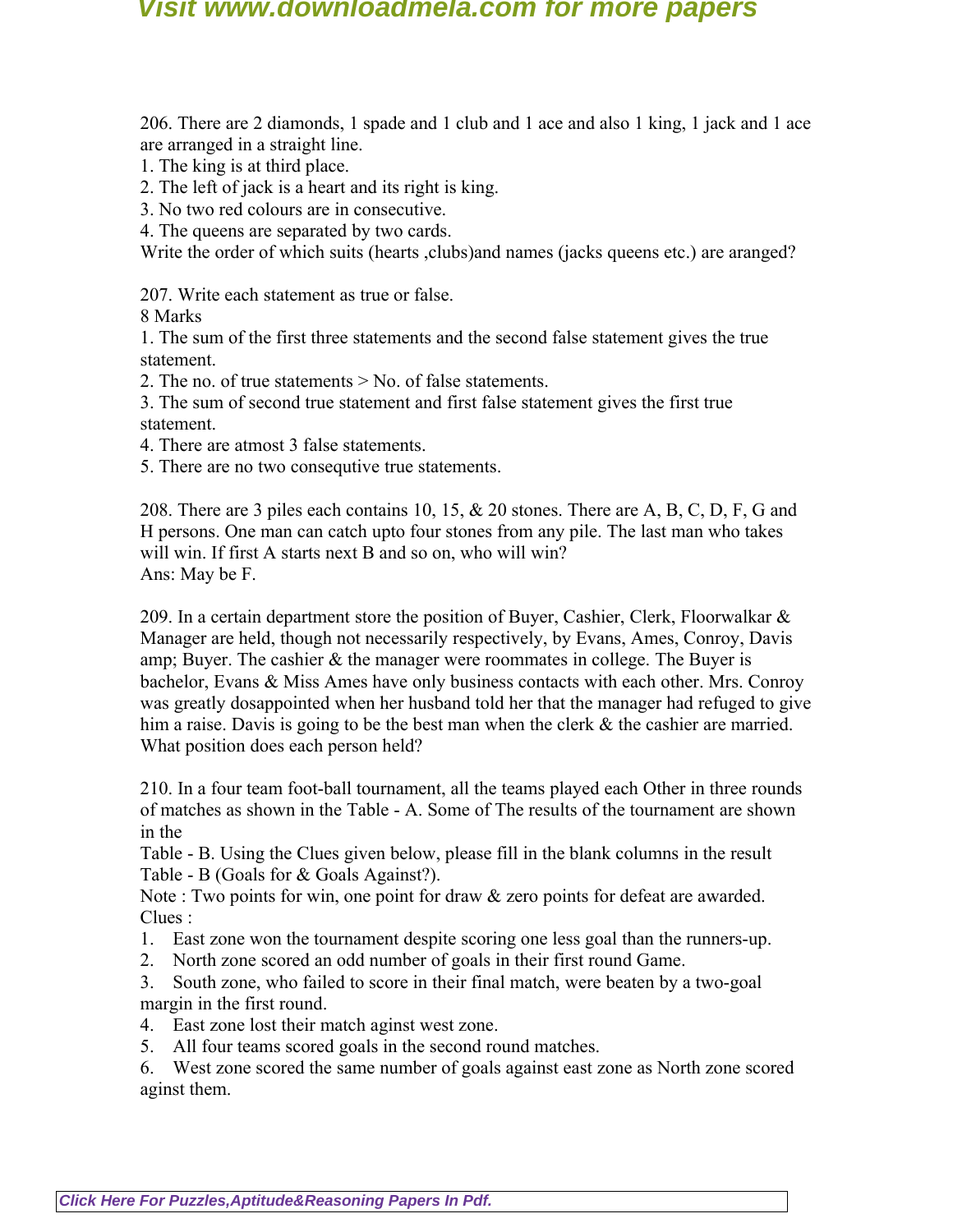206. There are 2 diamonds, 1 spade and 1 club and 1 ace and also 1 king, 1 jack and 1 ace are arranged in a straight line.
1. The king is at third place.
2. The left of jack is a heart and its right is king.
3. No two red colours are in consecutive.
4. The queens are separated by two cards.
Write the order of which suits (hearts ,clubs)and names (jacks queens etc.) are aranged?

207. Write each statement as true or false.
8 Marks
1. The sum of the first three statements and the second false statement gives the true statement.
2. The no. of true statements > No. of false statements.
3. The sum of second true statement and first false statement gives the first true statement.
4. There are atmost 3 false statements.
5. There are no two consequtive true statements.

208. There are 3 piles each contains 10, 15, & 20 stones. There are A, B, C, D, F, G and H persons. One man can catch upto four stones from any pile. The last man who takes will win. If first A starts next B and so on, who will win?
Ans: May be F.

209. In a certain department store the position of Buyer, Cashier, Clerk, Floorwalkar & Manager are held, though not necessarily respectively, by Evans, Ames, Conroy, Davis amp; Buyer. The cashier & the manager were roommates in college. The Buyer is bachelor, Evans & Miss Ames have only business contacts with each other. Mrs. Conroy was greatly dosappointed when her husband told her that the manager had refuged to give him a raise. Davis is going to be the best man when the clerk & the cashier are married. What position does each person held?

210. In a four team foot-ball tournament, all the teams played each Other in three rounds of matches as shown in the Table - A. Some of The results of the tournament are shown in the
Table - B. Using the Clues given below, please fill in the blank columns in the result Table - B (Goals for & Goals Against?).
Note : Two points for win, one point for draw & zero points for defeat are awarded.
Clues :
1. East zone won the tournament despite scoring one less goal than the runners-up.
2. North zone scored an odd number of goals in their first round Game.
3. South zone, who failed to score in their final match, were beaten by a two-goal margin in the first round.
4. East zone lost their match aginst west zone.
5. All four teams scored goals in the second round matches.
6. West zone scored the same number of goals against east zone as North zone scored aginst them.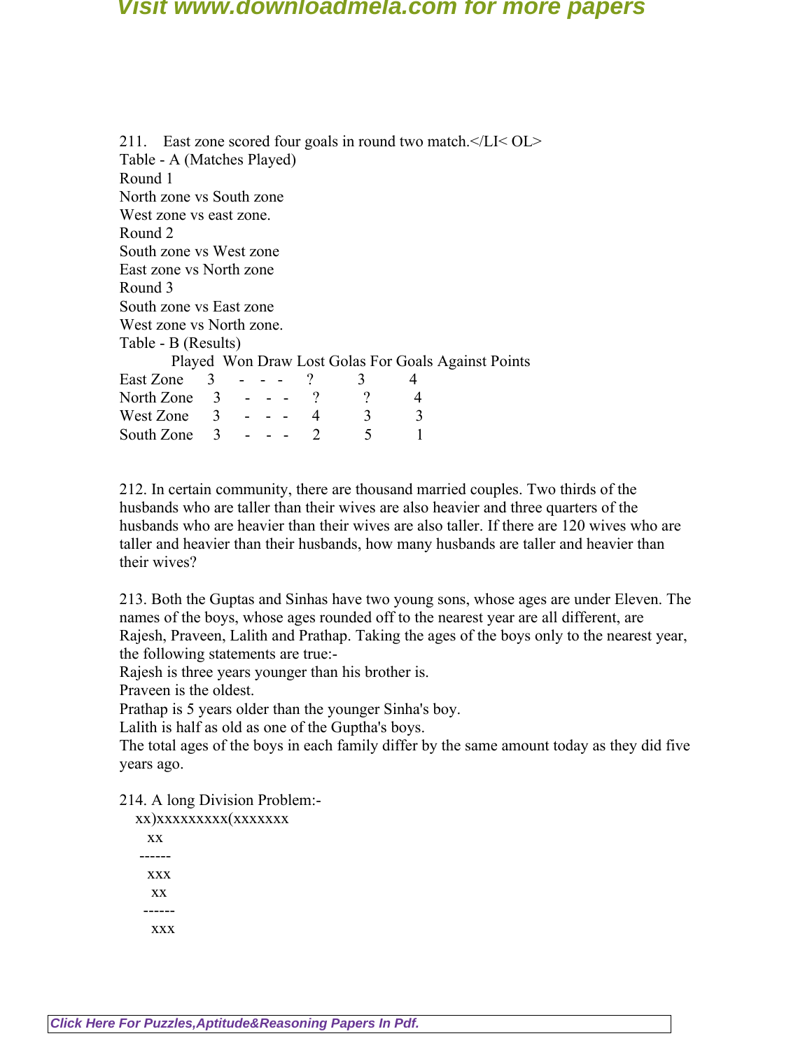211. East zone scored four goals in round two match.</LI< OL>

Table - A (Matches Played)

Round 1

North zone vs South zone

West zone vs east zone.

Round 2

South zone vs West zone

East zone vs North zone

Round 3

South zone vs East zone

West zone vs North zone.

Table - B (Results)

| | Played | Won | Draw | Lost | Golas For | Goals Against | Points |
|---|---|---|---|---|---|---|---|
| East Zone | 3 | - | - | - | ? | 3 | 4 |
| North Zone | 3 | - | - | - | ? | ? | 4 |
| West Zone | 3 | - | - | - | 4 | 3 | 3 |
| South Zone | 3 | - | - | - | 2 | 5 | 1 |

212. In certain community, there are thousand married couples. Two thirds of the husbands who are taller than their wives are also heavier and three quarters of the husbands who are heavier than their wives are also taller. If there are 120 wives who are taller and heavier than their husbands, how many husbands are taller and heavier than their wives?

213. Both the Guptas and Sinhas have two young sons, whose ages are under Eleven. The names of the boys, whose ages rounded off to the nearest year are all different, are Rajesh, Praveen, Lalith and Prathap. Taking the ages of the boys only to the nearest year, the following statements are true:-

Rajesh is three years younger than his brother is.

Praveen is the oldest.

Prathap is 5 years older than the younger Sinha's boy.

Lalith is half as old as one of the Guptha's boys.

The total ages of the boys in each family differ by the same amount today as they did five years ago.

214. A long Division Problem:-

```
xx)xxxxxxxxx(xxxxxxx
    xx
   ------
    xxx
     xx
   ------
     xxx
```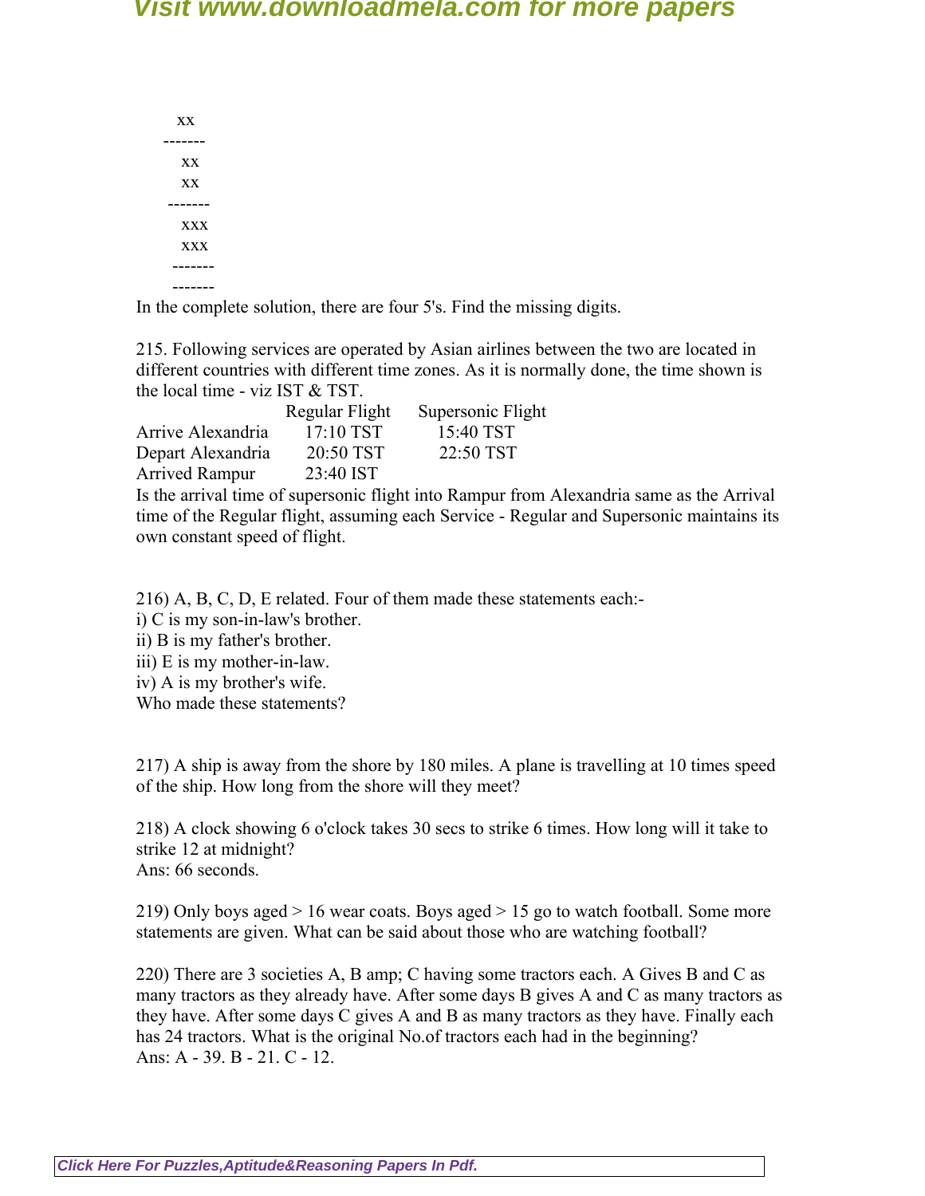```
     xx
  -------
      xx
      xx
   -------
      xxx
      xxx
    -------
    -------
```

In the complete solution, there are four 5's. Find the missing digits.

215. Following services are operated by Asian airlines between the two are located in different countries with different time zones. As it is normally done, the time shown is the local time - viz IST & TST.

| | Regular Flight | Supersonic Flight |
|---|---|---|
| Arrive Alexandria | 17:10 TST | 15:40 TST |
| Depart Alexandria | 20:50 TST | 22:50 TST |
| Arrived Rampur | 23:40 IST | |

Is the arrival time of supersonic flight into Rampur from Alexandria same as the Arrival time of the Regular flight, assuming each Service - Regular and Supersonic maintains its own constant speed of flight.

216) A, B, C, D, E related. Four of them made these statements each:-

i) C is my son-in-law's brother.
ii) B is my father's brother.
iii) E is my mother-in-law.
iv) A is my brother's wife.

Who made these statements?

217) A ship is away from the shore by 180 miles. A plane is travelling at 10 times speed of the ship. How long from the shore will they meet?

218) A clock showing 6 o'clock takes 30 secs to strike 6 times. How long will it take to strike 12 at midnight?
Ans: 66 seconds.

219) Only boys aged > 16 wear coats. Boys aged > 15 go to watch football. Some more statements are given. What can be said about those who are watching football?

220) There are 3 societies A, B amp; C having some tractors each. A Gives B and C as many tractors as they already have. After some days B gives A and C as many tractors as they have. After some days C gives A and B as many tractors as they have. Finally each has 24 tractors. What is the original No.of tractors each had in the beginning?
Ans: A - 39. B - 21. C - 12.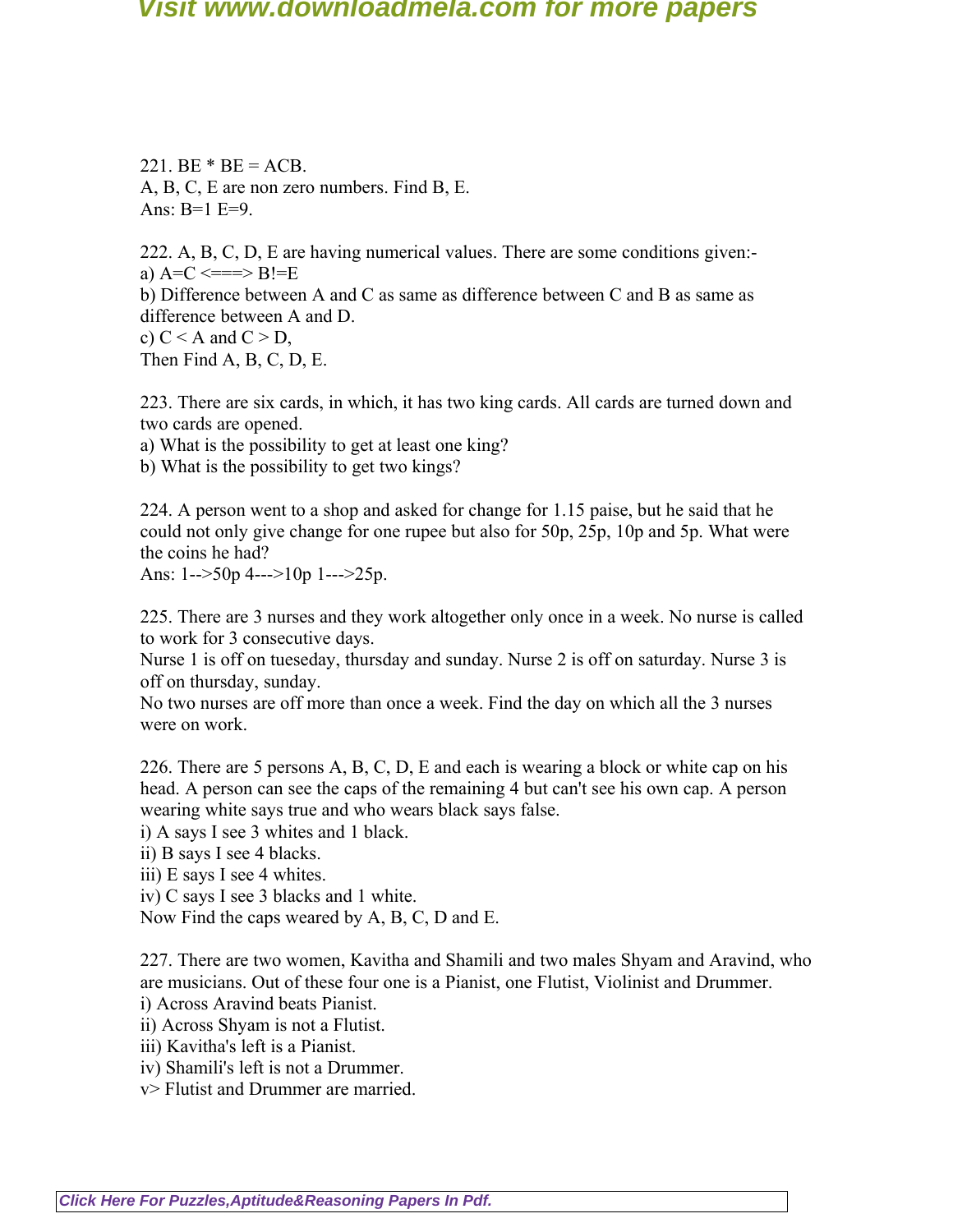221. BE * BE = ACB.
A, B, C, E are non zero numbers. Find B, E.
Ans: B=1 E=9.

222. A, B, C, D, E are having numerical values. There are some conditions given:-
a) A=C <===> B!=E
b) Difference between A and C as same as difference between C and B as same as difference between A and D.
c) C < A and C > D,
Then Find A, B, C, D, E.

223. There are six cards, in which, it has two king cards. All cards are turned down and two cards are opened.
a) What is the possibility to get at least one king?
b) What is the possibility to get two kings?

224. A person went to a shop and asked for change for 1.15 paise, but he said that he could not only give change for one rupee but also for 50p, 25p, 10p and 5p. What were the coins he had?
Ans: 1-->50p 4--->10p 1--->25p.

225. There are 3 nurses and they work altogether only once in a week. No nurse is called to work for 3 consecutive days.
Nurse 1 is off on tueseday, thursday and sunday. Nurse 2 is off on saturday. Nurse 3 is off on thursday, sunday.
No two nurses are off more than once a week. Find the day on which all the 3 nurses were on work.

226. There are 5 persons A, B, C, D, E and each is wearing a block or white cap on his head. A person can see the caps of the remaining 4 but can't see his own cap. A person wearing white says true and who wears black says false.
i) A says I see 3 whites and 1 black.
ii) B says I see 4 blacks.
iii) E says I see 4 whites.
iv) C says I see 3 blacks and 1 white.
Now Find the caps weared by A, B, C, D and E.

227. There are two women, Kavitha and Shamili and two males Shyam and Aravind, who are musicians. Out of these four one is a Pianist, one Flutist, Violinist and Drummer.
i) Across Aravind beats Pianist.
ii) Across Shyam is not a Flutist.
iii) Kavitha's left is a Pianist.
iv) Shamili's left is not a Drummer.
v> Flutist and Drummer are married.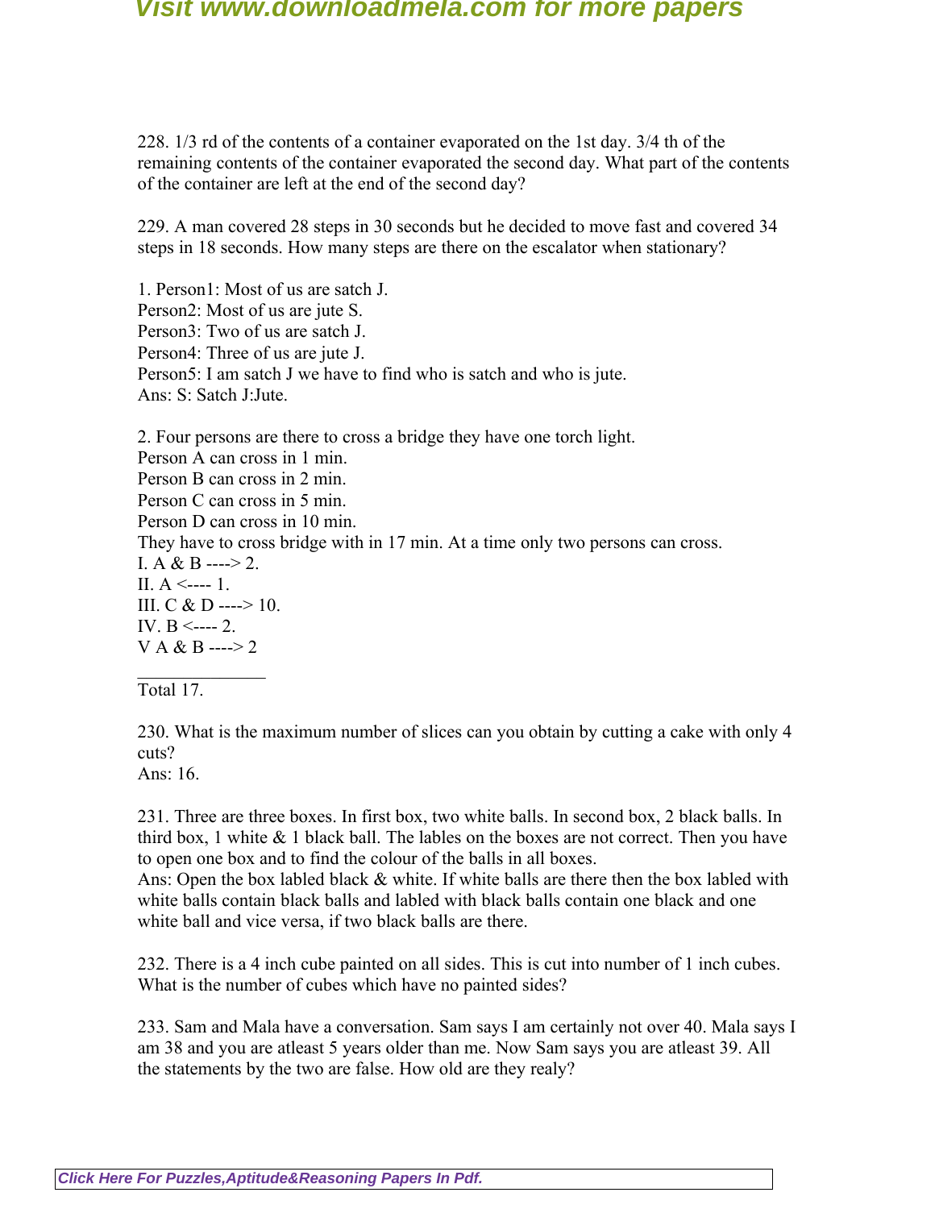228. 1/3 rd of the contents of a container evaporated on the 1st day. 3/4 th of the remaining contents of the container evaporated the second day. What part of the contents of the container are left at the end of the second day?

229. A man covered 28 steps in 30 seconds but he decided to move fast and covered 34 steps in 18 seconds. How many steps are there on the escalator when stationary?

1. Person1: Most of us are satch J.
Person2: Most of us are jute S.
Person3: Two of us are satch J.
Person4: Three of us are jute J.
Person5: I am satch J we have to find who is satch and who is jute.
Ans: S: Satch J:Jute.

2. Four persons are there to cross a bridge they have one torch light.
Person A can cross in 1 min.
Person B can cross in 2 min.
Person C can cross in 5 min.
Person D can cross in 10 min.
They have to cross bridge with in 17 min. At a time only two persons can cross.
I. A & B ----> 2.
II. A <---- 1.
III. C & D ----> 10.
IV. B <---- 2.
V A & B ----> 2
_______________
Total 17.

230. What is the maximum number of slices can you obtain by cutting a cake with only 4 cuts?
Ans: 16.

231. Three are three boxes. In first box, two white balls. In second box, 2 black balls. In third box, 1 white & 1 black ball. The lables on the boxes are not correct. Then you have to open one box and to find the colour of the balls in all boxes.
Ans: Open the box labled black & white. If white balls are there then the box labled with white balls contain black balls and labled with black balls contain one black and one white ball and vice versa, if two black balls are there.

232. There is a 4 inch cube painted on all sides. This is cut into number of 1 inch cubes. What is the number of cubes which have no painted sides?

233. Sam and Mala have a conversation. Sam says I am certainly not over 40. Mala says I am 38 and you are atleast 5 years older than me. Now Sam says you are atleast 39. All the statements by the two are false. How old are they realy?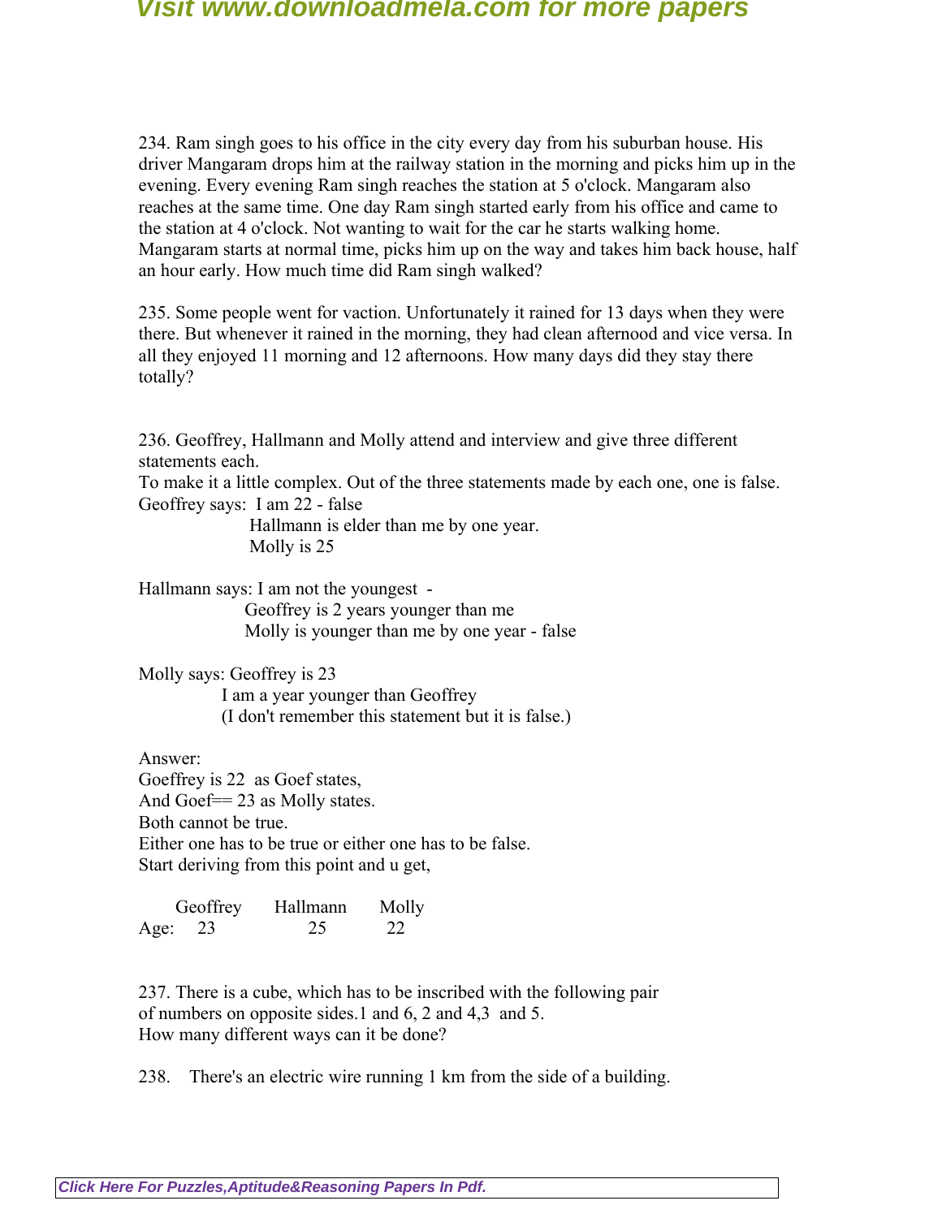234. Ram singh goes to his office in the city every day from his suburban house. His driver Mangaram drops him at the railway station in the morning and picks him up in the evening. Every evening Ram singh reaches the station at 5 o'clock. Mangaram also reaches at the same time. One day Ram singh started early from his office and came to the station at 4 o'clock. Not wanting to wait for the car he starts walking home. Mangaram starts at normal time, picks him up on the way and takes him back house, half an hour early. How much time did Ram singh walked?

235. Some people went for vaction. Unfortunately it rained for 13 days when they were there. But whenever it rained in the morning, they had clean afternood and vice versa. In all they enjoyed 11 morning and 12 afternoons. How many days did they stay there totally?

236. Geoffrey, Hallmann and Molly attend and interview and give three different statements each.
To make it a little complex. Out of the three statements made by each one, one is false.
Geoffrey says: I am 22 - false
Hallmann is elder than me by one year.
Molly is 25

Hallmann says: I am not the youngest -
Geoffrey is 2 years younger than me
Molly is younger than me by one year - false

Molly says: Geoffrey is 23
I am a year younger than Geoffrey
(I don't remember this statement but it is false.)

Answer:
Goeffrey is 22 as Goef states,
And Goef== 23 as Molly states.
Both cannot be true.
Either one has to be true or either one has to be false.
Start deriving from this point and u get,

| | Geoffrey | Hallmann | Molly |
|---|---|---|---|
| Age: | 23 | 25 | 22 |

237. There is a cube, which has to be inscribed with the following pair of numbers on opposite sides.1 and 6, 2 and 4,3 and 5.
How many different ways can it be done?

238. There's an electric wire running 1 km from the side of a building.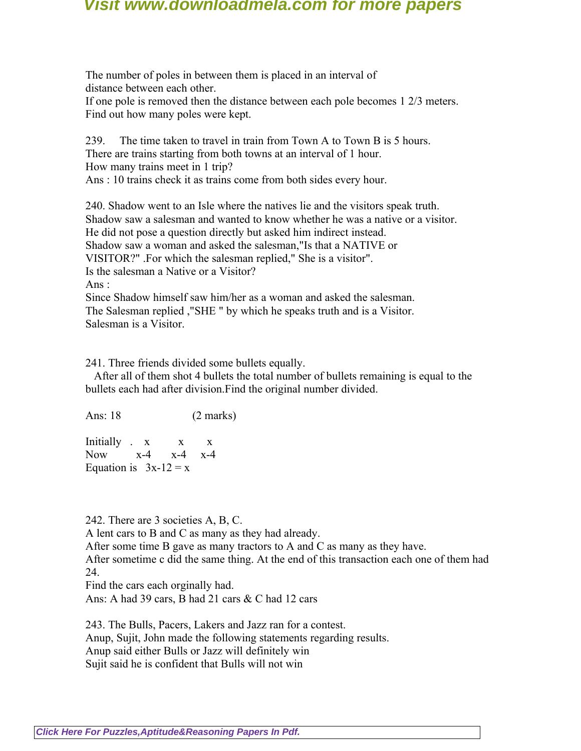The number of poles in between them is placed in an interval of
distance between each other.
If one pole is removed then the distance between each pole becomes 1 2/3 meters.
Find out how many poles were kept.

239. The time taken to travel in train from Town A to Town B is 5 hours.
There are trains starting from both towns at an interval of 1 hour.
How many trains meet in 1 trip?
Ans : 10 trains check it as trains come from both sides every hour.

240. Shadow went to an Isle where the natives lie and the visitors speak truth.
Shadow saw a salesman and wanted to know whether he was a native or a visitor.
He did not pose a question directly but asked him indirect instead.
Shadow saw a woman and asked the salesman,"Is that a NATIVE or
VISITOR?" .For which the salesman replied," She is a visitor".
Is the salesman a Native or a Visitor?
Ans :
Since Shadow himself saw him/her as a woman and asked the salesman.
The Salesman replied ,"SHE " by which he speaks truth and is a Visitor.
Salesman is a Visitor.

241. Three friends divided some bullets equally.
After all of them shot 4 bullets the total number of bullets remaining is equal to the bullets each had after division.Find the original number divided.

Ans: 18 (2 marks)

Initially . x x x
Now x-4 x-4 x-4
Equation is $3x-12 = x$

242. There are 3 societies A, B, C.
A lent cars to B and C as many as they had already.
After some time B gave as many tractors to A and C as many as they have.
After sometime c did the same thing. At the end of this transaction each one of them had 24.
Find the cars each orginally had.
Ans: A had 39 cars, B had 21 cars & C had 12 cars

243. The Bulls, Pacers, Lakers and Jazz ran for a contest.
Anup, Sujit, John made the following statements regarding results.
Anup said either Bulls or Jazz will definitely win
Sujit said he is confident that Bulls will not win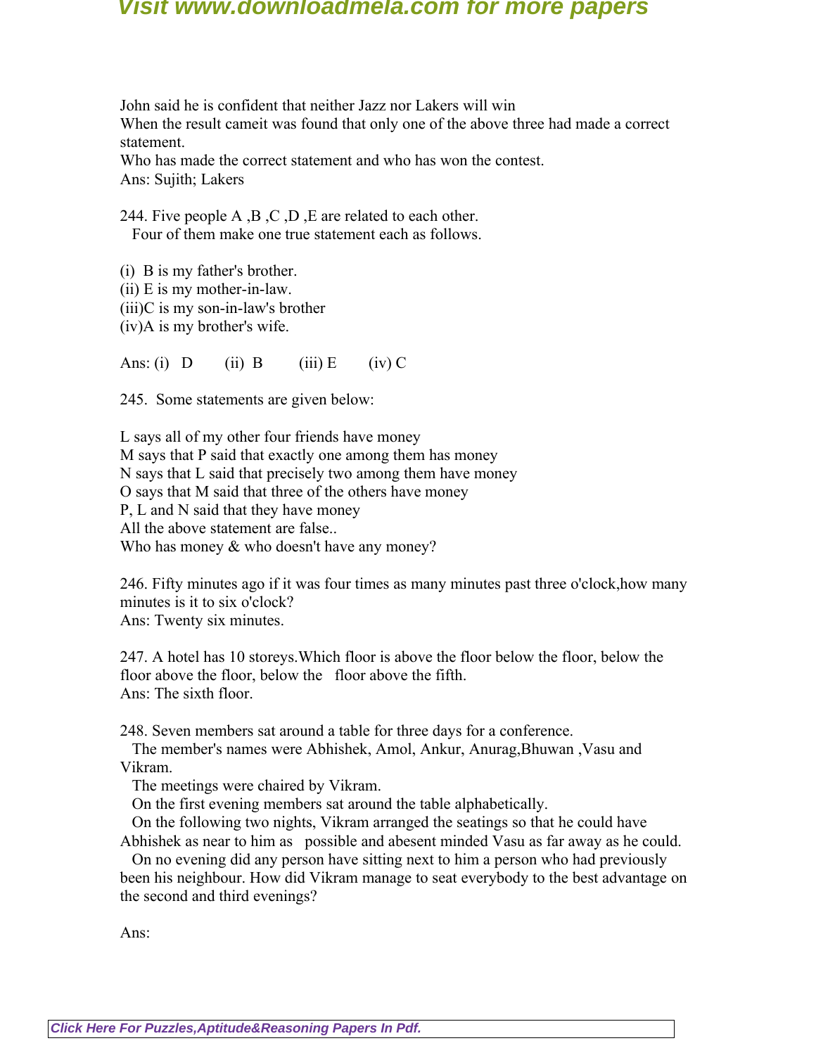John said he is confident that neither Jazz nor Lakers will win
When the result cameit was found that only one of the above three had made a correct statement.
Who has made the correct statement and who has won the contest.
Ans: Sujith; Lakers

244. Five people A ,B ,C ,D ,E are related to each other.
Four of them make one true statement each as follows.

(i) B is my father's brother.
(ii) E is my mother-in-law.
(iii)C is my son-in-law's brother
(iv)A is my brother's wife.

Ans: (i) D (ii) B (iii) E (iv) C

245. Some statements are given below:

L says all of my other four friends have money
M says that P said that exactly one among them has money
N says that L said that precisely two among them have money
O says that M said that three of the others have money
P, L and N said that they have money
All the above statement are false..
Who has money & who doesn't have any money?

246. Fifty minutes ago if it was four times as many minutes past three o'clock,how many minutes is it to six o'clock?
Ans: Twenty six minutes.

247. A hotel has 10 storeys.Which floor is above the floor below the floor, below the floor above the floor, below the floor above the fifth.
Ans: The sixth floor.

248. Seven members sat around a table for three days for a conference.
The member's names were Abhishek, Amol, Ankur, Anurag,Bhuwan ,Vasu and Vikram.
The meetings were chaired by Vikram.
On the first evening members sat around the table alphabetically.
On the following two nights, Vikram arranged the seatings so that he could have Abhishek as near to him as possible and abesent minded Vasu as far away as he could.
On no evening did any person have sitting next to him a person who had previously been his neighbour. How did Vikram manage to seat everybody to the best advantage on the second and third evenings?

Ans: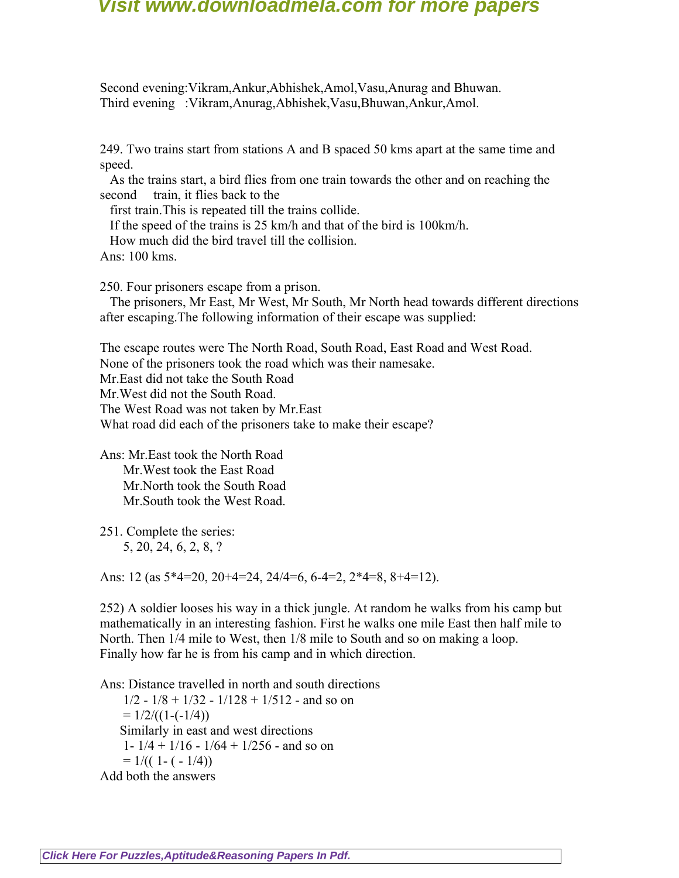Second evening:Vikram,Ankur,Abhishek,Amol,Vasu,Anurag and Bhuwan.
Third evening :Vikram,Anurag,Abhishek,Vasu,Bhuwan,Ankur,Amol.

249. Two trains start from stations A and B spaced 50 kms apart at the same time and speed.
As the trains start, a bird flies from one train towards the other and on reaching the second train, it flies back to the
first train.This is repeated till the trains collide.
If the speed of the trains is 25 km/h and that of the bird is 100km/h.
How much did the bird travel till the collision.
Ans: 100 kms.

250. Four prisoners escape from a prison.
The prisoners, Mr East, Mr West, Mr South, Mr North head towards different directions after escaping.The following information of their escape was supplied:

The escape routes were The North Road, South Road, East Road and West Road.
None of the prisoners took the road which was their namesake.
Mr.East did not take the South Road
Mr.West did not the South Road.
The West Road was not taken by Mr.East
What road did each of the prisoners take to make their escape?

Ans: Mr.East took the North Road
Mr.West took the East Road
Mr.North took the South Road
Mr.South took the West Road.

251. Complete the series:
5, 20, 24, 6, 2, 8, ?

Ans: 12 (as 5*4=20, 20+4=24, 24/4=6, 6-4=2, 2*4=8, 8+4=12).

252) A soldier looses his way in a thick jungle. At random he walks from his camp but mathematically in an interesting fashion. First he walks one mile East then half mile to North. Then 1/4 mile to West, then 1/8 mile to South and so on making a loop.
Finally how far he is from his camp and in which direction.

Ans: Distance travelled in north and south directions
$1/2 - 1/8 + 1/32 - 1/128 + 1/512$ - and so on
$= 1/2/((1-(-1/4))$
Similarly in east and west directions
$1- 1/4 + 1/16 - 1/64 + 1/256$ - and so on
$= 1/(( 1- ( - 1/4))$
Add both the answers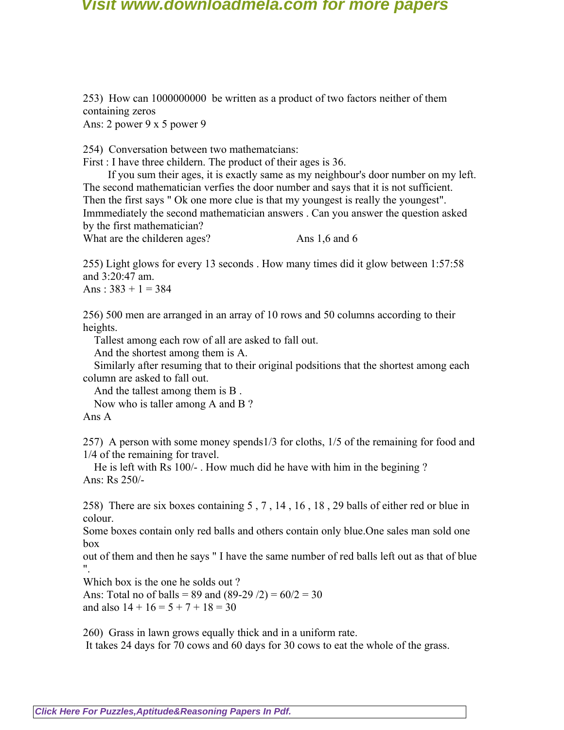253) How can 1000000000 be written as a product of two factors neither of them containing zeros
Ans: 2 power 9 x 5 power 9

254) Conversation between two mathematcians:
First : I have three childern. The product of their ages is 36.
If you sum their ages, it is exactly same as my neighbour's door number on my left.
The second mathematician verfies the door number and says that it is not sufficient.
Then the first says " Ok one more clue is that my youngest is really the youngest".
Immmediately the second mathematician answers . Can you answer the question asked by the first mathematician?
What are the childeren ages? Ans 1,6 and 6

255) Light glows for every 13 seconds . How many times did it glow between 1:57:58 and 3:20:47 am.
Ans : 383 + 1 = 384

256) 500 men are arranged in an array of 10 rows and 50 columns according to their heights.
Tallest among each row of all are asked to fall out.
And the shortest among them is A.
Similarly after resuming that to their original podsitions that the shortest among each column are asked to fall out.
And the tallest among them is B .
Now who is taller among A and B ?
Ans A

257) A person with some money spends1/3 for cloths, 1/5 of the remaining for food and 1/4 of the remaining for travel.
He is left with Rs 100/- . How much did he have with him in the begining ?
Ans: Rs 250/-

258) There are six boxes containing 5 , 7 , 14 , 16 , 18 , 29 balls of either red or blue in colour.
Some boxes contain only red balls and others contain only blue.One sales man sold one box
out of them and then he says " I have the same number of red balls left out as that of blue ".
Which box is the one he solds out ?
Ans: Total no of balls = 89 and (89-29 /2) = 60/2 = 30
and also 14 + 16 = 5 + 7 + 18 = 30

260) Grass in lawn grows equally thick and in a uniform rate.
It takes 24 days for 70 cows and 60 days for 30 cows to eat the whole of the grass.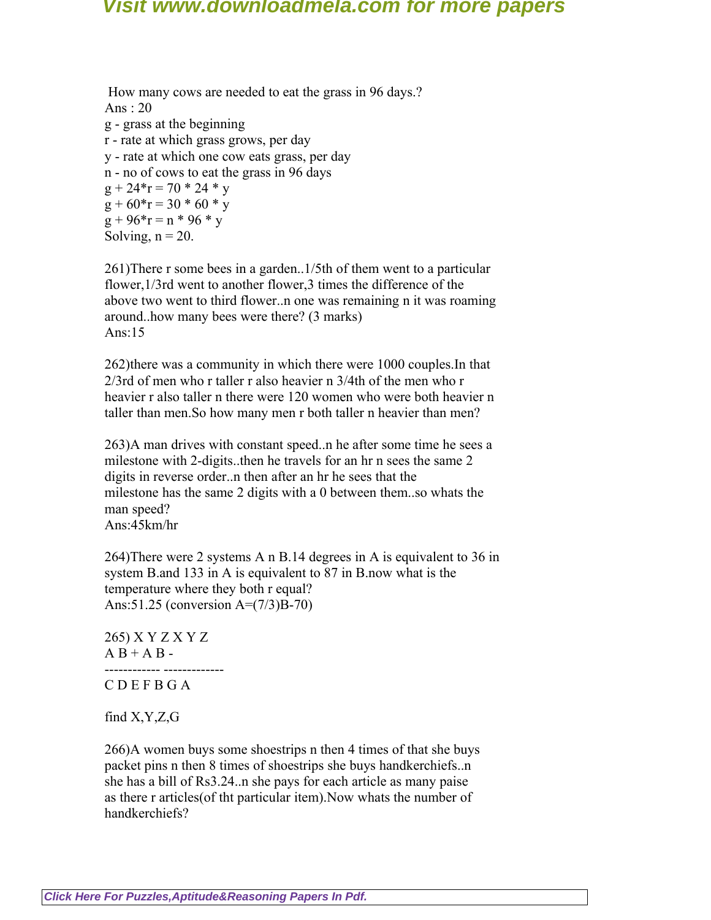How many cows are needed to eat the grass in 96 days.?
Ans : 20
g - grass at the beginning
r - rate at which grass grows, per day
y - rate at which one cow eats grass, per day
n - no of cows to eat the grass in 96 days
$g + 24*r = 70 * 24 * y$
$g + 60*r = 30 * 60 * y$
$g + 96*r = n * 96 * y$
Solving, n = 20.

261)There r some bees in a garden..1/5th of them went to a particular flower,1/3rd went to another flower,3 times the difference of the above two went to third flower..n one was remaining n it was roaming around..how many bees were there? (3 marks)
Ans:15

262)there was a community in which there were 1000 couples.In that 2/3rd of men who r taller r also heavier n 3/4th of the men who r heavier r also taller n there were 120 women who were both heavier n taller than men.So how many men r both taller n heavier than men?

263)A man drives with constant speed..n he after some time he sees a milestone with 2-digits..then he travels for an hr n sees the same 2 digits in reverse order..n then after an hr he sees that the milestone has the same 2 digits with a 0 between them..so whats the man speed?
Ans:45km/hr

264)There were 2 systems A n B.14 degrees in A is equivalent to 36 in system B.and 133 in A is equivalent to 87 in B.now what is the temperature where they both r equal?
Ans:51.25 (conversion A=(7/3)B-70)

265) X Y Z X Y Z
A B + A B -
------------ -------------
C D E F B G A

find X,Y,Z,G

266)A women buys some shoestrips n then 4 times of that she buys packet pins n then 8 times of shoestrips she buys handkerchiefs..n she has a bill of Rs3.24..n she pays for each article as many paise as there r articles(of tht particular item).Now whats the number of handkerchiefs?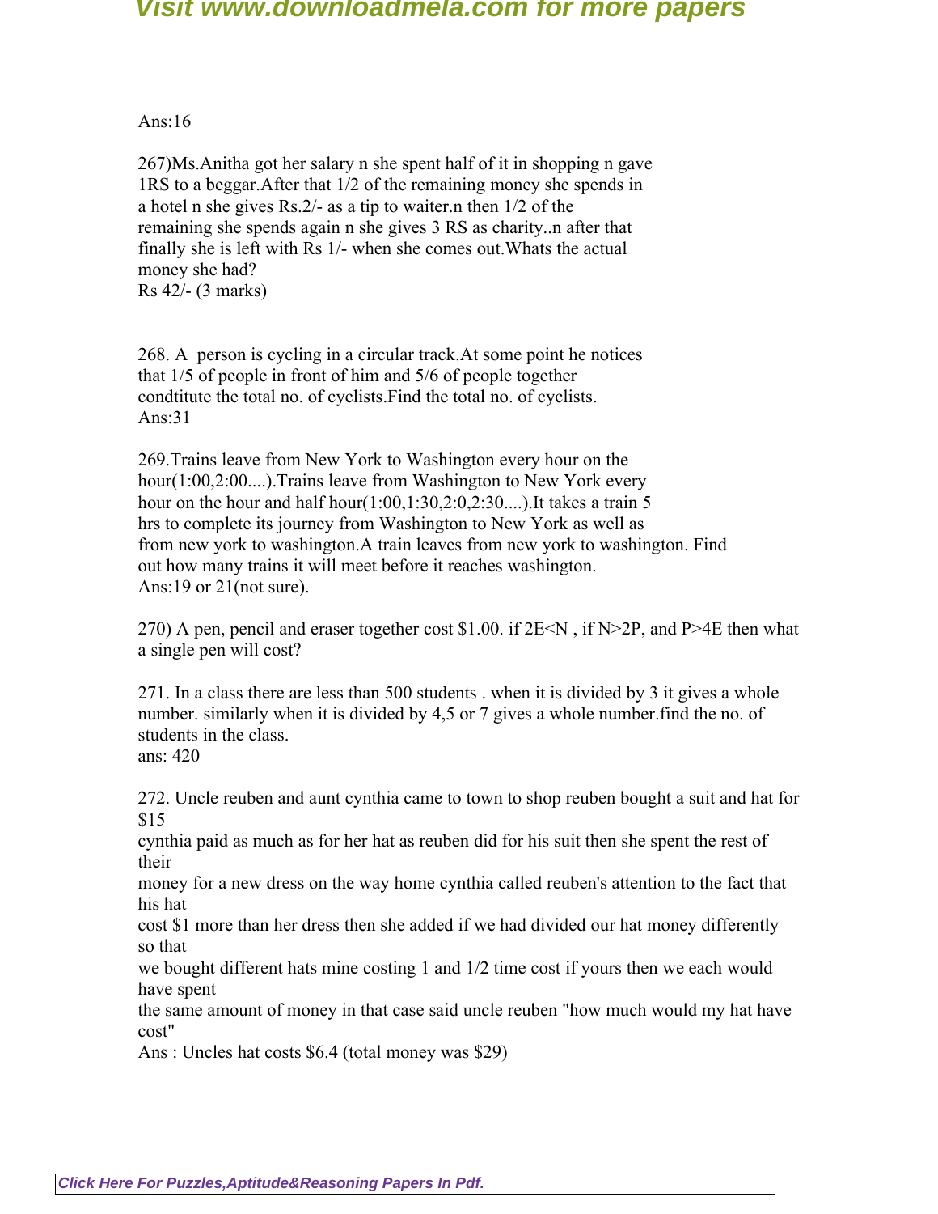Ans:16

267)Ms.Anitha got her salary n she spent half of it in shopping n gave 1RS to a beggar.After that 1/2 of the remaining money she spends in a hotel n she gives Rs.2/- as a tip to waiter.n then 1/2 of the remaining she spends again n she gives 3 RS as charity..n after that finally she is left with Rs 1/- when she comes out.Whats the actual money she had?
Rs 42/- (3 marks)

268. A person is cycling in a circular track.At some point he notices that 1/5 of people in front of him and 5/6 of people together condtitute the total no. of cyclists.Find the total no. of cyclists.
Ans:31

269.Trains leave from New York to Washington every hour on the hour(1:00,2:00....).Trains leave from Washington to New York every hour on the hour and half hour(1:00,1:30,2:0,2:30....).It takes a train 5 hrs to complete its journey from Washington to New York as well as from new york to washington.A train leaves from new york to washington. Find out how many trains it will meet before it reaches washington.
Ans:19 or 21(not sure).

270) A pen, pencil and eraser together cost $1.00. if 2E<N , if N>2P, and P>4E then what a single pen will cost?

271. In a class there are less than 500 students . when it is divided by 3 it gives a whole number. similarly when it is divided by 4,5 or 7 gives a whole number.find the no. of students in the class.
ans: 420

272. Uncle reuben and aunt cynthia came to town to shop reuben bought a suit and hat for $15
cynthia paid as much as for her hat as reuben did for his suit then she spent the rest of their
money for a new dress on the way home cynthia called reuben's attention to the fact that his hat
cost $1 more than her dress then she added if we had divided our hat money differently so that
we bought different hats mine costing 1 and 1/2 time cost if yours then we each would have spent
the same amount of money in that case said uncle reuben "how much would my hat have cost"
Ans : Uncles hat costs $6.4 (total money was $29)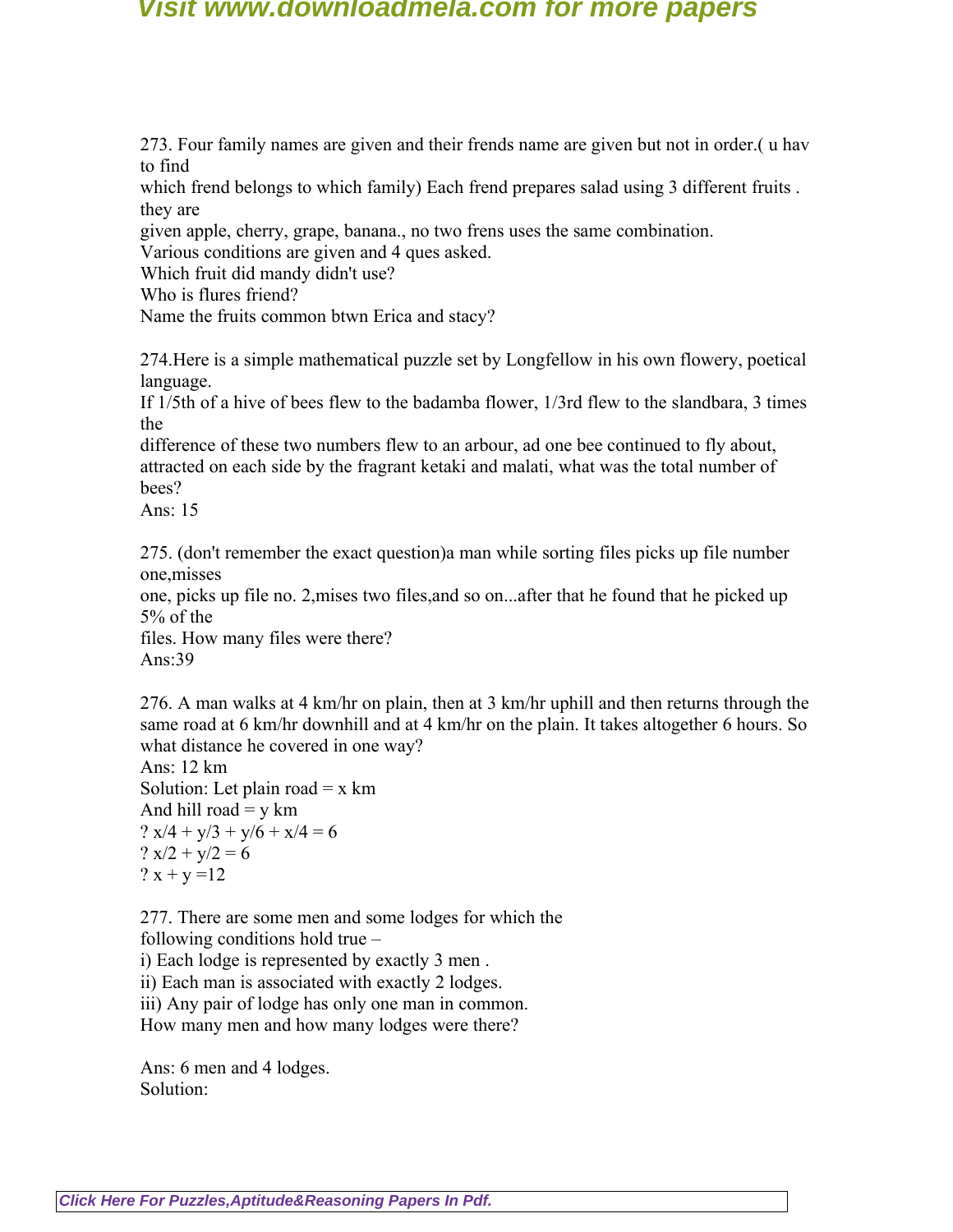273. Four family names are given and their frends name are given but not in order.( u hav to find
which frend belongs to which family) Each frend prepares salad using 3 different fruits . they are
given apple, cherry, grape, banana., no two frens uses the same combination.
Various conditions are given and 4 ques asked.
Which fruit did mandy didn't use?
Who is flures friend?
Name the fruits common btwn Erica and stacy?

274.Here is a simple mathematical puzzle set by Longfellow in his own flowery, poetical language.
If 1/5th of a hive of bees flew to the badamba flower, 1/3rd flew to the slandbara, 3 times the
difference of these two numbers flew to an arbour, ad one bee continued to fly about, attracted on each side by the fragrant ketaki and malati, what was the total number of bees?
Ans: 15

275. (don't remember the exact question)a man while sorting files picks up file number one,misses
one, picks up file no. 2,mises two files,and so on...after that he found that he picked up 5% of the
files. How many files were there?
Ans:39

276. A man walks at 4 km/hr on plain, then at 3 km/hr uphill and then returns through the same road at 6 km/hr downhill and at 4 km/hr on the plain. It takes altogether 6 hours. So what distance he covered in one way?
Ans: 12 km
Solution: Let plain road = x km
And hill road = y km
? $x/4 + y/3 + y/6 + x/4 = 6$
? $x/2 + y/2 = 6$
? $x + y = 12$

277. There are some men and some lodges for which the
following conditions hold true –
i) Each lodge is represented by exactly 3 men .
ii) Each man is associated with exactly 2 lodges.
iii) Any pair of lodge has only one man in common.
How many men and how many lodges were there?

Ans: 6 men and 4 lodges.
Solution: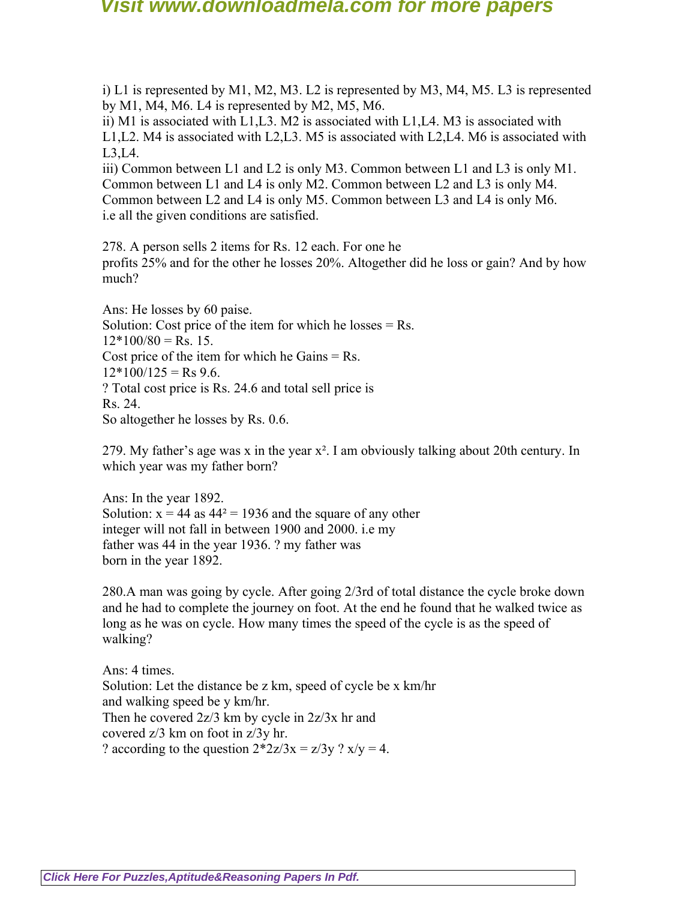i) L1 is represented by M1, M2, M3. L2 is represented by M3, M4, M5. L3 is represented by M1, M4, M6. L4 is represented by M2, M5, M6.
ii) M1 is associated with L1,L3. M2 is associated with L1,L4. M3 is associated with L1,L2. M4 is associated with L2,L3. M5 is associated with L2,L4. M6 is associated with L3,L4.
iii) Common between L1 and L2 is only M3. Common between L1 and L3 is only M1. Common between L1 and L4 is only M2. Common between L2 and L3 is only M4. Common between L2 and L4 is only M5. Common between L3 and L4 is only M6.
i.e all the given conditions are satisfied.

278. A person sells 2 items for Rs. 12 each. For one he profits 25% and for the other he losses 20%. Altogether did he loss or gain? And by how much?

Ans: He losses by 60 paise.
Solution: Cost price of the item for which he losses = Rs. 12*100/80 = Rs. 15.
Cost price of the item for which he Gains = Rs. 12*100/125 = Rs 9.6.
? Total cost price is Rs. 24.6 and total sell price is Rs. 24.
So altogether he losses by Rs. 0.6.

279. My father's age was x in the year $x^2$. I am obviously talking about 20th century. In which year was my father born?

Ans: In the year 1892.
Solution: x = 44 as $44^2 = 1936$ and the square of any other integer will not fall in between 1900 and 2000. i.e my father was 44 in the year 1936. ? my father was born in the year 1892.

280.A man was going by cycle. After going 2/3rd of total distance the cycle broke down and he had to complete the journey on foot. At the end he found that he walked twice as long as he was on cycle. How many times the speed of the cycle is as the speed of walking?

Ans: 4 times.
Solution: Let the distance be z km, speed of cycle be x km/hr and walking speed be y km/hr.
Then he covered 2z/3 km by cycle in 2z/3x hr and covered z/3 km on foot in z/3y hr.
? according to the question 2*2z/3x = z/3y ? x/y = 4.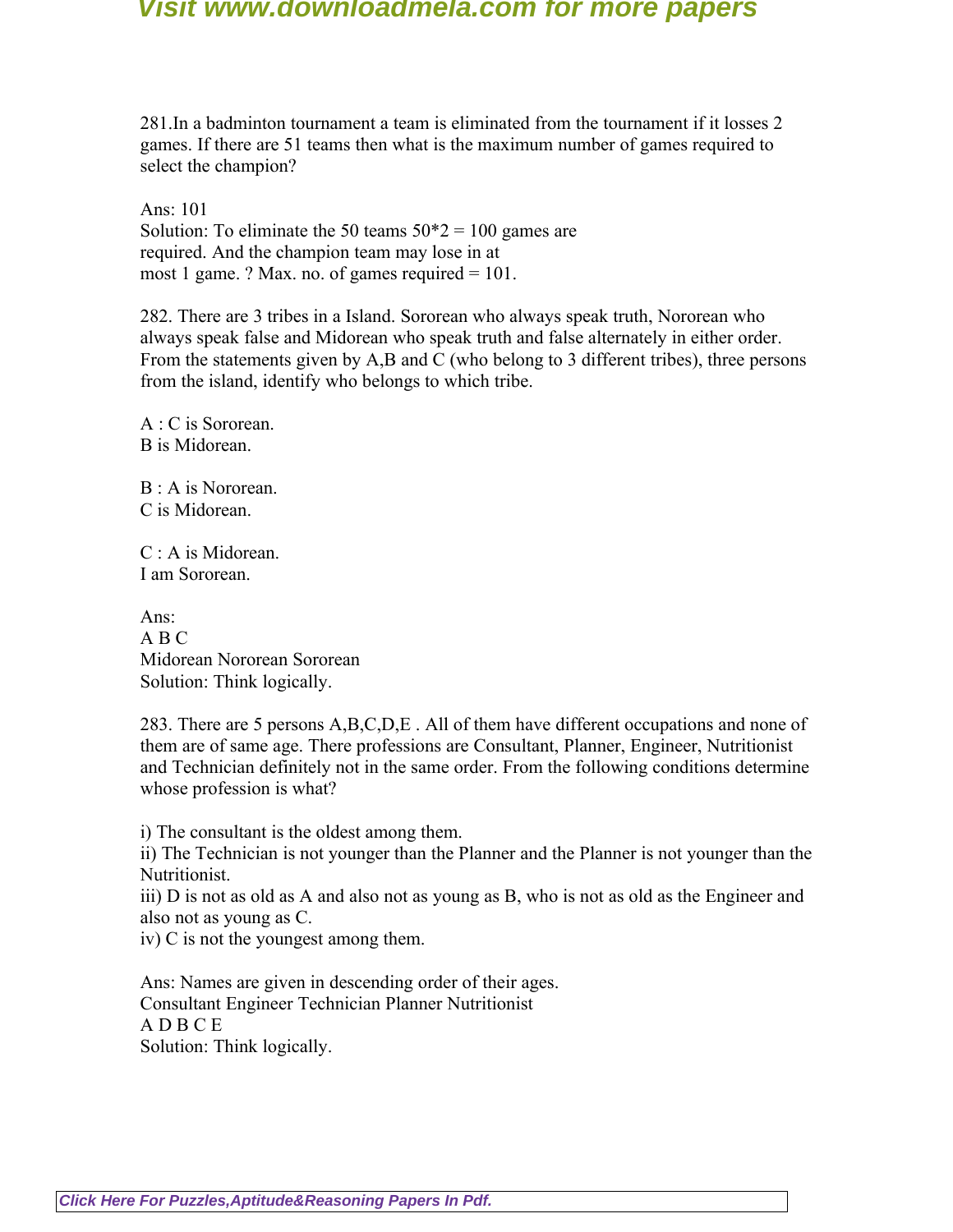281.In a badminton tournament a team is eliminated from the tournament if it losses 2 games. If there are 51 teams then what is the maximum number of games required to select the champion?

Ans: 101
Solution: To eliminate the 50 teams 50*2 = 100 games are required. And the champion team may lose in at most 1 game. ? Max. no. of games required = 101.

282. There are 3 tribes in a Island. Sororean who always speak truth, Nororean who always speak false and Midorean who speak truth and false alternately in either order. From the statements given by A,B and C (who belong to 3 different tribes), three persons from the island, identify who belongs to which tribe.

A : C is Sororean.
B is Midorean.

B : A is Nororean.
C is Midorean.

C : A is Midorean.
I am Sororean.

Ans:
A B C
Midorean Nororean Sororean
Solution: Think logically.

283. There are 5 persons A,B,C,D,E . All of them have different occupations and none of them are of same age. There professions are Consultant, Planner, Engineer, Nutritionist and Technician definitely not in the same order. From the following conditions determine whose profession is what?

i) The consultant is the oldest among them.
ii) The Technician is not younger than the Planner and the Planner is not younger than the Nutritionist.
iii) D is not as old as A and also not as young as B, who is not as old as the Engineer and also not as young as C.
iv) C is not the youngest among them.

Ans: Names are given in descending order of their ages.
Consultant Engineer Technician Planner Nutritionist
A D B C E
Solution: Think logically.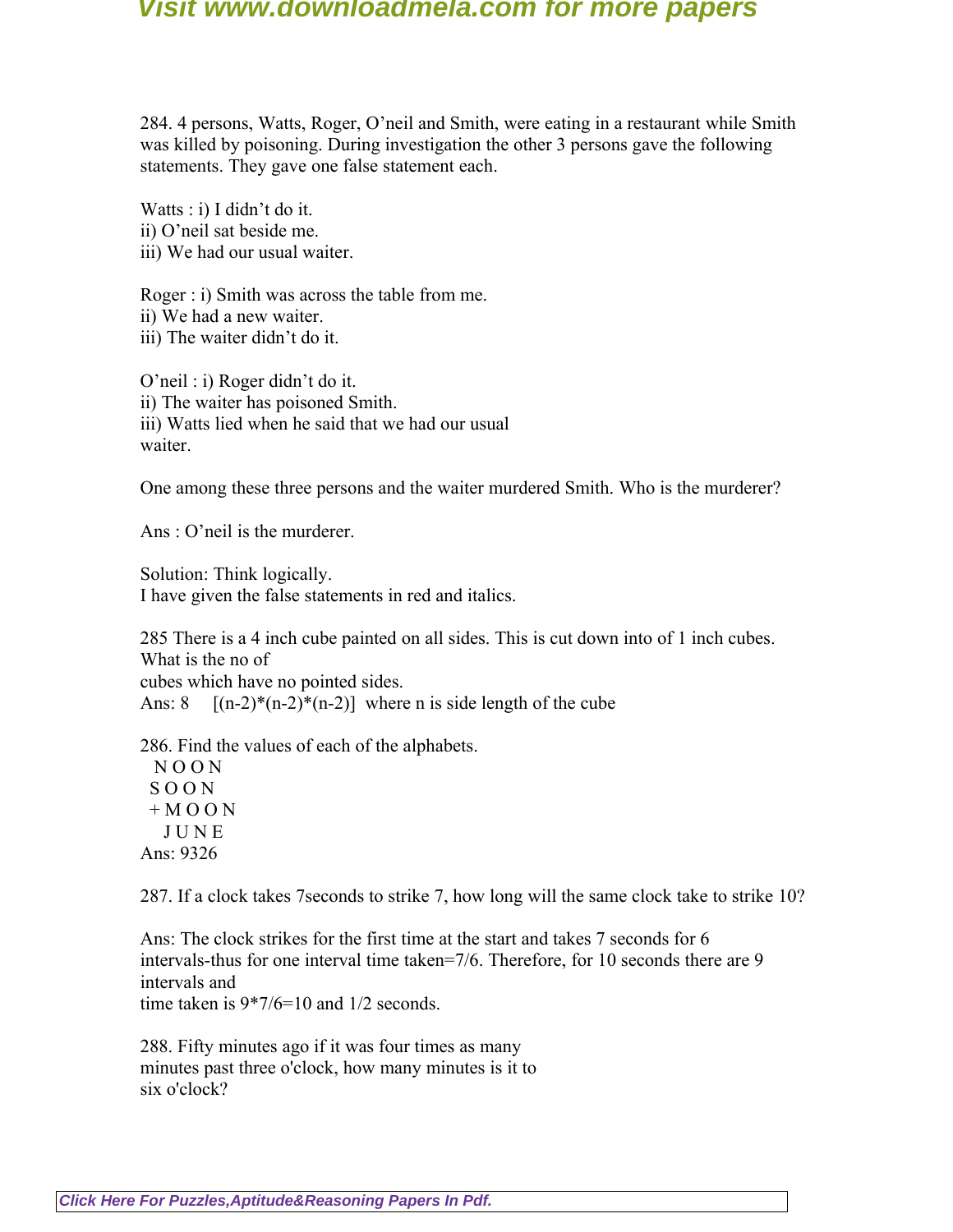284. 4 persons, Watts, Roger, O'neil and Smith, were eating in a restaurant while Smith was killed by poisoning. During investigation the other 3 persons gave the following statements. They gave one false statement each.

Watts : i) I didn't do it.
ii) O'neil sat beside me.
iii) We had our usual waiter.

Roger : i) Smith was across the table from me.
ii) We had a new waiter.
iii) The waiter didn't do it.

O'neil : i) Roger didn't do it.
ii) The waiter has poisoned Smith.
iii) Watts lied when he said that we had our usual waiter.

One among these three persons and the waiter murdered Smith. Who is the murderer?

Ans : O'neil is the murderer.

Solution: Think logically.
I have given the false statements in red and italics.

285 There is a 4 inch cube painted on all sides. This is cut down into of 1 inch cubes. What is the no of cubes which have no pointed sides.
Ans: 8 $[(n-2)*(n-2)*(n-2)]$ where n is side length of the cube

286. Find the values of each of the alphabets.

```
  N O O N
 S O O N
+M O O N
   J U N E
```

Ans: 9326

287. If a clock takes 7seconds to strike 7, how long will the same clock take to strike 10?

Ans: The clock strikes for the first time at the start and takes 7 seconds for 6 intervals-thus for one interval time taken=7/6. Therefore, for 10 seconds there are 9 intervals and
time taken is 9*7/6=10 and 1/2 seconds.

288. Fifty minutes ago if it was four times as many minutes past three o'clock, how many minutes is it to six o'clock?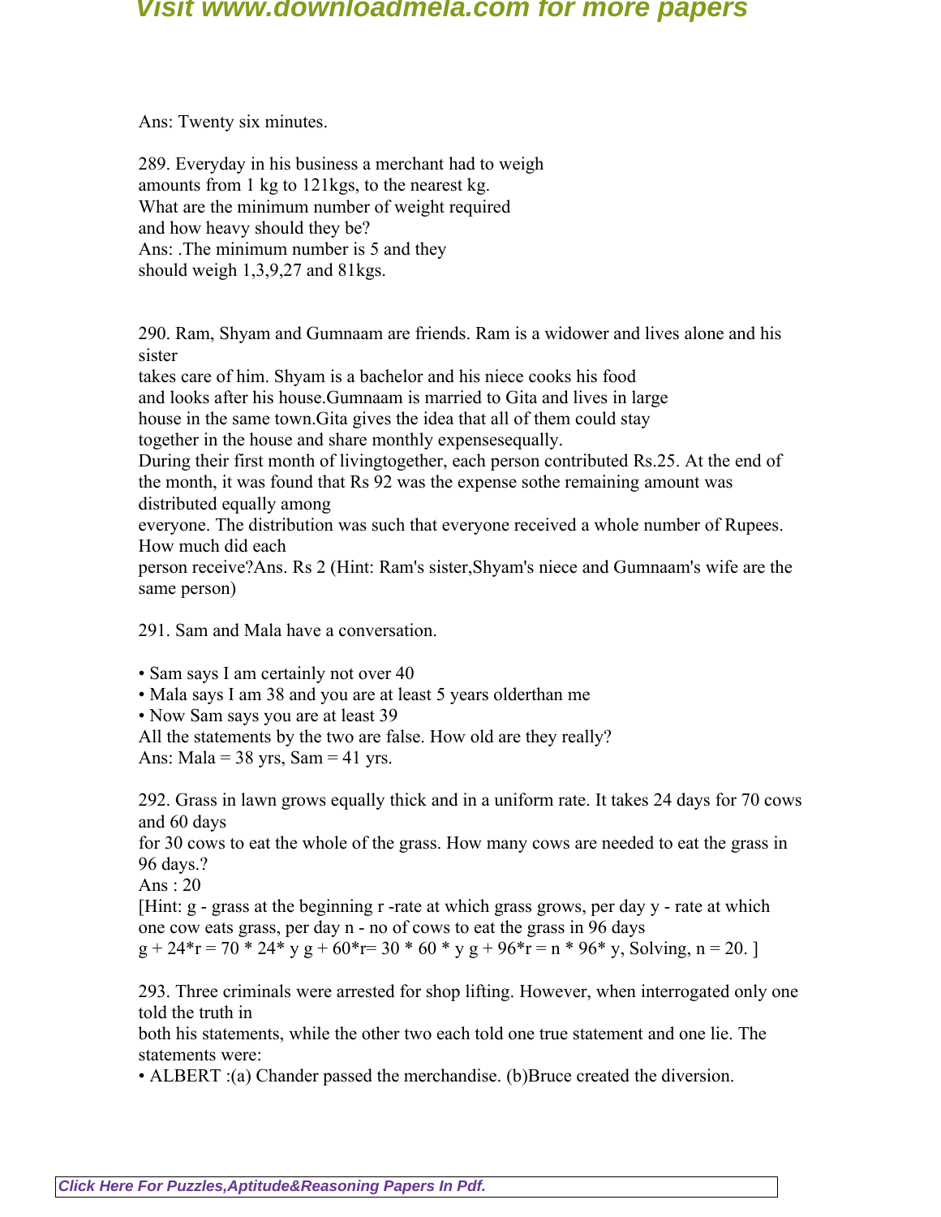Ans: Twenty six minutes.

289. Everyday in his business a merchant had to weigh amounts from 1 kg to 121kgs, to the nearest kg. What are the minimum number of weight required and how heavy should they be?
Ans: .The minimum number is 5 and they should weigh 1,3,9,27 and 81kgs.

290. Ram, Shyam and Gumnaam are friends. Ram is a widower and lives alone and his sister takes care of him. Shyam is a bachelor and his niece cooks his food and looks after his house.Gumnaam is married to Gita and lives in large house in the same town.Gita gives the idea that all of them could stay together in the house and share monthly expensesequally.
During their first month of livingtogether, each person contributed Rs.25. At the end of the month, it was found that Rs 92 was the expense sothe remaining amount was distributed equally among everyone. The distribution was such that everyone received a whole number of Rupees. How much did each person receive?Ans. Rs 2 (Hint: Ram's sister,Shyam's niece and Gumnaam's wife are the same person)

291. Sam and Mala have a conversation.

- Sam says I am certainly not over 40
- Mala says I am 38 and you are at least 5 years olderthan me
- Now Sam says you are at least 39

All the statements by the two are false. How old are they really?
Ans: Mala = 38 yrs, Sam = 41 yrs.

292. Grass in lawn grows equally thick and in a uniform rate. It takes 24 days for 70 cows and 60 days for 30 cows to eat the whole of the grass. How many cows are needed to eat the grass in 96 days.?
Ans : 20
[Hint: g - grass at the beginning r -rate at which grass grows, per day y - rate at which one cow eats grass, per day n - no of cows to eat the grass in 96 days
g + 24*r = 70 * 24* y g + 60*r= 30 * 60 * y g + 96*r = n * 96* y, Solving, n = 20. ]

293. Three criminals were arrested for shop lifting. However, when interrogated only one told the truth in both his statements, while the other two each told one true statement and one lie. The statements were:

- ALBERT :(a) Chander passed the merchandise. (b)Bruce created the diversion.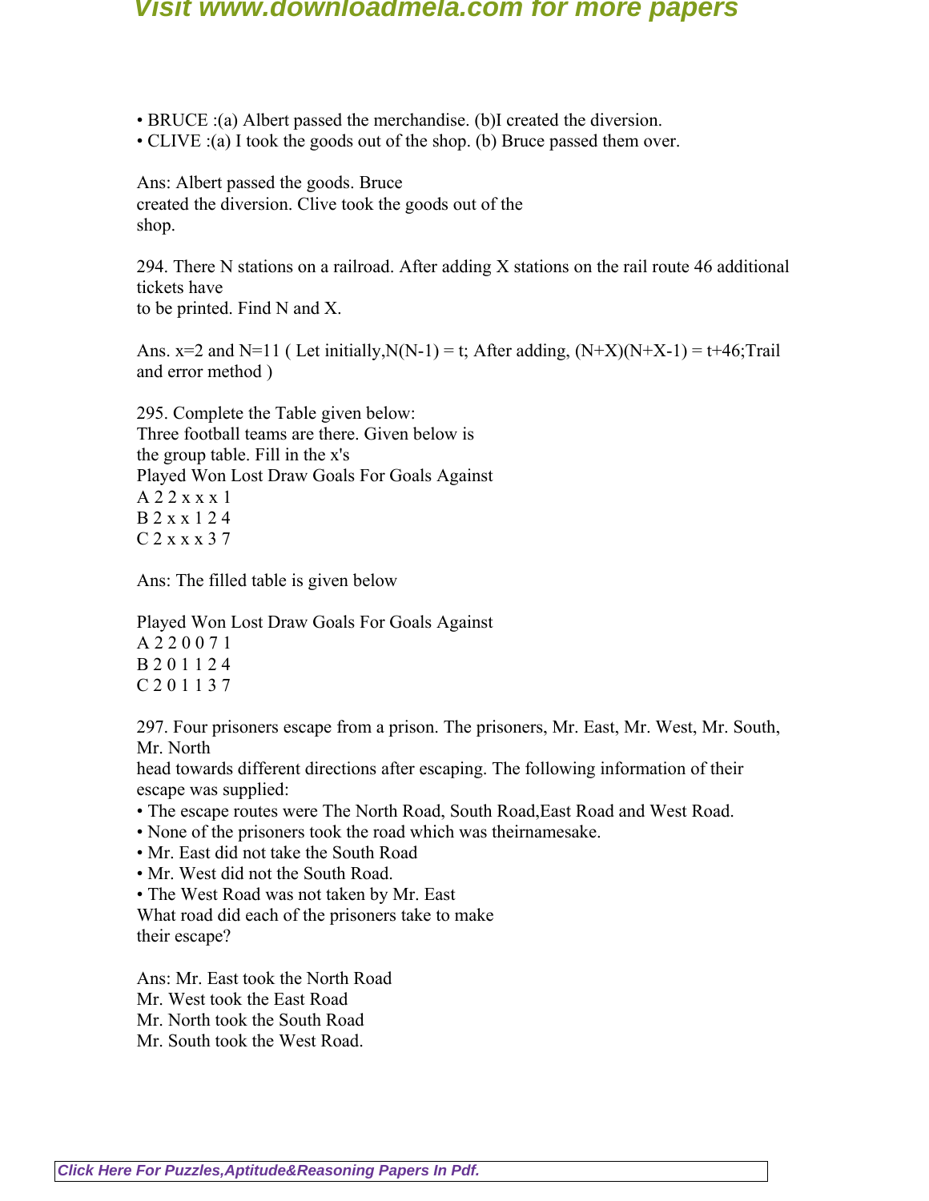• BRUCE :(a) Albert passed the merchandise. (b)I created the diversion.
• CLIVE :(a) I took the goods out of the shop. (b) Bruce passed them over.

Ans: Albert passed the goods. Bruce created the diversion. Clive took the goods out of the shop.

294. There N stations on a railroad. After adding X stations on the rail route 46 additional tickets have to be printed. Find N and X.

Ans. x=2 and N=11 ( Let initially, $N(N-1) = t$; After adding, $(N+X)(N+X-1) = t+46$; Trail and error method )

295. Complete the Table given below:
Three football teams are there. Given below is the group table. Fill in the x's

| | Played | Won | Lost | Draw | Goals For | Goals Against |
|---|---|---|---|---|---|---|
| A | 2 | 2 | x | x | x | 1 |
| B | 2 | x | x | 1 | 2 | 4 |
| C | 2 | x | x | x | 3 | 7 |

Ans: The filled table is given below

| | Played | Won | Lost | Draw | Goals For | Goals Against |
|---|---|---|---|---|---|---|
| A | 2 | 2 | 0 | 0 | 7 | 1 |
| B | 2 | 0 | 1 | 1 | 2 | 4 |
| C | 2 | 0 | 1 | 1 | 3 | 7 |

297. Four prisoners escape from a prison. The prisoners, Mr. East, Mr. West, Mr. South, Mr. North head towards different directions after escaping. The following information of their escape was supplied:

• The escape routes were The North Road, South Road,East Road and West Road.
• None of the prisoners took the road which was theirnamesake.
• Mr. East did not take the South Road
• Mr. West did not the South Road.
• The West Road was not taken by Mr. East

What road did each of the prisoners take to make their escape?

Ans: Mr. East took the North Road
Mr. West took the East Road
Mr. North took the South Road
Mr. South took the West Road.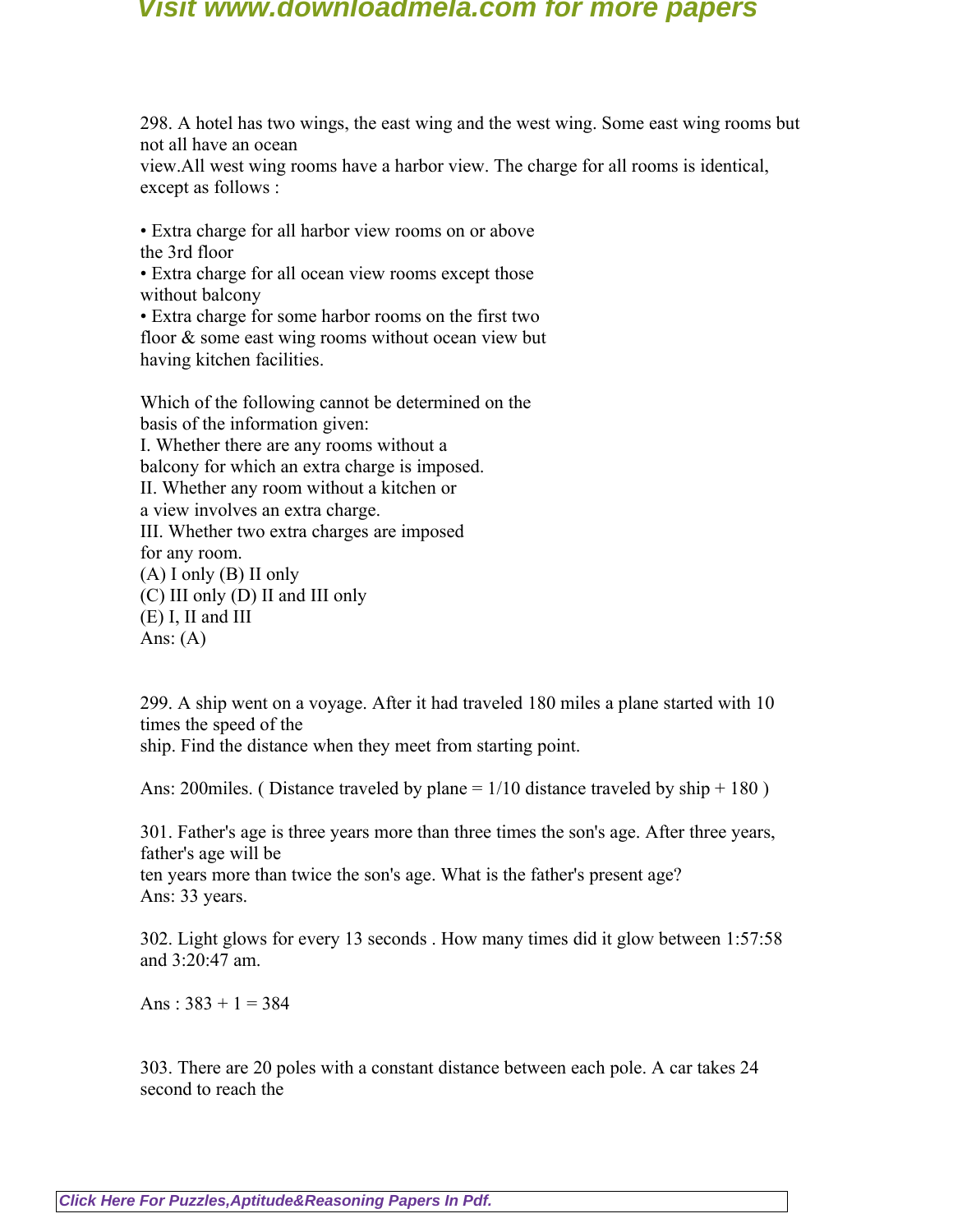298. A hotel has two wings, the east wing and the west wing. Some east wing rooms but not all have an ocean view.All west wing rooms have a harbor view. The charge for all rooms is identical, except as follows :

• Extra charge for all harbor view rooms on or above the 3rd floor
• Extra charge for all ocean view rooms except those without balcony
• Extra charge for some harbor rooms on the first two floor & some east wing rooms without ocean view but having kitchen facilities.

Which of the following cannot be determined on the basis of the information given:
I. Whether there are any rooms without a balcony for which an extra charge is imposed.
II. Whether any room without a kitchen or a view involves an extra charge.
III. Whether two extra charges are imposed for any room.
(A) I only (B) II only
(C) III only (D) II and III only
(E) I, II and III
Ans: (A)

299. A ship went on a voyage. After it had traveled 180 miles a plane started with 10 times the speed of the ship. Find the distance when they meet from starting point.

Ans: 200miles. ( Distance traveled by plane = 1/10 distance traveled by ship + 180 )

301. Father's age is three years more than three times the son's age. After three years, father's age will be ten years more than twice the son's age. What is the father's present age?
Ans: 33 years.

302. Light glows for every 13 seconds . How many times did it glow between 1:57:58 and 3:20:47 am.

Ans : 383 + 1 = 384

303. There are 20 poles with a constant distance between each pole. A car takes 24 second to reach the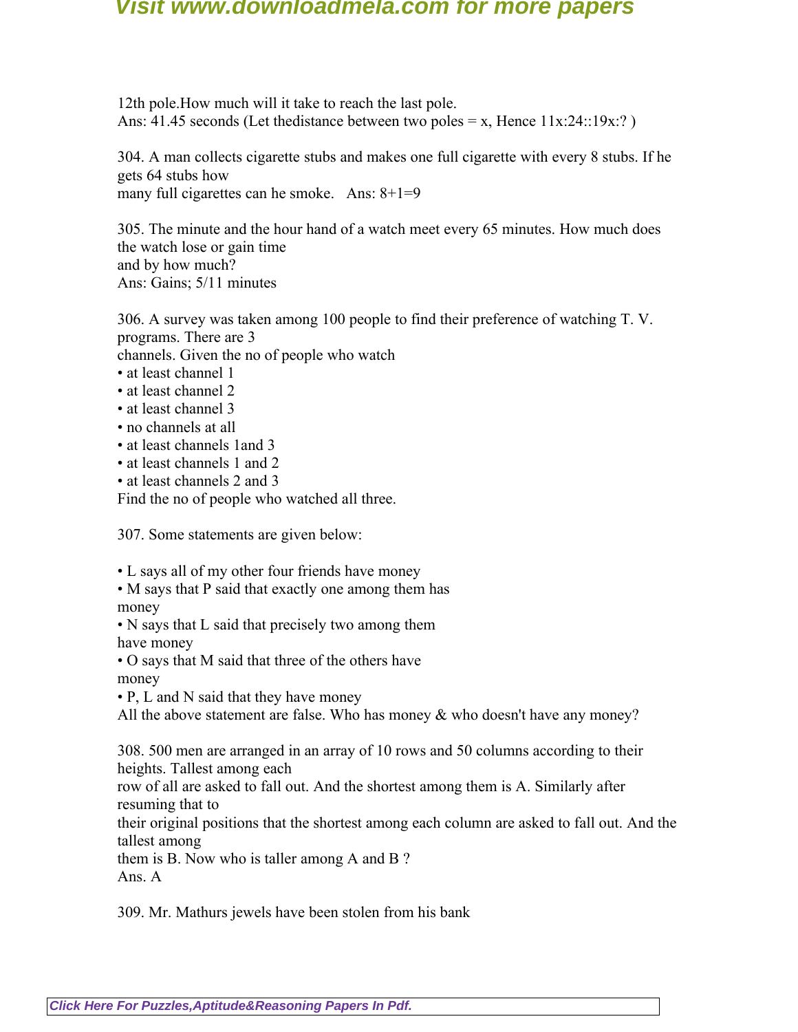12th pole.How much will it take to reach the last pole.
Ans: 41.45 seconds (Let thedistance between two poles = x, Hence 11x:24::19x:? )

304. A man collects cigarette stubs and makes one full cigarette with every 8 stubs. If he gets 64 stubs how
many full cigarettes can he smoke. Ans: 8+1=9

305. The minute and the hour hand of a watch meet every 65 minutes. How much does the watch lose or gain time
and by how much?
Ans: Gains; 5/11 minutes

306. A survey was taken among 100 people to find their preference of watching T. V. programs. There are 3
channels. Given the no of people who watch

- at least channel 1
- at least channel 2
- at least channel 3
- no channels at all
- at least channels 1and 3
- at least channels 1 and 2
- at least channels 2 and 3

Find the no of people who watched all three.

307. Some statements are given below:

- L says all of my other four friends have money
- M says that P said that exactly one among them has money
- N says that L said that precisely two among them have money
- O says that M said that three of the others have money
- P, L and N said that they have money

All the above statement are false. Who has money & who doesn't have any money?

308. 500 men are arranged in an array of 10 rows and 50 columns according to their heights. Tallest among each
row of all are asked to fall out. And the shortest among them is A. Similarly after resuming that to
their original positions that the shortest among each column are asked to fall out. And the tallest among
them is B. Now who is taller among A and B ?
Ans. A

309. Mr. Mathurs jewels have been stolen from his bank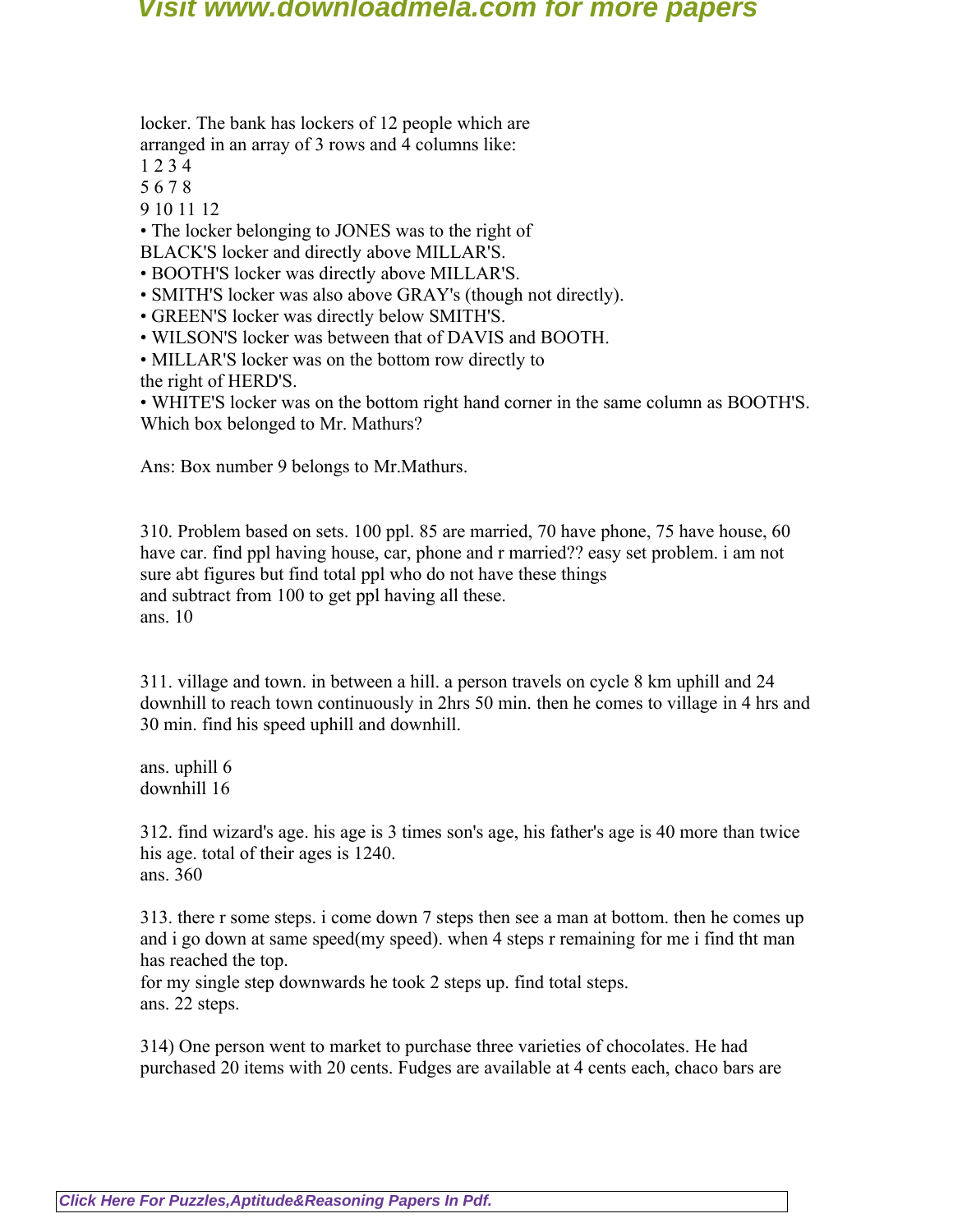locker. The bank has lockers of 12 people which are arranged in an array of 3 rows and 4 columns like:

1 2 3 4
5 6 7 8
9 10 11 12

- The locker belonging to JONES was to the right of BLACK'S locker and directly above MILLAR'S.
- BOOTH'S locker was directly above MILLAR'S.
- SMITH'S locker was also above GRAY's (though not directly).
- GREEN'S locker was directly below SMITH'S.
- WILSON'S locker was between that of DAVIS and BOOTH.
- MILLAR'S locker was on the bottom row directly to the right of HERD'S.
- WHITE'S locker was on the bottom right hand corner in the same column as BOOTH'S.

Which box belonged to Mr. Mathurs?

Ans: Box number 9 belongs to Mr.Mathurs.

310. Problem based on sets. 100 ppl. 85 are married, 70 have phone, 75 have house, 60 have car. find ppl having house, car, phone and r married?? easy set problem. i am not sure abt figures but find total ppl who do not have these things and subtract from 100 to get ppl having all these.
ans. 10

311. village and town. in between a hill. a person travels on cycle 8 km uphill and 24 downhill to reach town continuously in 2hrs 50 min. then he comes to village in 4 hrs and 30 min. find his speed uphill and downhill.

ans. uphill 6
downhill 16

312. find wizard's age. his age is 3 times son's age, his father's age is 40 more than twice his age. total of their ages is 1240.
ans. 360

313. there r some steps. i come down 7 steps then see a man at bottom. then he comes up and i go down at same speed(my speed). when 4 steps r remaining for me i find tht man has reached the top.
for my single step downwards he took 2 steps up. find total steps.
ans. 22 steps.

314) One person went to market to purchase three varieties of chocolates. He had purchased 20 items with 20 cents. Fudges are available at 4 cents each, chaco bars are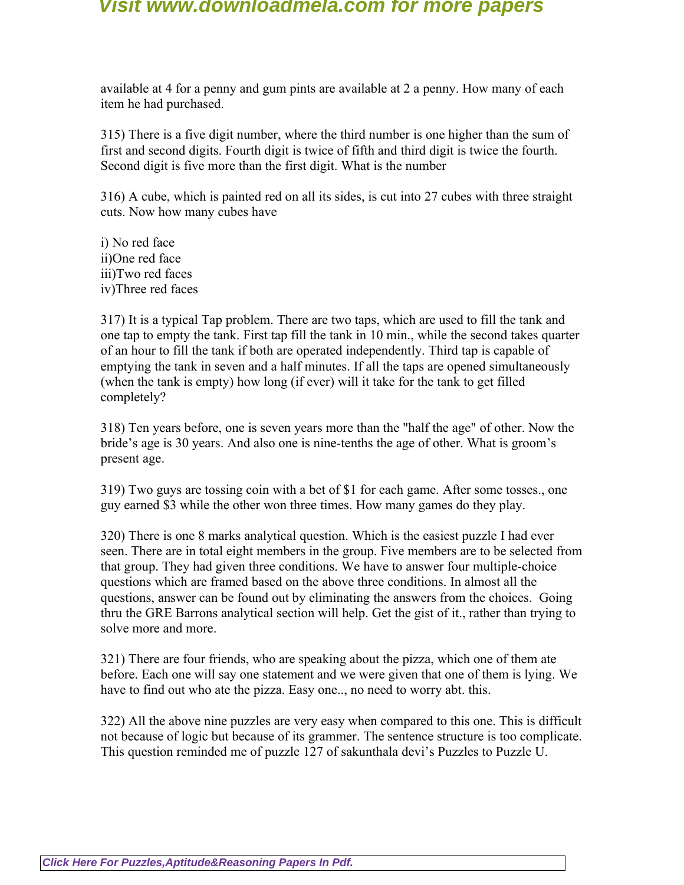available at 4 for a penny and gum pints are available at 2 a penny. How many of each item he had purchased.

315) There is a five digit number, where the third number is one higher than the sum of first and second digits. Fourth digit is twice of fifth and third digit is twice the fourth. Second digit is five more than the first digit. What is the number

316) A cube, which is painted red on all its sides, is cut into 27 cubes with three straight cuts. Now how many cubes have

i) No red face
ii)One red face
iii)Two red faces
iv)Three red faces

317) It is a typical Tap problem. There are two taps, which are used to fill the tank and one tap to empty the tank. First tap fill the tank in 10 min., while the second takes quarter of an hour to fill the tank if both are operated independently. Third tap is capable of emptying the tank in seven and a half minutes. If all the taps are opened simultaneously (when the tank is empty) how long (if ever) will it take for the tank to get filled completely?

318) Ten years before, one is seven years more than the "half the age" of other. Now the bride's age is 30 years. And also one is nine-tenths the age of other. What is groom's present age.

319) Two guys are tossing coin with a bet of $1 for each game. After some tosses., one guy earned $3 while the other won three times. How many games do they play.

320) There is one 8 marks analytical question. Which is the easiest puzzle I had ever seen. There are in total eight members in the group. Five members are to be selected from that group. They had given three conditions. We have to answer four multiple-choice questions which are framed based on the above three conditions. In almost all the questions, answer can be found out by eliminating the answers from the choices. Going thru the GRE Barrons analytical section will help. Get the gist of it., rather than trying to solve more and more.

321) There are four friends, who are speaking about the pizza, which one of them ate before. Each one will say one statement and we were given that one of them is lying. We have to find out who ate the pizza. Easy one.., no need to worry abt. this.

322) All the above nine puzzles are very easy when compared to this one. This is difficult not because of logic but because of its grammer. The sentence structure is too complicate. This question reminded me of puzzle 127 of sakunthala devi's Puzzles to Puzzle U.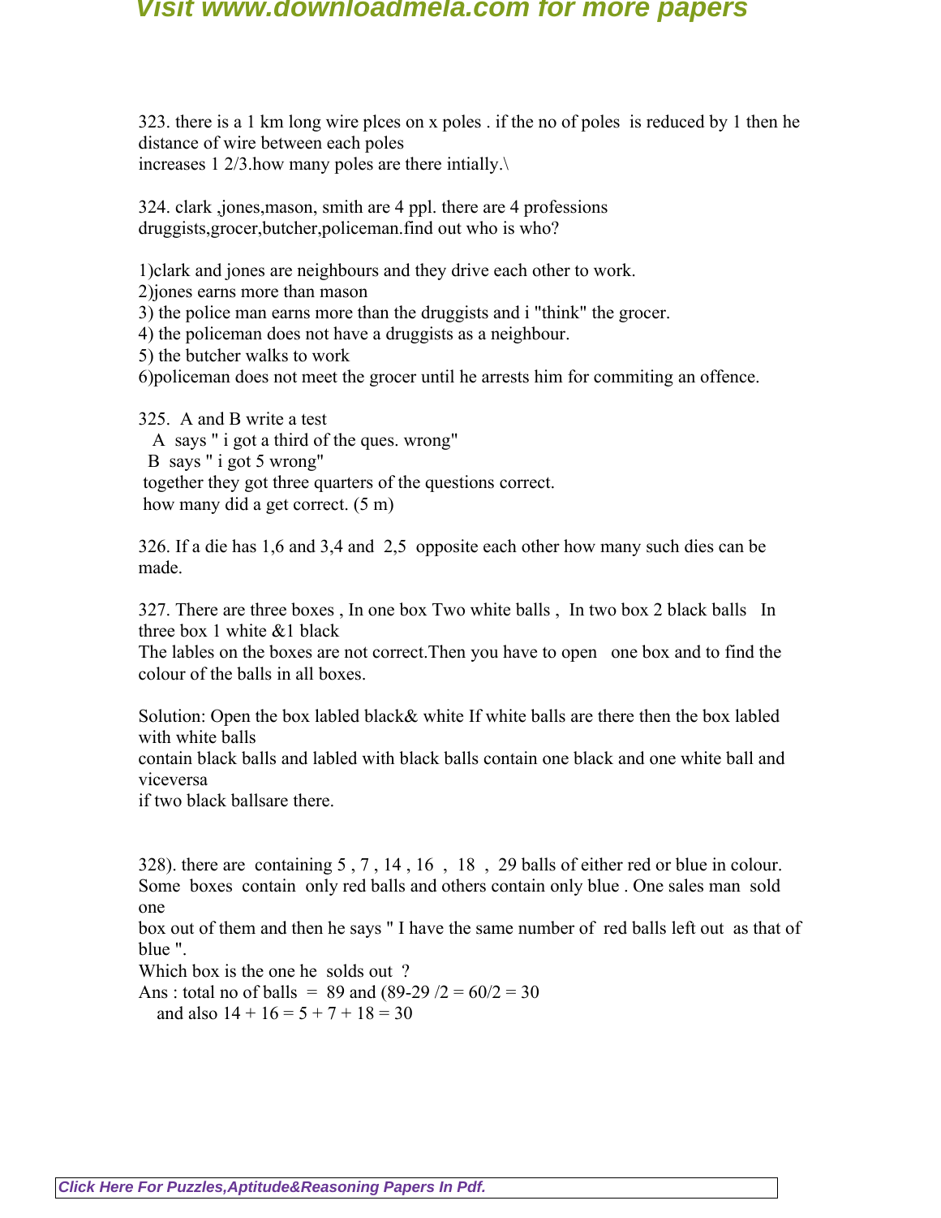323. there is a 1 km long wire plces on x poles . if the no of poles is reduced by 1 then he distance of wire between each poles
increases 1 2/3.how many poles are there intially.\

324. clark ,jones,mason, smith are 4 ppl. there are 4 professions druggists,grocer,butcher,policeman.find out who is who?

1)clark and jones are neighbours and they drive each other to work.
2)jones earns more than mason
3) the police man earns more than the druggists and i "think" the grocer.
4) the policeman does not have a druggists as a neighbour.
5) the butcher walks to work
6)policeman does not meet the grocer until he arrests him for commiting an offence.

325. A and B write a test
A says " i got a third of the ques. wrong"
B says " i got 5 wrong"
together they got three quarters of the questions correct.
how many did a get correct. (5 m)

326. If a die has 1,6 and 3,4 and 2,5 opposite each other how many such dies can be made.

327. There are three boxes , In one box Two white balls , In two box 2 black balls In three box 1 white &1 black
The lables on the boxes are not correct.Then you have to open one box and to find the colour of the balls in all boxes.

Solution: Open the box labled black& white If white balls are there then the box labled with white balls
contain black balls and labled with black balls contain one black and one white ball and viceversa
if two black ballsare there.

328). there are containing 5 , 7 , 14 , 16 , 18 , 29 balls of either red or blue in colour. Some boxes contain only red balls and others contain only blue . One sales man sold one
box out of them and then he says " I have the same number of red balls left out as that of blue ".
Which box is the one he solds out ?
Ans : total no of balls = 89 and (89-29 /2 = 60/2 = 30
and also 14 + 16 = 5 + 7 + 18 = 30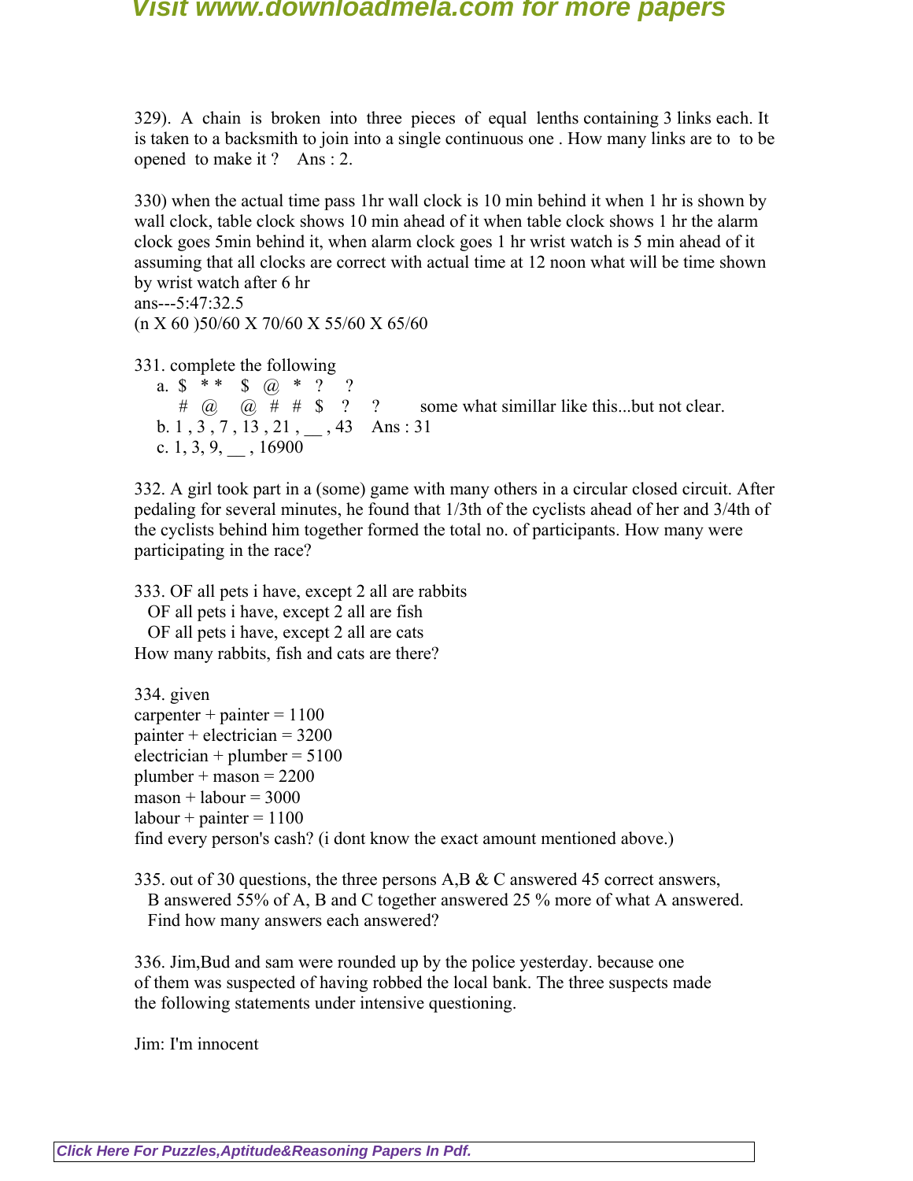329). A chain is broken into three pieces of equal lenths containing 3 links each. It is taken to a backsmith to join into a single continuous one . How many links are to to be opened to make it ? Ans : 2.

330) when the actual time pass 1hr wall clock is 10 min behind it when 1 hr is shown by wall clock, table clock shows 10 min ahead of it when table clock shows 1 hr the alarm clock goes 5min behind it, when alarm clock goes 1 hr wrist watch is 5 min ahead of it assuming that all clocks are correct with actual time at 12 noon what will be time shown by wrist watch after 6 hr
ans---5:47:32.5
(n X 60 )50/60 X 70/60 X 55/60 X 65/60

331. complete the following

a. $ * * $ @ * ? ?
# @ @ # # $ ? ? some what simillar like this...but not clear.

b. 1 , 3 , 7 , 13 , 21 , __ , 43 Ans : 31

c. 1, 3, 9, __ , 16900

332. A girl took part in a (some) game with many others in a circular closed circuit. After pedaling for several minutes, he found that 1/3th of the cyclists ahead of her and 3/4th of the cyclists behind him together formed the total no. of participants. How many were participating in the race?

333. OF all pets i have, except 2 all are rabbits
OF all pets i have, except 2 all are fish
OF all pets i have, except 2 all are cats
How many rabbits, fish and cats are there?

334. given
carpenter + painter = 1100
painter + electrician = 3200
electrician + plumber = 5100
plumber + mason = 2200
mason + labour = 3000
labour + painter = 1100
find every person's cash? (i dont know the exact amount mentioned above.)

335. out of 30 questions, the three persons A,B & C answered 45 correct answers,
B answered 55% of A, B and C together answered 25 % more of what A answered.
Find how many answers each answered?

336. Jim,Bud and sam were rounded up by the police yesterday. because one of them was suspected of having robbed the local bank. The three suspects made the following statements under intensive questioning.

Jim: I'm innocent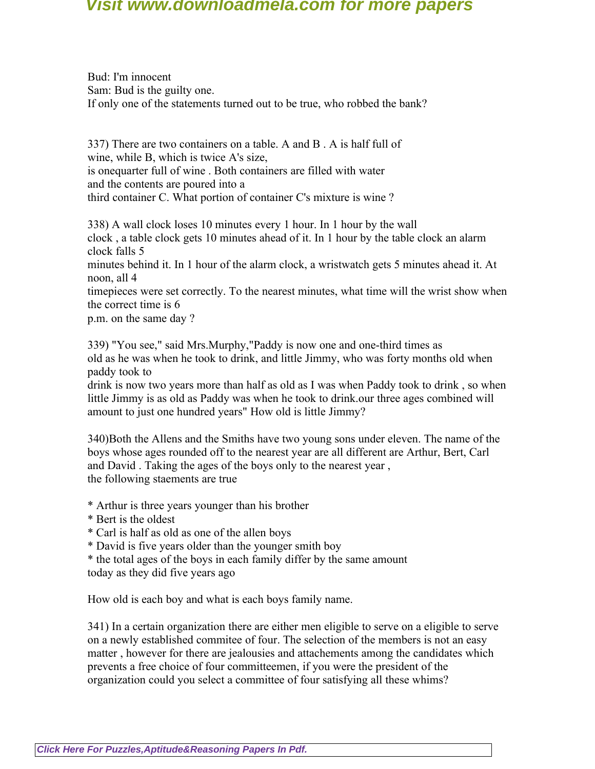Bud: I'm innocent
Sam: Bud is the guilty one.
If only one of the statements turned out to be true, who robbed the bank?

337) There are two containers on a table. A and B . A is half full of wine, while B, which is twice A's size, is onequarter full of wine . Both containers are filled with water and the contents are poured into a third container C. What portion of container C's mixture is wine ?

338) A wall clock loses 10 minutes every 1 hour. In 1 hour by the wall clock , a table clock gets 10 minutes ahead of it. In 1 hour by the table clock an alarm clock falls 5 minutes behind it. In 1 hour of the alarm clock, a wristwatch gets 5 minutes ahead it. At noon, all 4 timepieces were set correctly. To the nearest minutes, what time will the wrist show when the correct time is 6 p.m. on the same day ?

339) "You see," said Mrs.Murphy,"Paddy is now one and one-third times as old as he was when he took to drink, and little Jimmy, who was forty months old when paddy took to drink is now two years more than half as old as I was when Paddy took to drink , so when little Jimmy is as old as Paddy was when he took to drink.our three ages combined will amount to just one hundred years" How old is little Jimmy?

340)Both the Allens and the Smiths have two young sons under eleven. The name of the boys whose ages rounded off to the nearest year are all different are Arthur, Bert, Carl and David . Taking the ages of the boys only to the nearest year , the following staements are true

* Arthur is three years younger than his brother
* Bert is the oldest
* Carl is half as old as one of the allen boys
* David is five years older than the younger smith boy
* the total ages of the boys in each family differ by the same amount today as they did five years ago

How old is each boy and what is each boys family name.

341) In a certain organization there are either men eligible to serve on a eligible to serve on a newly established commitee of four. The selection of the members is not an easy matter , however for there are jealousies and attachements among the candidates which prevents a free choice of four committeemen, if you were the president of the organization could you select a committee of four satisfying all these whims?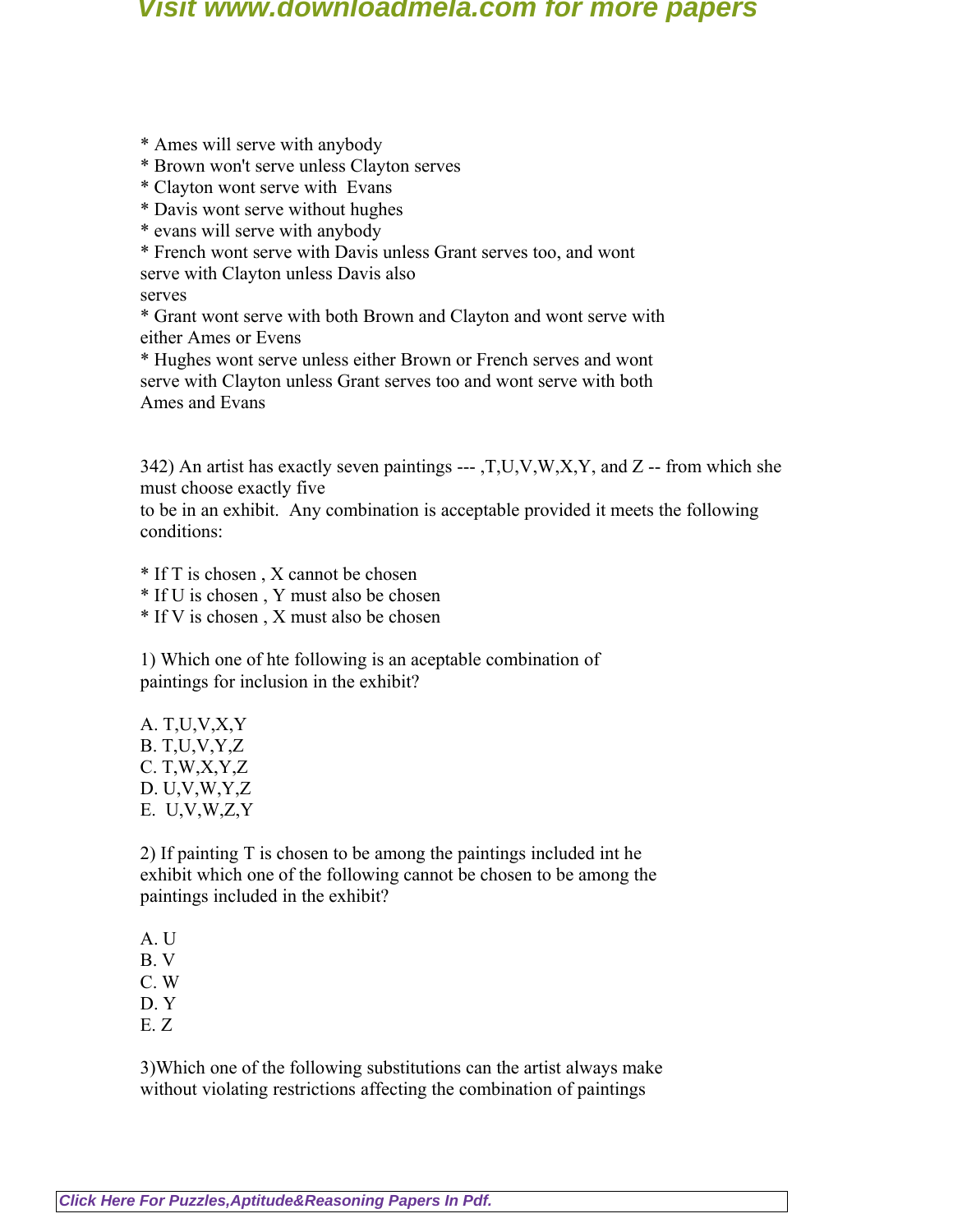* Ames will serve with anybody
* Brown won't serve unless Clayton serves
* Clayton wont serve with  Evans
* Davis wont serve without hughes
* evans will serve with anybody
* French wont serve with Davis unless Grant serves too, and wont serve with Clayton unless Davis also serves
* Grant wont serve with both Brown and Clayton and wont serve with either Ames or Evens
* Hughes wont serve unless either Brown or French serves and wont serve with Clayton unless Grant serves too and wont serve with both Ames and Evans

342) An artist has exactly seven paintings --- ,T,U,V,W,X,Y, and Z -- from which she must choose exactly five to be in an exhibit.  Any combination is acceptable provided it meets the following conditions:

* If T is chosen , X cannot be chosen
* If U is chosen , Y must also be chosen
* If V is chosen , X must also be chosen

1) Which one of hte following is an aceptable combination of paintings for inclusion in the exhibit?

A. T,U,V,X,Y
B. T,U,V,Y,Z
C. T,W,X,Y,Z
D. U,V,W,Y,Z
E.  U,V,W,Z,Y

2) If painting T is chosen to be among the paintings included int he exhibit which one of the following cannot be chosen to be among the paintings included in the exhibit?

A. U
B. V
C. W
D. Y
E. Z

3)Which one of the following substitutions can the artist always make without violating restrictions affecting the combination of paintings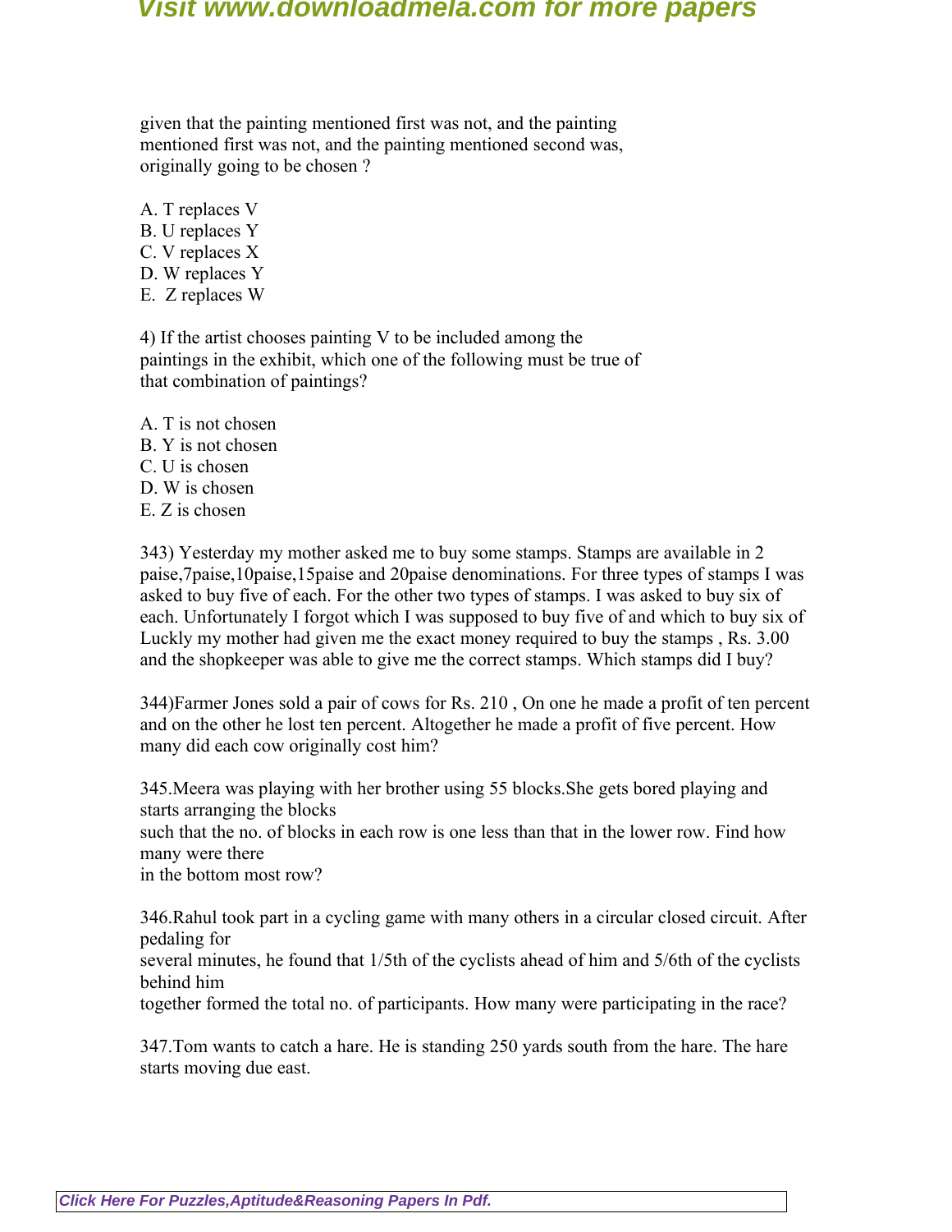given that the painting mentioned first was not, and the painting mentioned first was not, and the painting mentioned second was, originally going to be chosen ?

A. T replaces V
B. U replaces Y
C. V replaces X
D. W replaces Y
E. Z replaces W

4) If the artist chooses painting V to be included among the paintings in the exhibit, which one of the following must be true of that combination of paintings?

A. T is not chosen
B. Y is not chosen
C. U is chosen
D. W is chosen
E. Z is chosen

343) Yesterday my mother asked me to buy some stamps. Stamps are available in 2 paise,7paise,10paise,15paise and 20paise denominations. For three types of stamps I was asked to buy five of each. For the other two types of stamps. I was asked to buy six of each. Unfortunately I forgot which I was supposed to buy five of and which to buy six of Luckly my mother had given me the exact money required to buy the stamps , Rs. 3.00 and the shopkeeper was able to give me the correct stamps. Which stamps did I buy?

344)Farmer Jones sold a pair of cows for Rs. 210 , On one he made a profit of ten percent and on the other he lost ten percent. Altogether he made a profit of five percent. How many did each cow originally cost him?

345.Meera was playing with her brother using 55 blocks.She gets bored playing and starts arranging the blocks such that the no. of blocks in each row is one less than that in the lower row. Find how many were there in the bottom most row?

346.Rahul took part in a cycling game with many others in a circular closed circuit. After pedaling for several minutes, he found that 1/5th of the cyclists ahead of him and 5/6th of the cyclists behind him together formed the total no. of participants. How many were participating in the race?

347.Tom wants to catch a hare. He is standing 250 yards south from the hare. The hare starts moving due east.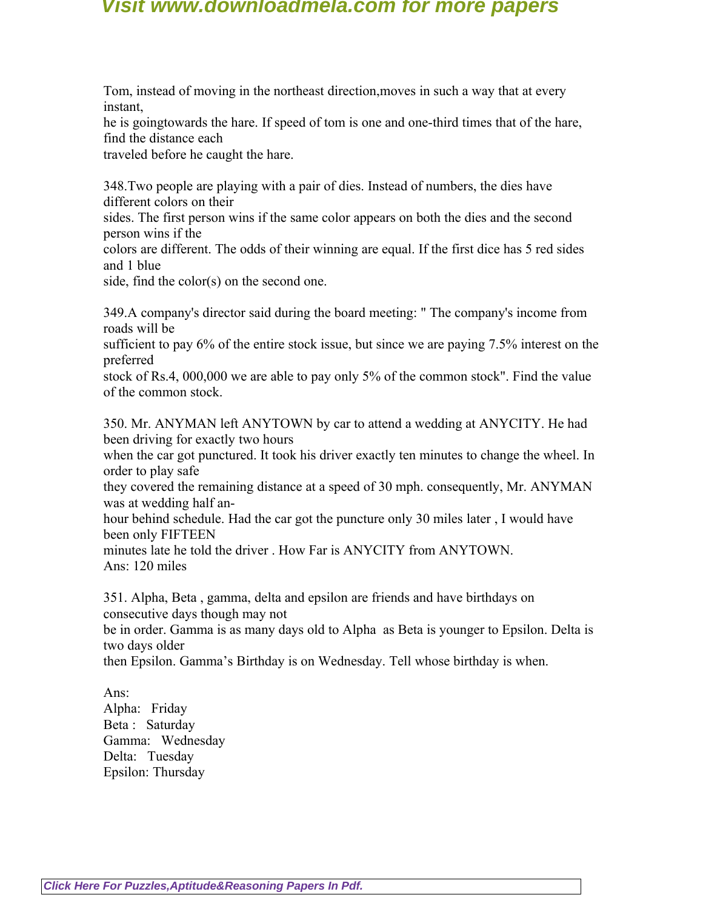Tom, instead of moving in the northeast direction,moves in such a way that at every instant,
he is goingtowards the hare. If speed of tom is one and one-third times that of the hare, find the distance each
traveled before he caught the hare.

348.Two people are playing with a pair of dies. Instead of numbers, the dies have different colors on their
sides. The first person wins if the same color appears on both the dies and the second person wins if the
colors are different. The odds of their winning are equal. If the first dice has 5 red sides and 1 blue
side, find the color(s) on the second one.

349.A company's director said during the board meeting: " The company's income from roads will be
sufficient to pay 6% of the entire stock issue, but since we are paying 7.5% interest on the preferred
stock of Rs.4, 000,000 we are able to pay only 5% of the common stock". Find the value of the common stock.

350. Mr. ANYMAN left ANYTOWN by car to attend a wedding at ANYCITY. He had been driving for exactly two hours
when the car got punctured. It took his driver exactly ten minutes to change the wheel. In order to play safe
they covered the remaining distance at a speed of 30 mph. consequently, Mr. ANYMAN was at wedding half an-
hour behind schedule. Had the car got the puncture only 30 miles later , I would have been only FIFTEEN
minutes late he told the driver . How Far is ANYCITY from ANYTOWN.
Ans: 120 miles

351. Alpha, Beta , gamma, delta and epsilon are friends and have birthdays on consecutive days though may not
be in order. Gamma is as many days old to Alpha as Beta is younger to Epsilon. Delta is two days older
then Epsilon. Gamma's Birthday is on Wednesday. Tell whose birthday is when.

Ans:
Alpha: Friday
Beta : Saturday
Gamma: Wednesday
Delta: Tuesday
Epsilon: Thursday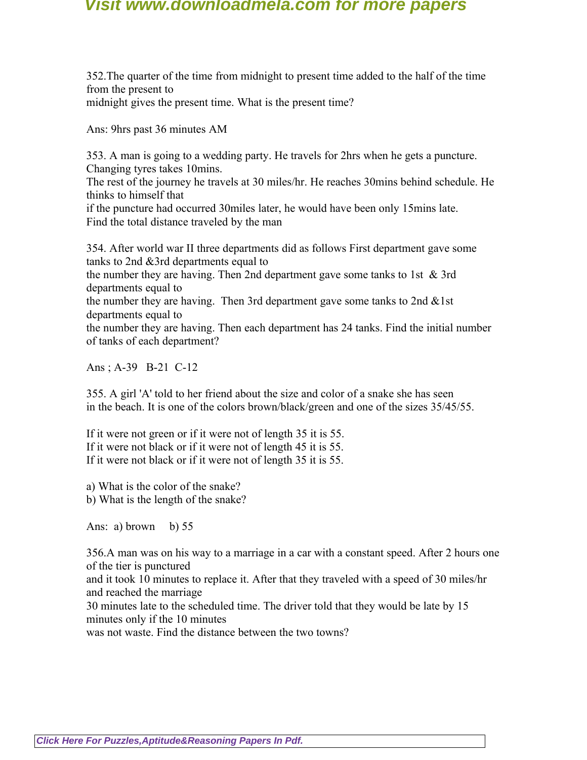352.The quarter of the time from midnight to present time added to the half of the time from the present to
midnight gives the present time. What is the present time?

Ans: 9hrs past 36 minutes AM

353. A man is going to a wedding party. He travels for 2hrs when he gets a puncture. Changing tyres takes 10mins.
The rest of the journey he travels at 30 miles/hr. He reaches 30mins behind schedule. He thinks to himself that
if the puncture had occurred 30miles later, he would have been only 15mins late.
Find the total distance traveled by the man

354. After world war II three departments did as follows First department gave some tanks to 2nd &3rd departments equal to
the number they are having. Then 2nd department gave some tanks to 1st & 3rd departments equal to
the number they are having. Then 3rd department gave some tanks to 2nd &1st departments equal to
the number they are having. Then each department has 24 tanks. Find the initial number of tanks of each department?

Ans ; A-39 B-21 C-12

355. A girl 'A' told to her friend about the size and color of a snake she has seen
in the beach. It is one of the colors brown/black/green and one of the sizes 35/45/55.

If it were not green or if it were not of length 35 it is 55.
If it were not black or if it were not of length 45 it is 55.
If it were not black or if it were not of length 35 it is 55.

a) What is the color of the snake?
b) What is the length of the snake?

Ans: a) brown b) 55

356.A man was on his way to a marriage in a car with a constant speed. After 2 hours one of the tier is punctured
and it took 10 minutes to replace it. After that they traveled with a speed of 30 miles/hr and reached the marriage
30 minutes late to the scheduled time. The driver told that they would be late by 15 minutes only if the 10 minutes
was not waste. Find the distance between the two towns?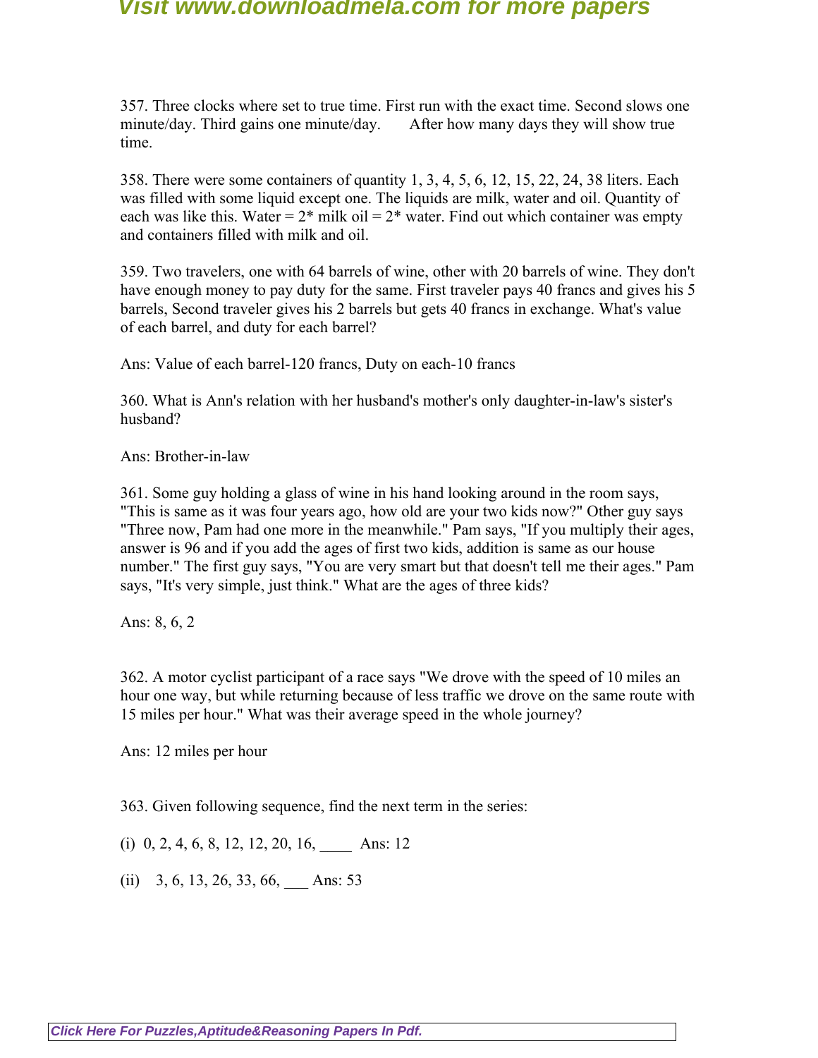357. Three clocks where set to true time. First run with the exact time. Second slows one minute/day. Third gains one minute/day. After how many days they will show true time.

358. There were some containers of quantity 1, 3, 4, 5, 6, 12, 15, 22, 24, 38 liters. Each was filled with some liquid except one. The liquids are milk, water and oil. Quantity of each was like this. Water = 2* milk oil = 2* water. Find out which container was empty and containers filled with milk and oil.

359. Two travelers, one with 64 barrels of wine, other with 20 barrels of wine. They don't have enough money to pay duty for the same. First traveler pays 40 francs and gives his 5 barrels, Second traveler gives his 2 barrels but gets 40 francs in exchange. What's value of each barrel, and duty for each barrel?

Ans: Value of each barrel-120 francs, Duty on each-10 francs

360. What is Ann's relation with her husband's mother's only daughter-in-law's sister's husband?

Ans: Brother-in-law

361. Some guy holding a glass of wine in his hand looking around in the room says, "This is same as it was four years ago, how old are your two kids now?" Other guy says "Three now, Pam had one more in the meanwhile." Pam says, "If you multiply their ages, answer is 96 and if you add the ages of first two kids, addition is same as our house number." The first guy says, "You are very smart but that doesn't tell me their ages." Pam says, "It's very simple, just think." What are the ages of three kids?

Ans: 8, 6, 2

362. A motor cyclist participant of a race says "We drove with the speed of 10 miles an hour one way, but while returning because of less traffic we drove on the same route with 15 miles per hour." What was their average speed in the whole journey?

Ans: 12 miles per hour

363. Given following sequence, find the next term in the series:

(i) 0, 2, 4, 6, 8, 12, 12, 20, 16, ____ Ans: 12

(ii) 3, 6, 13, 26, 33, 66, ___ Ans: 53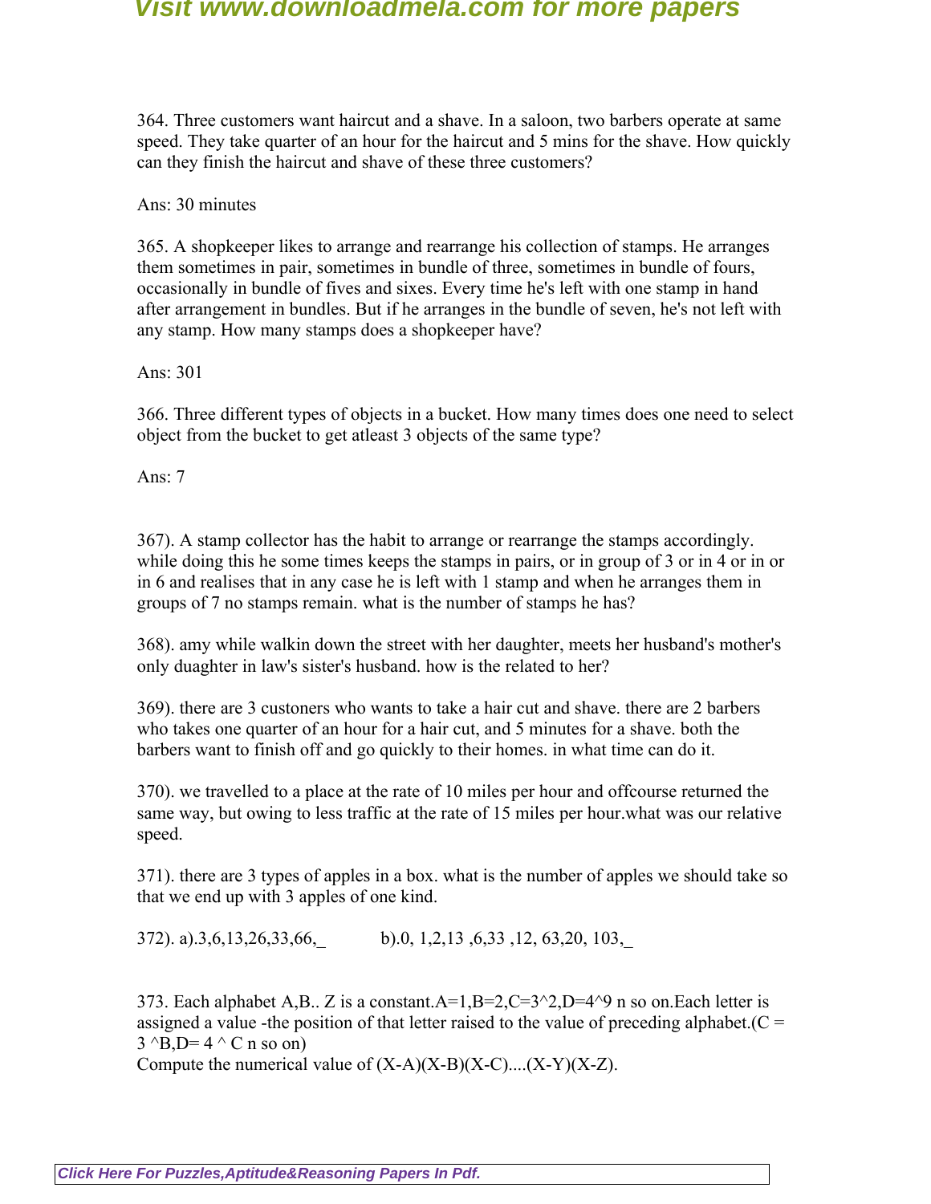364. Three customers want haircut and a shave. In a saloon, two barbers operate at same speed. They take quarter of an hour for the haircut and 5 mins for the shave. How quickly can they finish the haircut and shave of these three customers?

Ans: 30 minutes

365. A shopkeeper likes to arrange and rearrange his collection of stamps. He arranges them sometimes in pair, sometimes in bundle of three, sometimes in bundle of fours, occasionally in bundle of fives and sixes. Every time he's left with one stamp in hand after arrangement in bundles. But if he arranges in the bundle of seven, he's not left with any stamp. How many stamps does a shopkeeper have?

Ans: 301

366. Three different types of objects in a bucket. How many times does one need to select object from the bucket to get atleast 3 objects of the same type?

Ans: 7

367). A stamp collector has the habit to arrange or rearrange the stamps accordingly. while doing this he some times keeps the stamps in pairs, or in group of 3 or in 4 or in or in 6 and realises that in any case he is left with 1 stamp and when he arranges them in groups of 7 no stamps remain. what is the number of stamps he has?

368). amy while walkin down the street with her daughter, meets her husband's mother's only duaghter in law's sister's husband. how is the related to her?

369). there are 3 custoners who wants to take a hair cut and shave. there are 2 barbers who takes one quarter of an hour for a hair cut, and 5 minutes for a shave. both the barbers want to finish off and go quickly to their homes. in what time can do it.

370). we travelled to a place at the rate of 10 miles per hour and offcourse returned the same way, but owing to less traffic at the rate of 15 miles per hour.what was our relative speed.

371). there are 3 types of apples in a box. what is the number of apples we should take so that we end up with 3 apples of one kind.

372). a).3,6,13,26,33,66,_ b).0, 1,2,13 ,6,33 ,12, 63,20, 103,_

373. Each alphabet A,B.. Z is a constant.A=1,B=2,C=3^2,D=4^9 n so on.Each letter is assigned a value -the position of that letter raised to the value of preceding alphabet.(C = 3 ^B,D= 4 ^ C n so on)
Compute the numerical value of (X-A)(X-B)(X-C)....(X-Y)(X-Z).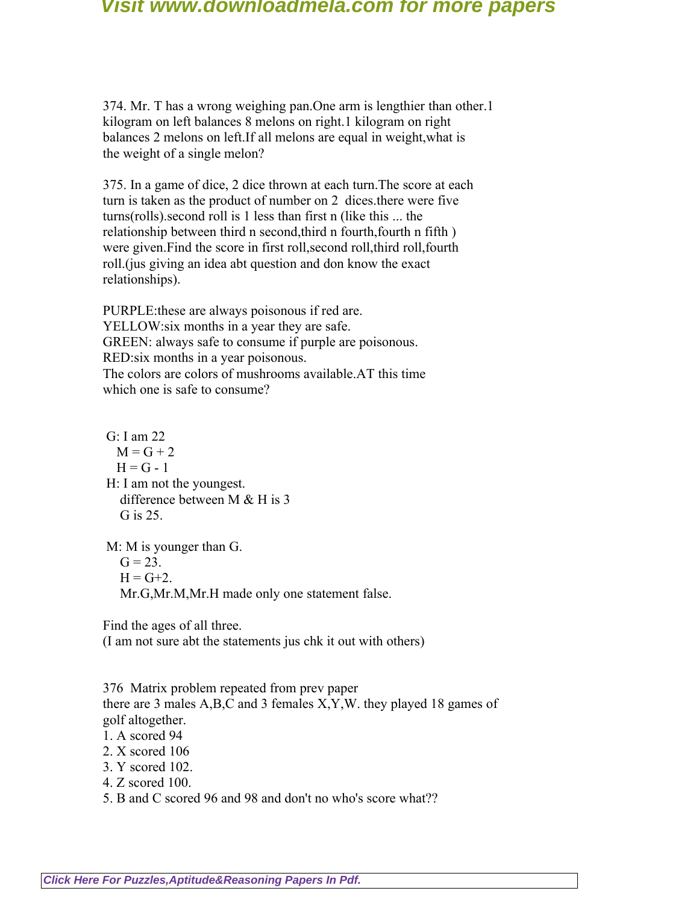374. Mr. T has a wrong weighing pan.One arm is lengthier than other.1 kilogram on left balances 8 melons on right.1 kilogram on right balances 2 melons on left.If all melons are equal in weight,what is the weight of a single melon?

375. In a game of dice, 2 dice thrown at each turn.The score at each turn is taken as the product of number on 2 dices.there were five turns(rolls).second roll is 1 less than first n (like this ... the relationship between third n second,third n fourth,fourth n fifth ) were given.Find the score in first roll,second roll,third roll,fourth roll.(jus giving an idea abt question and don know the exact relationships).

PURPLE:these are always poisonous if red are.
YELLOW:six months in a year they are safe.
GREEN: always safe to consume if purple are poisonous.
RED:six months in a year poisonous.
The colors are colors of mushrooms available.AT this time which one is safe to consume?

G: I am 22
M = G + 2
H = G - 1
H: I am not the youngest.
difference between M & H is 3
G is 25.

M: M is younger than G.
G = 23.
H = G+2.
Mr.G,Mr.M,Mr.H made only one statement false.

Find the ages of all three.
(I am not sure abt the statements jus chk it out with others)

376 Matrix problem repeated from prev paper
there are 3 males A,B,C and 3 females X,Y,W. they played 18 games of golf altogether.
1. A scored 94
2. X scored 106
3. Y scored 102.
4. Z scored 100.
5. B and C scored 96 and 98 and don't no who's score what??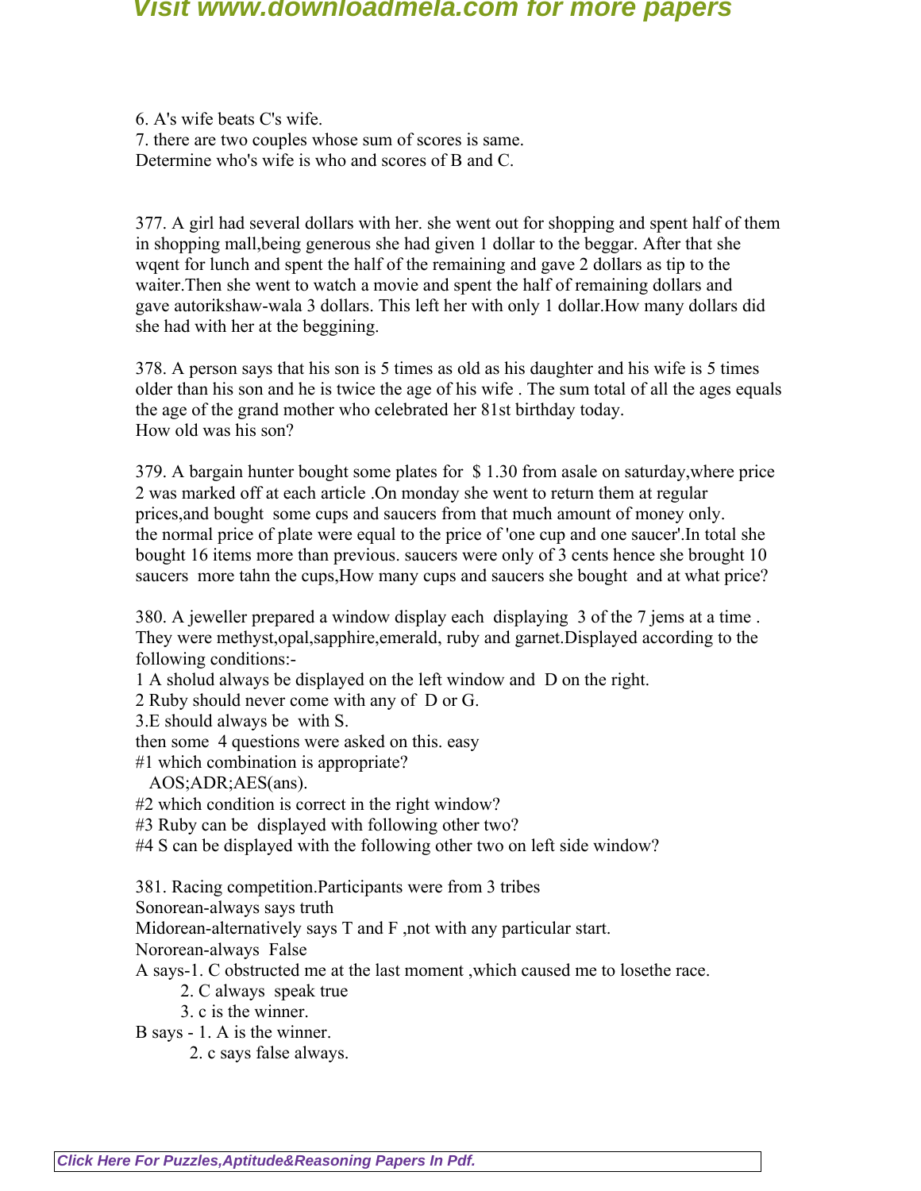6. A's wife beats C's wife.
7. there are two couples whose sum of scores is same.
Determine who's wife is who and scores of B and C.

377. A girl had several dollars with her. she went out for shopping and spent half of them in shopping mall,being generous she had given 1 dollar to the beggar. After that she wqent for lunch and spent the half of the remaining and gave 2 dollars as tip to the waiter.Then she went to watch a movie and spent the half of remaining dollars and gave autorikshaw-wala 3 dollars. This left her with only 1 dollar.How many dollars did she had with her at the beggining.

378. A person says that his son is 5 times as old as his daughter and his wife is 5 times older than his son and he is twice the age of his wife . The sum total of all the ages equals the age of the grand mother who celebrated her 81st birthday today.
How old was his son?

379. A bargain hunter bought some plates for $ 1.30 from asale on saturday,where price 2 was marked off at each article .On monday she went to return them at regular prices,and bought some cups and saucers from that much amount of money only. the normal price of plate were equal to the price of 'one cup and one saucer'.In total she bought 16 items more than previous. saucers were only of 3 cents hence she brought 10 saucers more tahn the cups,How many cups and saucers she bought and at what price?

380. A jeweller prepared a window display each displaying 3 of the 7 jems at a time . They were methyst,opal,sapphire,emerald, ruby and garnet.Displayed according to the following conditions:-
1 A sholud always be displayed on the left window and D on the right.
2 Ruby should never come with any of D or G.
3.E should always be with S.
then some 4 questions were asked on this. easy
#1 which combination is appropriate?
  AOS;ADR;AES(ans).
#2 which condition is correct in the right window?
#3 Ruby can be displayed with following other two?
#4 S can be displayed with the following other two on left side window?

381. Racing competition.Participants were from 3 tribes
Sonorean-always says truth
Midorean-alternatively says T and F ,not with any particular start.
Nororean-always False
A says-1. C obstructed me at the last moment ,which caused me to losethe race.
  2. C always speak true
  3. c is the winner.
B says - 1. A is the winner.
  2. c says false always.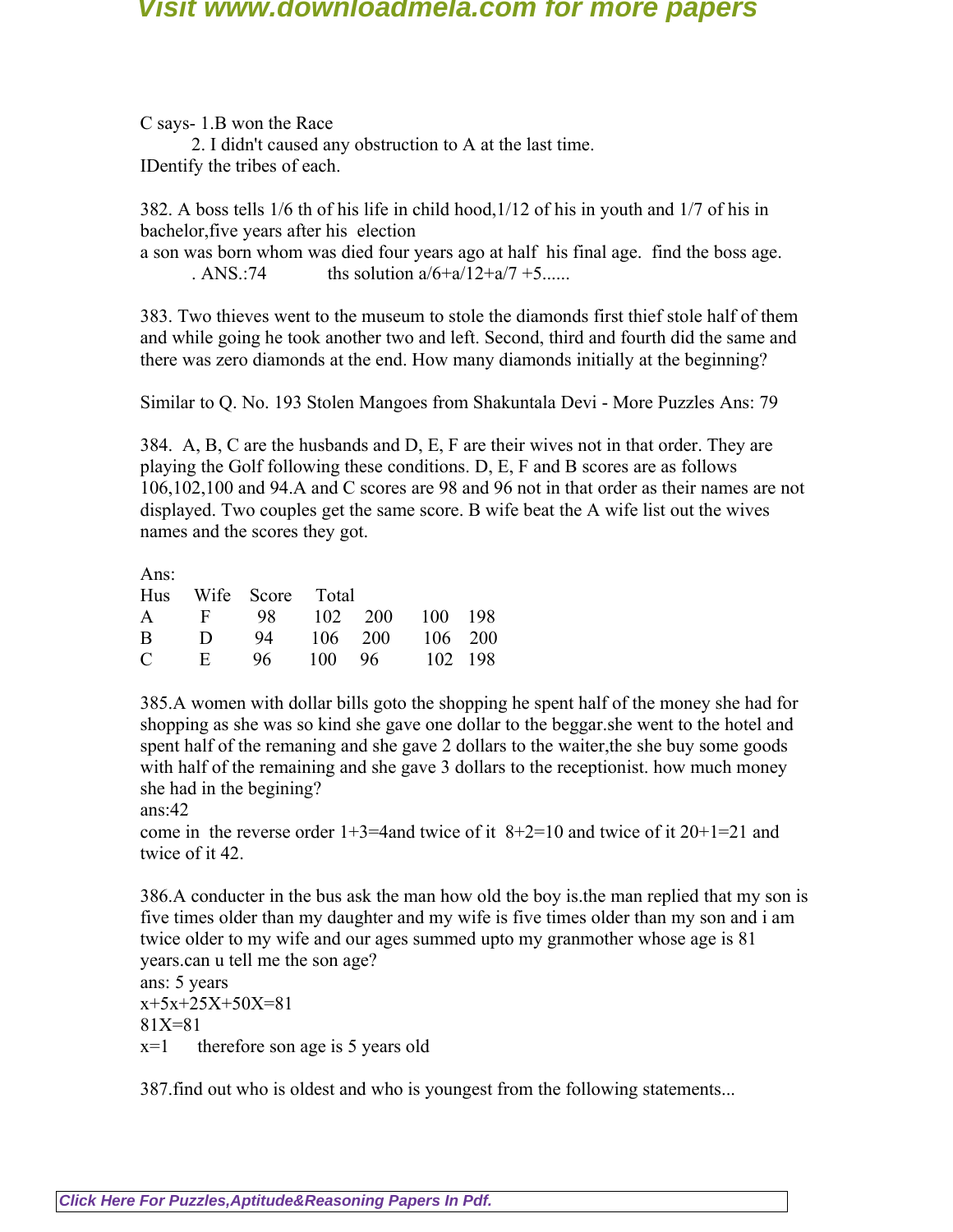C says- 1.B won the Race

2. I didn't caused any obstruction to A at the last time.

IDentify the tribes of each.

382. A boss tells 1/6 th of his life in child hood,1/12 of his in youth and 1/7 of his in bachelor,five years after his election
a son was born whom was died four years ago at half his final age. find the boss age.

. ANS.:74 ths solution a/6+a/12+a/7 +5......

383. Two thieves went to the museum to stole the diamonds first thief stole half of them and while going he took another two and left. Second, third and fourth did the same and there was zero diamonds at the end. How many diamonds initially at the beginning?

Similar to Q. No. 193 Stolen Mangoes from Shakuntala Devi - More Puzzles Ans: 79

384. A, B, C are the husbands and D, E, F are their wives not in that order. They are playing the Golf following these conditions. D, E, F and B scores are as follows 106,102,100 and 94.A and C scores are 98 and 96 not in that order as their names are not displayed. Two couples get the same score. B wife beat the A wife list out the wives names and the scores they got.

Ans:

| Hus | Wife | Score | Total | | | |
|---|---|---|---|---|---|---|
| A | F | 98 | 102 | 200 | 100 | 198 |
| B | D | 94 | 106 | 200 | 106 | 200 |
| C | E | 96 | 100 | 96 | 102 | 198 |

385.A women with dollar bills goto the shopping he spent half of the money she had for shopping as she was so kind she gave one dollar to the beggar.she went to the hotel and spent half of the remaning and she gave 2 dollars to the waiter,the she buy some goods with half of the remaining and she gave 3 dollars to the receptionist. how much money she had in the begining?

ans:42

come in the reverse order 1+3=4and twice of it 8+2=10 and twice of it 20+1=21 and twice of it 42.

386.A conducter in the bus ask the man how old the boy is.the man replied that my son is five times older than my daughter and my wife is five times older than my son and i am twice older to my wife and our ages summed upto my granmother whose age is 81 years.can u tell me the son age?

ans: 5 years

$x+5x+25X+50X=81$

$81X=81$

$x=1$ therefore son age is 5 years old

387.find out who is oldest and who is youngest from the following statements...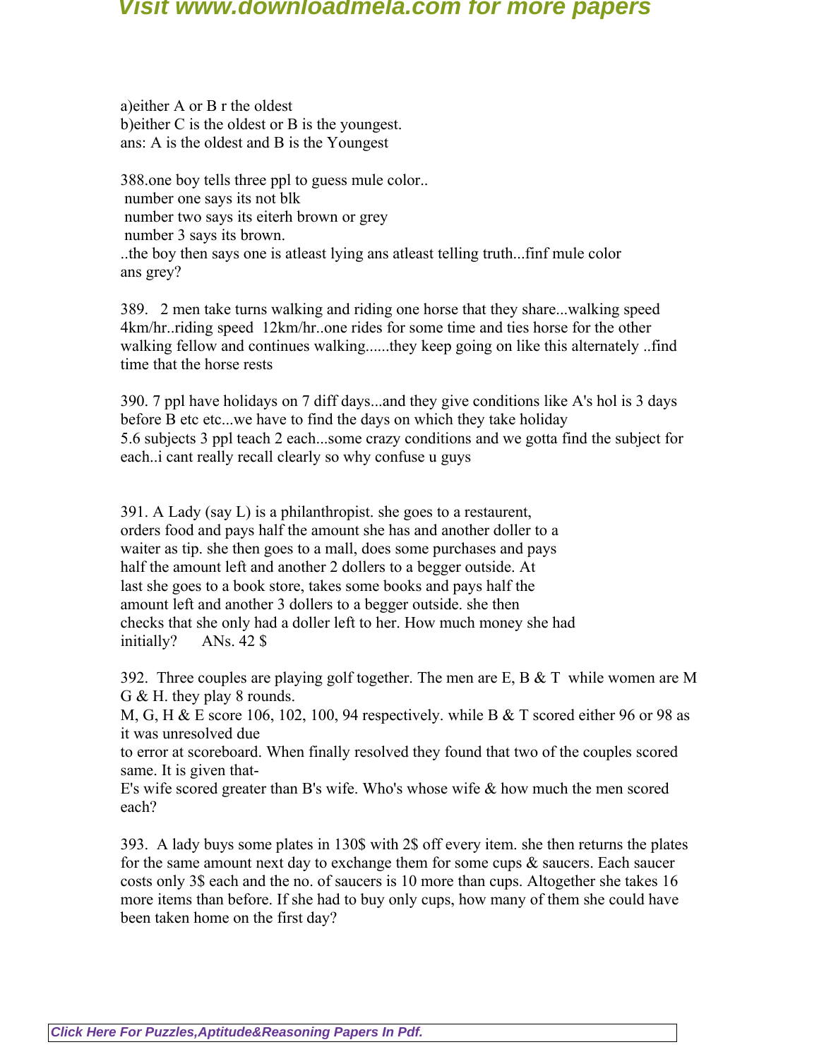a)either A or B r the oldest
b)either C is the oldest or B is the youngest.
ans: A is the oldest and B is the Youngest

388.one boy tells three ppl to guess mule color..
number one says its not blk
number two says its eiterh brown or grey
number 3 says its brown.
..the boy then says one is atleast lying ans atleast telling truth...finf mule color
ans grey?

389. 2 men take turns walking and riding one horse that they share...walking speed 4km/hr..riding speed 12km/hr..one rides for some time and ties horse for the other walking fellow and continues walking......they keep going on like this alternately ..find time that the horse rests

390. 7 ppl have holidays on 7 diff days...and they give conditions like A's hol is 3 days before B etc etc...we have to find the days on which they take holiday
5.6 subjects 3 ppl teach 2 each...some crazy conditions and we gotta find the subject for each..i cant really recall clearly so why confuse u guys

391. A Lady (say L) is a philanthropist. she goes to a restaurent, orders food and pays half the amount she has and another doller to a waiter as tip. she then goes to a mall, does some purchases and pays half the amount left and another 2 dollers to a begger outside. At last she goes to a book store, takes some books and pays half the amount left and another 3 dollers to a begger outside. she then checks that she only had a doller left to her. How much money she had initially? ANs. 42 $

392. Three couples are playing golf together. The men are E, B & T while women are M G & H. they play 8 rounds.
M, G, H & E score 106, 102, 100, 94 respectively. while B & T scored either 96 or 98 as it was unresolved due
to error at scoreboard. When finally resolved they found that two of the couples scored same. It is given that-
E's wife scored greater than B's wife. Who's whose wife & how much the men scored each?

393. A lady buys some plates in 130$ with 2$ off every item. she then returns the plates for the same amount next day to exchange them for some cups & saucers. Each saucer costs only 3$ each and the no. of saucers is 10 more than cups. Altogether she takes 16 more items than before. If she had to buy only cups, how many of them she could have been taken home on the first day?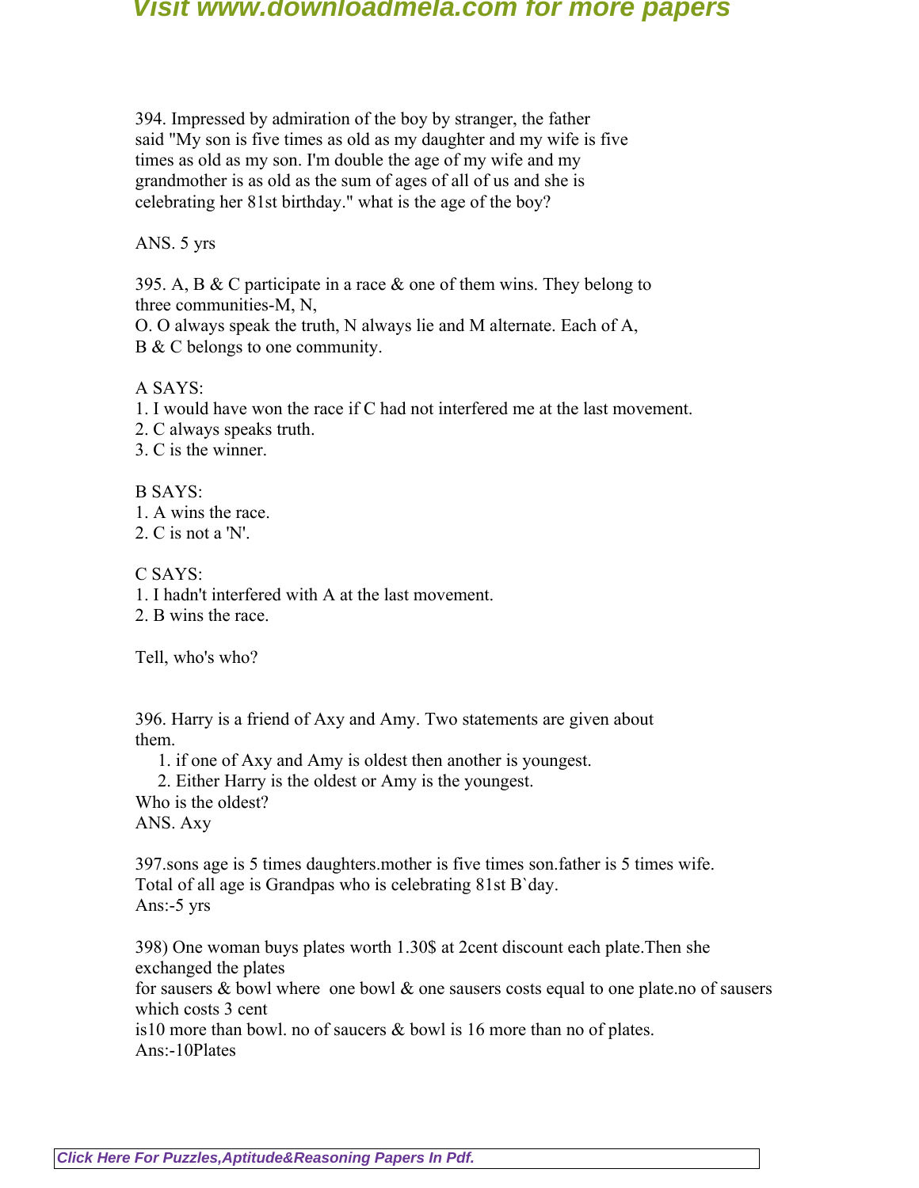394. Impressed by admiration of the boy by stranger, the father said "My son is five times as old as my daughter and my wife is five times as old as my son. I'm double the age of my wife and my grandmother is as old as the sum of ages of all of us and she is celebrating her 81st birthday." what is the age of the boy?

ANS. 5 yrs

395. A, B & C participate in a race & one of them wins. They belong to three communities-M, N, O. O always speak the truth, N always lie and M alternate. Each of A, B & C belongs to one community.

A SAYS:
1. I would have won the race if C had not interfered me at the last movement.
2. C always speaks truth.
3. C is the winner.

B SAYS:
1. A wins the race.
2. C is not a 'N'.

C SAYS:
1. I hadn't interfered with A at the last movement.
2. B wins the race.

Tell, who's who?

396. Harry is a friend of Axy and Amy. Two statements are given about them.

1. if one of Axy and Amy is oldest then another is youngest.
2. Either Harry is the oldest or Amy is the youngest.

Who is the oldest?
ANS. Axy

397.sons age is 5 times daughters.mother is five times son.father is 5 times wife.
Total of all age is Grandpas who is celebrating 81st B`day.
Ans:-5 yrs

398) One woman buys plates worth 1.30$ at 2cent discount each plate.Then she exchanged the plates for sausers & bowl where one bowl & one sausers costs equal to one plate.no of sausers which costs 3 cent is10 more than bowl. no of saucers & bowl is 16 more than no of plates.
Ans:-10Plates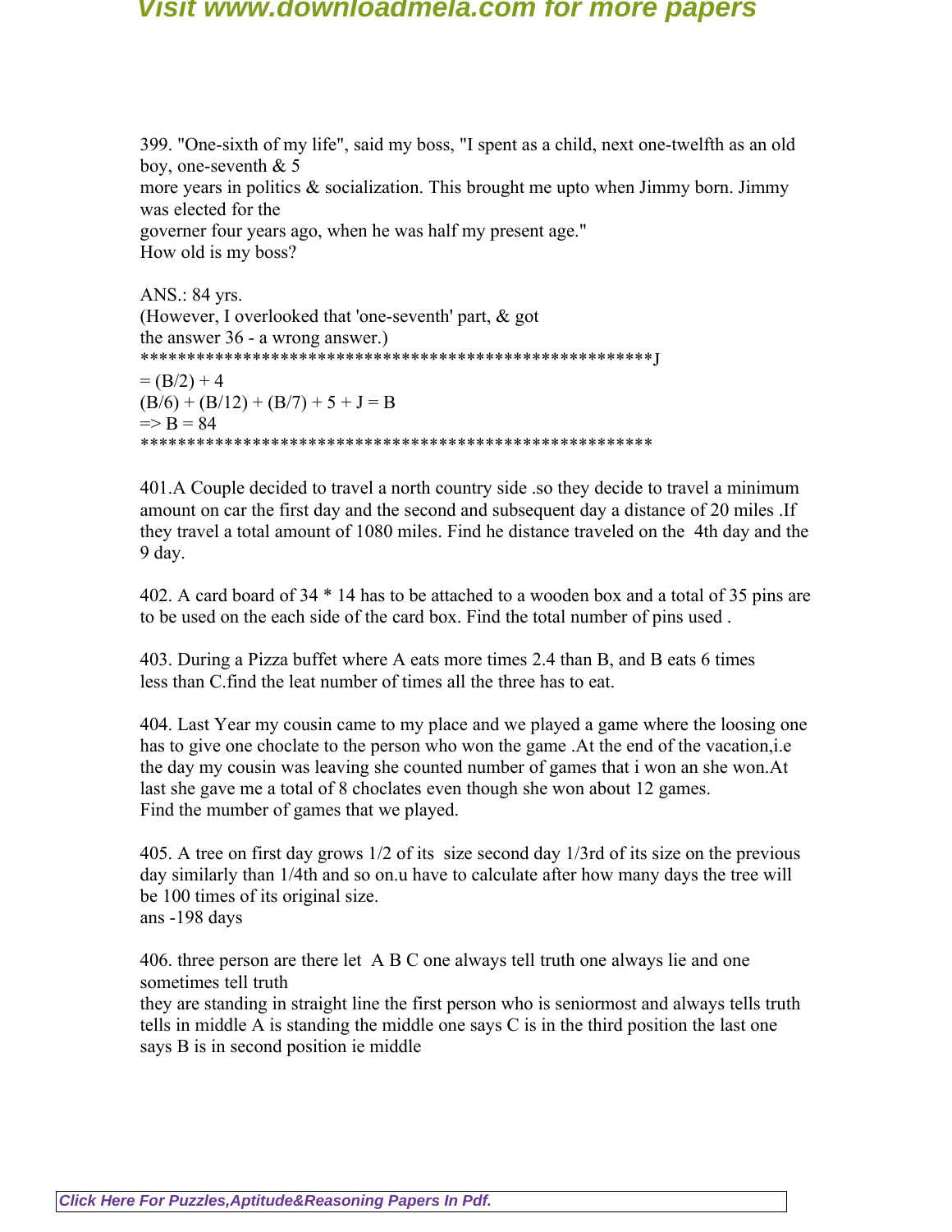399. "One-sixth of my life", said my boss, "I spent as a child, next one-twelfth as an old boy, one-seventh & 5
more years in politics & socialization. This brought me upto when Jimmy born. Jimmy was elected for the
governer four years ago, when he was half my present age."
How old is my boss?

ANS.: 84 yrs.
(However, I overlooked that 'one-seventh' part, & got
the answer 36 - a wrong answer.)
******************************************************J
= (B/2) + 4
(B/6) + (B/12) + (B/7) + 5 + J = B
=> B = 84
******************************************************

401.A Couple decided to travel a north country side .so they decide to travel a minimum amount on car the first day and the second and subsequent day a distance of 20 miles .If they travel a total amount of 1080 miles. Find he distance traveled on the 4th day and the 9 day.

402. A card board of 34 * 14 has to be attached to a wooden box and a total of 35 pins are to be used on the each side of the card box. Find the total number of pins used .

403. During a Pizza buffet where A eats more times 2.4 than B, and B eats 6 times less than C.find the leat number of times all the three has to eat.

404. Last Year my cousin came to my place and we played a game where the loosing one has to give one choclate to the person who won the game .At the end of the vacation,i.e the day my cousin was leaving she counted number of games that i won an she won.At last she gave me a total of 8 choclates even though she won about 12 games.
Find the mumber of games that we played.

405. A tree on first day grows 1/2 of its size second day 1/3rd of its size on the previous day similarly than 1/4th and so on.u have to calculate after how many days the tree will be 100 times of its original size.
ans -198 days

406. three person are there let A B C one always tell truth one always lie and one sometimes tell truth
they are standing in straight line the first person who is seniormost and always tells truth tells in middle A is standing the middle one says C is in the third position the last one says B is in second position ie middle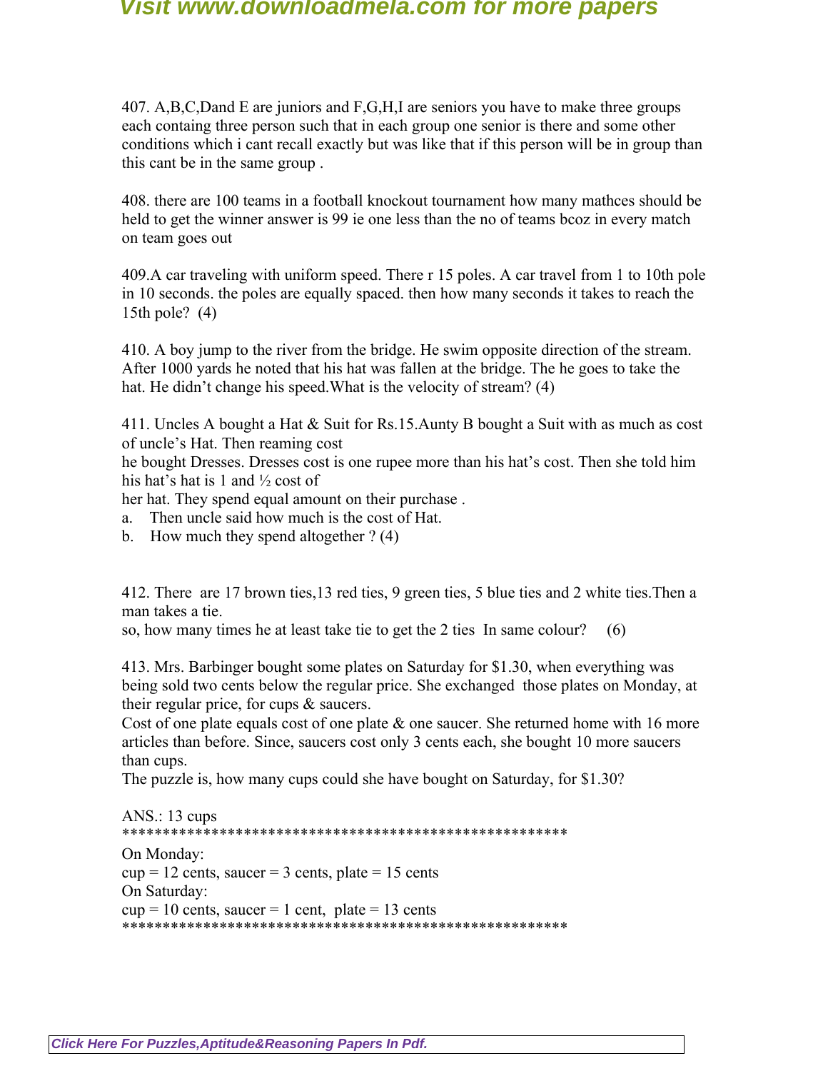407. A,B,C,Dand E are juniors and F,G,H,I are seniors you have to make three groups each containg three person such that in each group one senior is there and some other conditions which i cant recall exactly but was like that if this person will be in group than this cant be in the same group .

408. there are 100 teams in a football knockout tournament how many mathces should be held to get the winner answer is 99 ie one less than the no of teams bcoz in every match on team goes out

409.A car traveling with uniform speed. There r 15 poles. A car travel from 1 to 10th pole in 10 seconds. the poles are equally spaced. then how many seconds it takes to reach the 15th pole? (4)

410. A boy jump to the river from the bridge. He swim opposite direction of the stream. After 1000 yards he noted that his hat was fallen at the bridge. The he goes to take the hat. He didn't change his speed.What is the velocity of stream? (4)

411. Uncles A bought a Hat & Suit for Rs.15.Aunty B bought a Suit with as much as cost of uncle's Hat. Then reaming cost
he bought Dresses. Dresses cost is one rupee more than his hat's cost. Then she told him his hat's hat is 1 and ½ cost of
her hat. They spend equal amount on their purchase .

a. Then uncle said how much is the cost of Hat.
b. How much they spend altogether ? (4)

412. There are 17 brown ties,13 red ties, 9 green ties, 5 blue ties and 2 white ties.Then a man takes a tie.
so, how many times he at least take tie to get the 2 ties In same colour? (6)

413. Mrs. Barbinger bought some plates on Saturday for $1.30, when everything was being sold two cents below the regular price. She exchanged those plates on Monday, at their regular price, for cups & saucers.
Cost of one plate equals cost of one plate & one saucer. She returned home with 16 more articles than before. Since, saucers cost only 3 cents each, she bought 10 more saucers than cups.
The puzzle is, how many cups could she have bought on Saturday, for $1.30?

ANS.: 13 cups
******************************************************
On Monday:
cup = 12 cents, saucer = 3 cents, plate = 15 cents
On Saturday:
cup = 10 cents, saucer = 1 cent, plate = 13 cents
******************************************************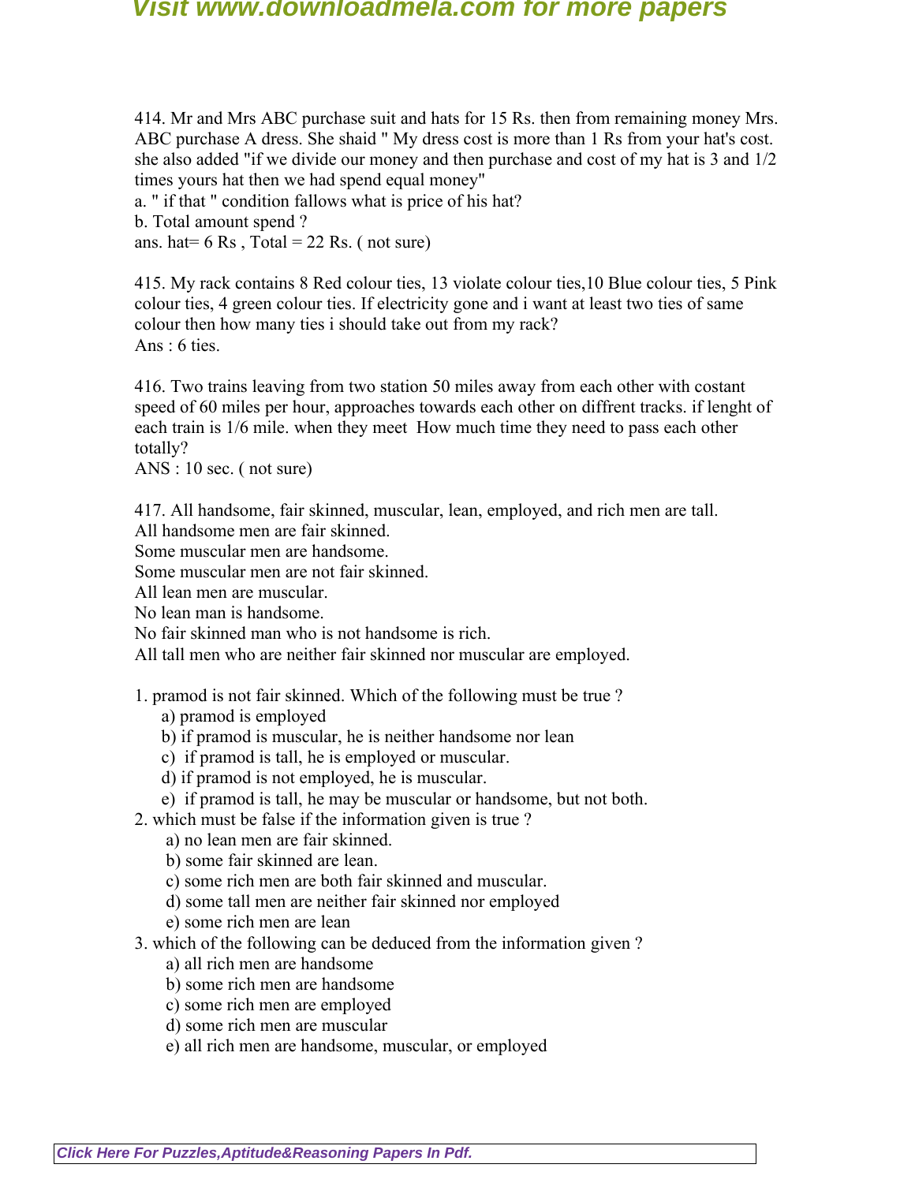414. Mr and Mrs ABC purchase suit and hats for 15 Rs. then from remaining money Mrs. ABC purchase A dress. She shaid " My dress cost is more than 1 Rs from your hat's cost. she also added "if we divide our money and then purchase and cost of my hat is 3 and 1/2 times yours hat then we had spend equal money"

a. " if that " condition fallows what is price of his hat?

b. Total amount spend ?

ans. hat= 6 Rs , Total = 22 Rs. ( not sure)

415. My rack contains 8 Red colour ties, 13 violate colour ties,10 Blue colour ties, 5 Pink colour ties, 4 green colour ties. If electricity gone and i want at least two ties of same colour then how many ties i should take out from my rack?

Ans : 6 ties.

416. Two trains leaving from two station 50 miles away from each other with costant speed of 60 miles per hour, approaches towards each other on diffrent tracks. if lenght of each train is 1/6 mile. when they meet How much time they need to pass each other totally?

ANS : 10 sec. ( not sure)

417. All handsome, fair skinned, muscular, lean, employed, and rich men are tall.
All handsome men are fair skinned.
Some muscular men are handsome.
Some muscular men are not fair skinned.
All lean men are muscular.
No lean man is handsome.
No fair skinned man who is not handsome is rich.
All tall men who are neither fair skinned nor muscular are employed.

1. pramod is not fair skinned. Which of the following must be true ?
   - a) pramod is employed
   - b) if pramod is muscular, he is neither handsome nor lean
   - c) if pramod is tall, he is employed or muscular.
   - d) if pramod is not employed, he is muscular.
   - e) if pramod is tall, he may be muscular or handsome, but not both.
2. which must be false if the information given is true ?
   - a) no lean men are fair skinned.
   - b) some fair skinned are lean.
   - c) some rich men are both fair skinned and muscular.
   - d) some tall men are neither fair skinned nor employed
   - e) some rich men are lean
3. which of the following can be deduced from the information given ?
   - a) all rich men are handsome
   - b) some rich men are handsome
   - c) some rich men are employed
   - d) some rich men are muscular
   - e) all rich men are handsome, muscular, or employed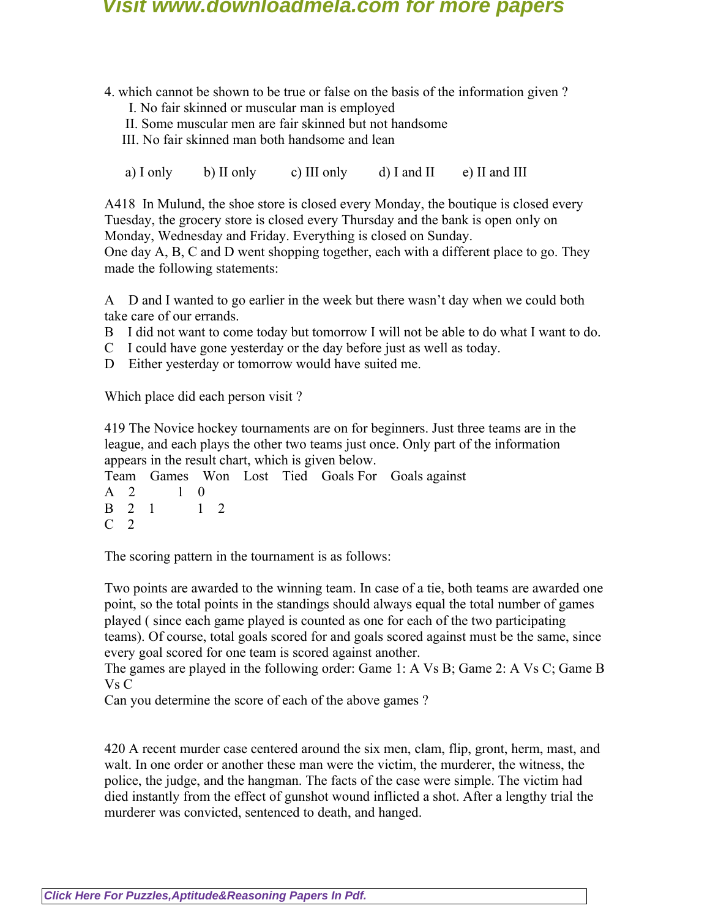4. which cannot be shown to be true or false on the basis of the information given ?

I. No fair skinned or muscular man is employed
II. Some muscular men are fair skinned but not handsome
III. No fair skinned man both handsome and lean

a) I only b) II only c) III only d) I and II e) II and III

A418 In Mulund, the shoe store is closed every Monday, the boutique is closed every Tuesday, the grocery store is closed every Thursday and the bank is open only on Monday, Wednesday and Friday. Everything is closed on Sunday.
One day A, B, C and D went shopping together, each with a different place to go. They made the following statements:

A D and I wanted to go earlier in the week but there wasn't day when we could both take care of our errands.
B I did not want to come today but tomorrow I will not be able to do what I want to do.
C I could have gone yesterday or the day before just as well as today.
D Either yesterday or tomorrow would have suited me.

Which place did each person visit ?

419 The Novice hockey tournaments are on for beginners. Just three teams are in the league, and each plays the other two teams just once. Only part of the information appears in the result chart, which is given below.

| Team | Games | Won | Lost | Tied | Goals For | Goals against |
|---|---|---|---|---|---|---|
| A | 2 | | | 1 | 0 | |
| B | 2 | 1 | | | 1 | 2 |
| C | 2 | | | | | |

The scoring pattern in the tournament is as follows:

Two points are awarded to the winning team. In case of a tie, both teams are awarded one point, so the total points in the standings should always equal the total number of games played ( since each game played is counted as one for each of the two participating teams). Of course, total goals scored for and goals scored against must be the same, since every goal scored for one team is scored against another.
The games are played in the following order: Game 1: A Vs B; Game 2: A Vs C; Game B Vs C
Can you determine the score of each of the above games ?

420 A recent murder case centered around the six men, clam, flip, gront, herm, mast, and walt. In one order or another these man were the victim, the murderer, the witness, the police, the judge, and the hangman. The facts of the case were simple. The victim had died instantly from the effect of gunshot wound inflicted a shot. After a lengthy trial the murderer was convicted, sentenced to death, and hanged.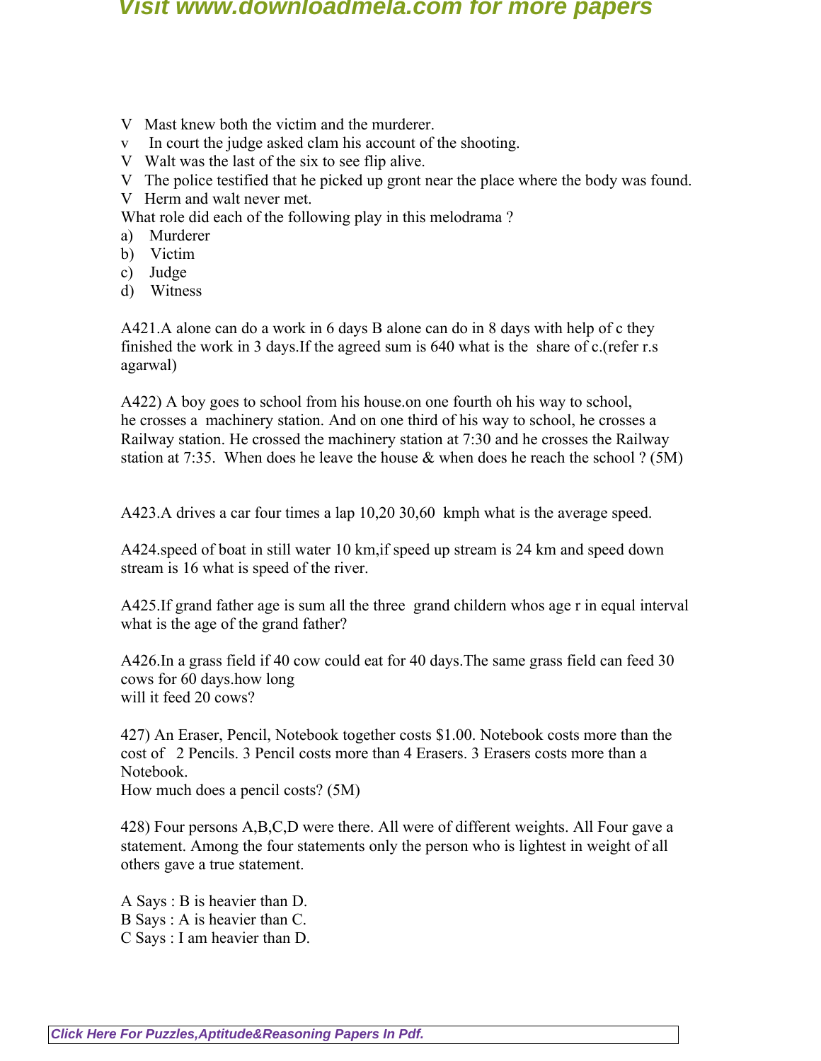V  Mast knew both the victim and the murderer.
v  In court the judge asked clam his account of the shooting.
V  Walt was the last of the six to see flip alive.
V  The police testified that he picked up gront near the place where the body was found.
V  Herm and walt never met.

What role did each of the following play in this melodrama ?

a) Murderer
b) Victim
c) Judge
d) Witness

A421.A alone can do a work in 6 days B alone can do in 8 days with help of c they finished the work in 3 days.If the agreed sum is 640 what is the share of c.(refer r.s agarwal)

A422) A boy goes to school from his house.on one fourth oh his way to school, he crosses a machinery station. And on one third of his way to school, he crosses a Railway station. He crossed the machinery station at 7:30 and he crosses the Railway station at 7:35. When does he leave the house & when does he reach the school ? (5M)

A423.A drives a car four times a lap 10,20 30,60 kmph what is the average speed.

A424.speed of boat in still water 10 km,if speed up stream is 24 km and speed down stream is 16 what is speed of the river.

A425.If grand father age is sum all the three grand childern whos age r in equal interval what is the age of the grand father?

A426.In a grass field if 40 cow could eat for 40 days.The same grass field can feed 30 cows for 60 days.how long
will it feed 20 cows?

427) An Eraser, Pencil, Notebook together costs $1.00. Notebook costs more than the cost of 2 Pencils. 3 Pencil costs more than 4 Erasers. 3 Erasers costs more than a Notebook.
How much does a pencil costs? (5M)

428) Four persons A,B,C,D were there. All were of different weights. All Four gave a statement. Among the four statements only the person who is lightest in weight of all others gave a true statement.

A Says : B is heavier than D.
B Says : A is heavier than C.
C Says : I am heavier than D.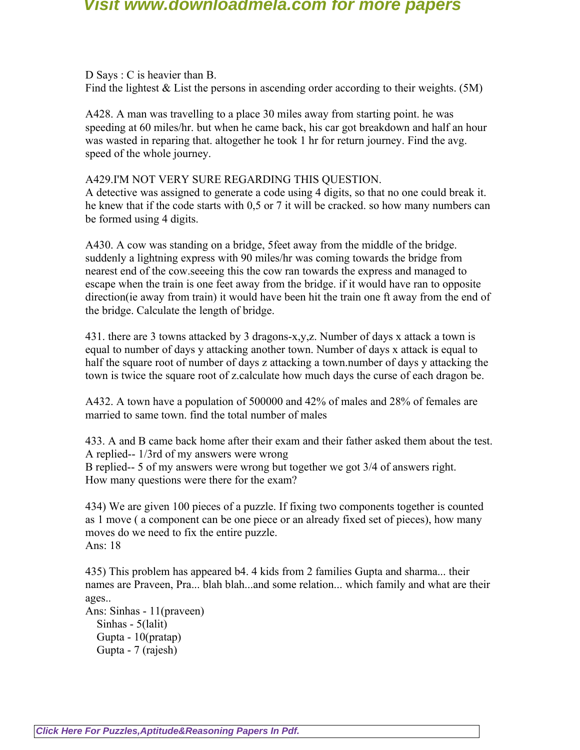D Says : C is heavier than B.
Find the lightest & List the persons in ascending order according to their weights. (5M)

A428. A man was travelling to a place 30 miles away from starting point. he was speeding at 60 miles/hr. but when he came back, his car got breakdown and half an hour was wasted in reparing that. altogether he took 1 hr for return journey. Find the avg. speed of the whole journey.

A429.I'M NOT VERY SURE REGARDING THIS QUESTION.
A detective was assigned to generate a code using 4 digits, so that no one could break it. he knew that if the code starts with 0,5 or 7 it will be cracked. so how many numbers can be formed using 4 digits.

A430. A cow was standing on a bridge, 5feet away from the middle of the bridge. suddenly a lightning express with 90 miles/hr was coming towards the bridge from nearest end of the cow.seeeing this the cow ran towards the express and managed to escape when the train is one feet away from the bridge. if it would have ran to opposite direction(ie away from train) it would have been hit the train one ft away from the end of the bridge. Calculate the length of bridge.

431. there are 3 towns attacked by 3 dragons-x,y,z. Number of days x attack a town is equal to number of days y attacking another town. Number of days x attack is equal to half the square root of number of days z attacking a town.number of days y attacking the town is twice the square root of z.calculate how much days the curse of each dragon be.

A432. A town have a population of 500000 and 42% of males and 28% of females are married to same town. find the total number of males

433. A and B came back home after their exam and their father asked them about the test.
A replied-- 1/3rd of my answers were wrong
B replied-- 5 of my answers were wrong but together we got 3/4 of answers right.
How many questions were there for the exam?

434) We are given 100 pieces of a puzzle. If fixing two components together is counted as 1 move ( a component can be one piece or an already fixed set of pieces), how many moves do we need to fix the entire puzzle.
Ans: 18

435) This problem has appeared b4. 4 kids from 2 families Gupta and sharma... their names are Praveen, Pra... blah blah...and some relation... which family and what are their ages..
Ans: Sinhas - 11(praveen)
Sinhas - 5(lalit)
Gupta - 10(pratap)
Gupta - 7 (rajesh)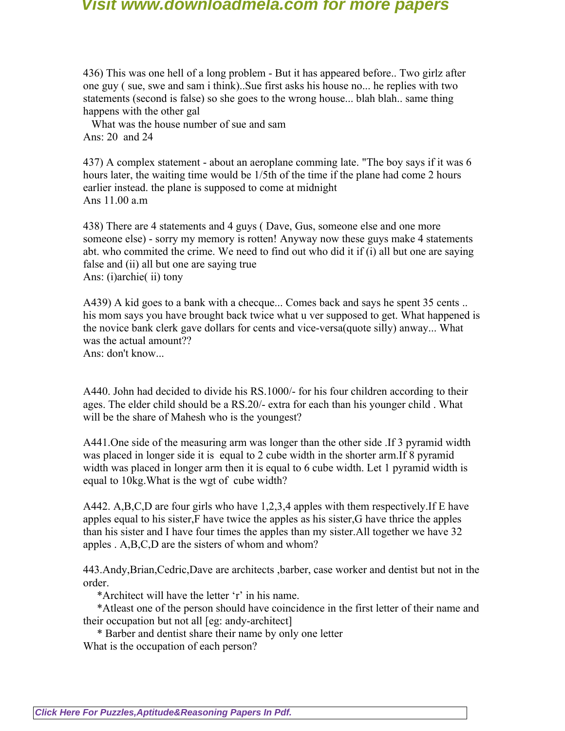436) This was one hell of a long problem - But it has appeared before.. Two girlz after one guy ( sue, swe and sam i think)..Sue first asks his house no... he replies with two statements (second is false) so she goes to the wrong house... blah blah.. same thing happens with the other gal

What was the house number of sue and sam

Ans: 20 and 24

437) A complex statement - about an aeroplane comming late. "The boy says if it was 6 hours later, the waiting time would be 1/5th of the time if the plane had come 2 hours earlier instead. the plane is supposed to come at midnight

Ans 11.00 a.m

438) There are 4 statements and 4 guys ( Dave, Gus, someone else and one more someone else) - sorry my memory is rotten! Anyway now these guys make 4 statements abt. who commited the crime. We need to find out who did it if (i) all but one are saying false and (ii) all but one are saying true

Ans: (i)archie( ii) tony

A439) A kid goes to a bank with a checque... Comes back and says he spent 35 cents .. his mom says you have brought back twice what u ver supposed to get. What happened is the novice bank clerk gave dollars for cents and vice-versa(quote silly) anway... What was the actual amount??

Ans: don't know...

A440. John had decided to divide his RS.1000/- for his four children according to their ages. The elder child should be a RS.20/- extra for each than his younger child . What will be the share of Mahesh who is the youngest?

A441.One side of the measuring arm was longer than the other side .If 3 pyramid width was placed in longer side it is equal to 2 cube width in the shorter arm.If 8 pyramid width was placed in longer arm then it is equal to 6 cube width. Let 1 pyramid width is equal to 10kg.What is the wgt of cube width?

A442. A,B,C,D are four girls who have 1,2,3,4 apples with them respectively.If E have apples equal to his sister,F have twice the apples as his sister,G have thrice the apples than his sister and I have four times the apples than my sister.All together we have 32 apples . A,B,C,D are the sisters of whom and whom?

443.Andy,Brian,Cedric,Dave are architects ,barber, case worker and dentist but not in the order.

*Architect will have the letter ‘r’ in his name.

*Atleast one of the person should have coincidence in the first letter of their name and their occupation but not all [eg: andy-architect]

* Barber and dentist share their name by only one letter

What is the occupation of each person?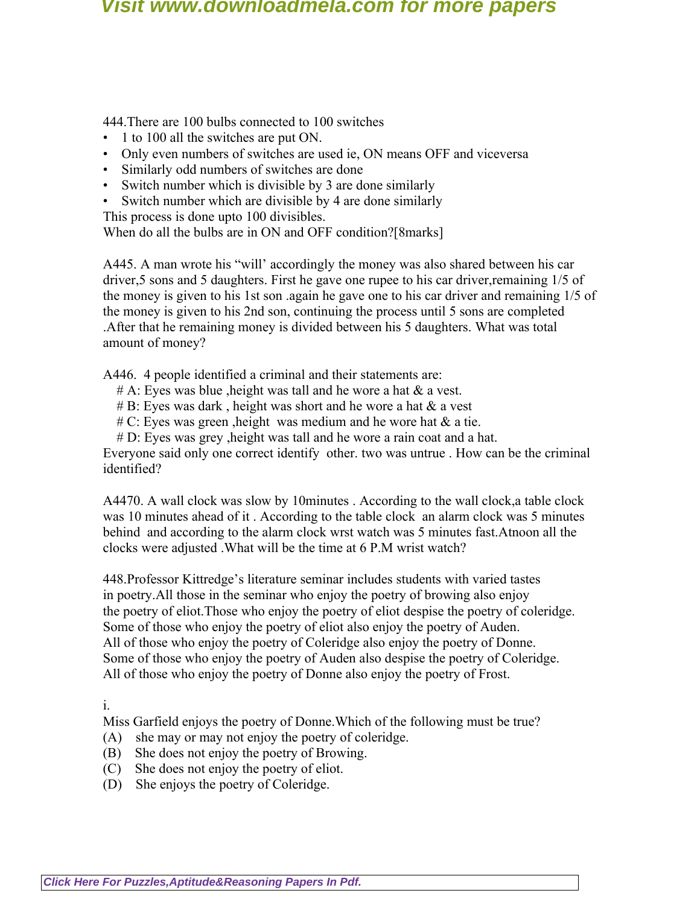444.There are 100 bulbs connected to 100 switches

- 1 to 100 all the switches are put ON.
- Only even numbers of switches are used ie, ON means OFF and viceversa
- Similarly odd numbers of switches are done
- Switch number which is divisible by 3 are done similarly
- Switch number which are divisible by 4 are done similarly

This process is done upto 100 divisibles.
When do all the bulbs are in ON and OFF condition?[8marks]

A445. A man wrote his "will' accordingly the money was also shared between his car driver,5 sons and 5 daughters. First he gave one rupee to his car driver,remaining 1/5 of the money is given to his 1st son .again he gave one to his car driver and remaining 1/5 of the money is given to his 2nd son, continuing the process until 5 sons are completed .After that he remaining money is divided between his 5 daughters. What was total amount of money?

A446. 4 people identified a criminal and their statements are:

# A: Eyes was blue ,height was tall and he wore a hat & a vest.
# B: Eyes was dark , height was short and he wore a hat & a vest
# C: Eyes was green ,height was medium and he wore hat & a tie.
# D: Eyes was grey ,height was tall and he wore a rain coat and a hat.

Everyone said only one correct identify other. two was untrue . How can be the criminal identified?

A4470. A wall clock was slow by 10minutes . According to the wall clock,a table clock was 10 minutes ahead of it . According to the table clock an alarm clock was 5 minutes behind and according to the alarm clock wrst watch was 5 minutes fast.Atnoon all the clocks were adjusted .What will be the time at 6 P.M wrist watch?

448.Professor Kittredge's literature seminar includes students with varied tastes in poetry.All those in the seminar who enjoy the poetry of browing also enjoy the poetry of eliot.Those who enjoy the poetry of eliot despise the poetry of coleridge. Some of those who enjoy the poetry of eliot also enjoy the poetry of Auden. All of those who enjoy the poetry of Coleridge also enjoy the poetry of Donne. Some of those who enjoy the poetry of Auden also despise the poetry of Coleridge. All of those who enjoy the poetry of Donne also enjoy the poetry of Frost.

i.
Miss Garfield enjoys the poetry of Donne.Which of the following must be true?
(A) she may or may not enjoy the poetry of coleridge.
(B) She does not enjoy the poetry of Browing.
(C) She does not enjoy the poetry of eliot.
(D) She enjoys the poetry of Coleridge.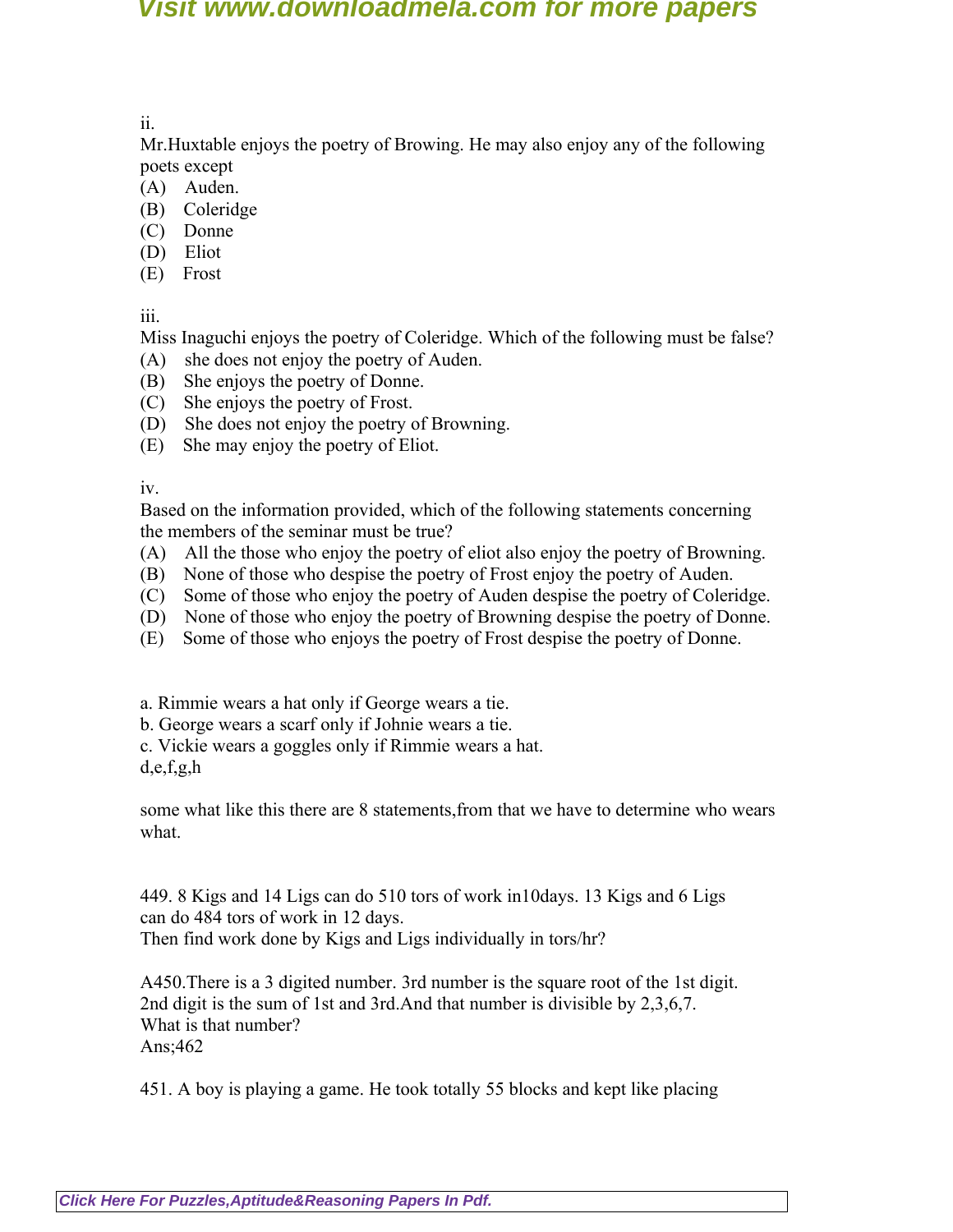ii.
Mr.Huxtable enjoys the poetry of Browing. He may also enjoy any of the following poets except
(A) Auden.
(B) Coleridge
(C) Donne
(D) Eliot
(E) Frost

iii.
Miss Inaguchi enjoys the poetry of Coleridge. Which of the following must be false?
(A) she does not enjoy the poetry of Auden.
(B) She enjoys the poetry of Donne.
(C) She enjoys the poetry of Frost.
(D) She does not enjoy the poetry of Browning.
(E) She may enjoy the poetry of Eliot.

iv.
Based on the information provided, which of the following statements concerning the members of the seminar must be true?
(A) All the those who enjoy the poetry of eliot also enjoy the poetry of Browning.
(B) None of those who despise the poetry of Frost enjoy the poetry of Auden.
(C) Some of those who enjoy the poetry of Auden despise the poetry of Coleridge.
(D) None of those who enjoy the poetry of Browning despise the poetry of Donne.
(E) Some of those who enjoys the poetry of Frost despise the poetry of Donne.

a. Rimmie wears a hat only if George wears a tie.
b. George wears a scarf only if Johnie wears a tie.
c. Vickie wears a goggles only if Rimmie wears a hat.
d,e,f,g,h

some what like this there are 8 statements,from that we have to determine who wears what.

449. 8 Kigs and 14 Ligs can do 510 tors of work in10days. 13 Kigs and 6 Ligs can do 484 tors of work in 12 days.
Then find work done by Kigs and Ligs individually in tors/hr?

A450.There is a 3 digited number. 3rd number is the square root of the 1st digit. 2nd digit is the sum of 1st and 3rd.And that number is divisible by 2,3,6,7.
What is that number?
Ans;462

451. A boy is playing a game. He took totally 55 blocks and kept like placing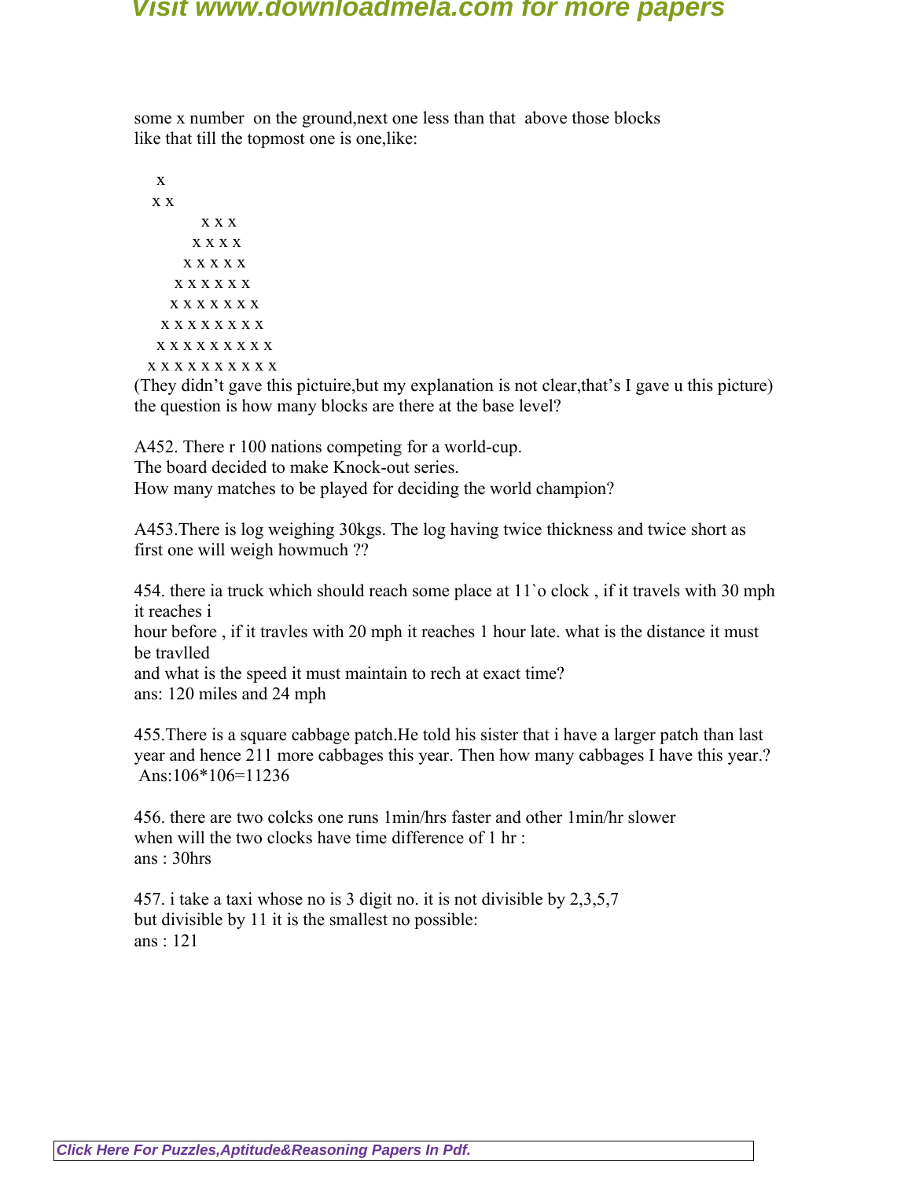some x number on the ground,next one less than that above those blocks
like that till the topmost one is one,like:

```
    x
   x x
  x x x
 x x x x
x x x x x
x x x x x x
x x x x x x x
x x x x x x x x
x x x x x x x x x
x x x x x x x x x x
```

(They didn't gave this pictuire,but my explanation is not clear,that's I gave u this picture)
the question is how many blocks are there at the base level?

A452. There r 100 nations competing for a world-cup.
The board decided to make Knock-out series.
How many matches to be played for deciding the world champion?

A453.There is log weighing 30kgs. The log having twice thickness and twice short as first one will weigh howmuch ??

454. there ia truck which should reach some place at 11`o clock , if it travels with 30 mph it reaches i
hour before , if it travles with 20 mph it reaches 1 hour late. what is the distance it must be travlled
and what is the speed it must maintain to rech at exact time?
ans: 120 miles and 24 mph

455.There is a square cabbage patch.He told his sister that i have a larger patch than last year and hence 211 more cabbages this year. Then how many cabbages I have this year.?
Ans:106*106=11236

456. there are two colcks one runs 1min/hrs faster and other 1min/hr slower
when will the two clocks have time difference of 1 hr :
ans : 30hrs

457. i take a taxi whose no is 3 digit no. it is not divisible by 2,3,5,7
but divisible by 11 it is the smallest no possible:
ans : 121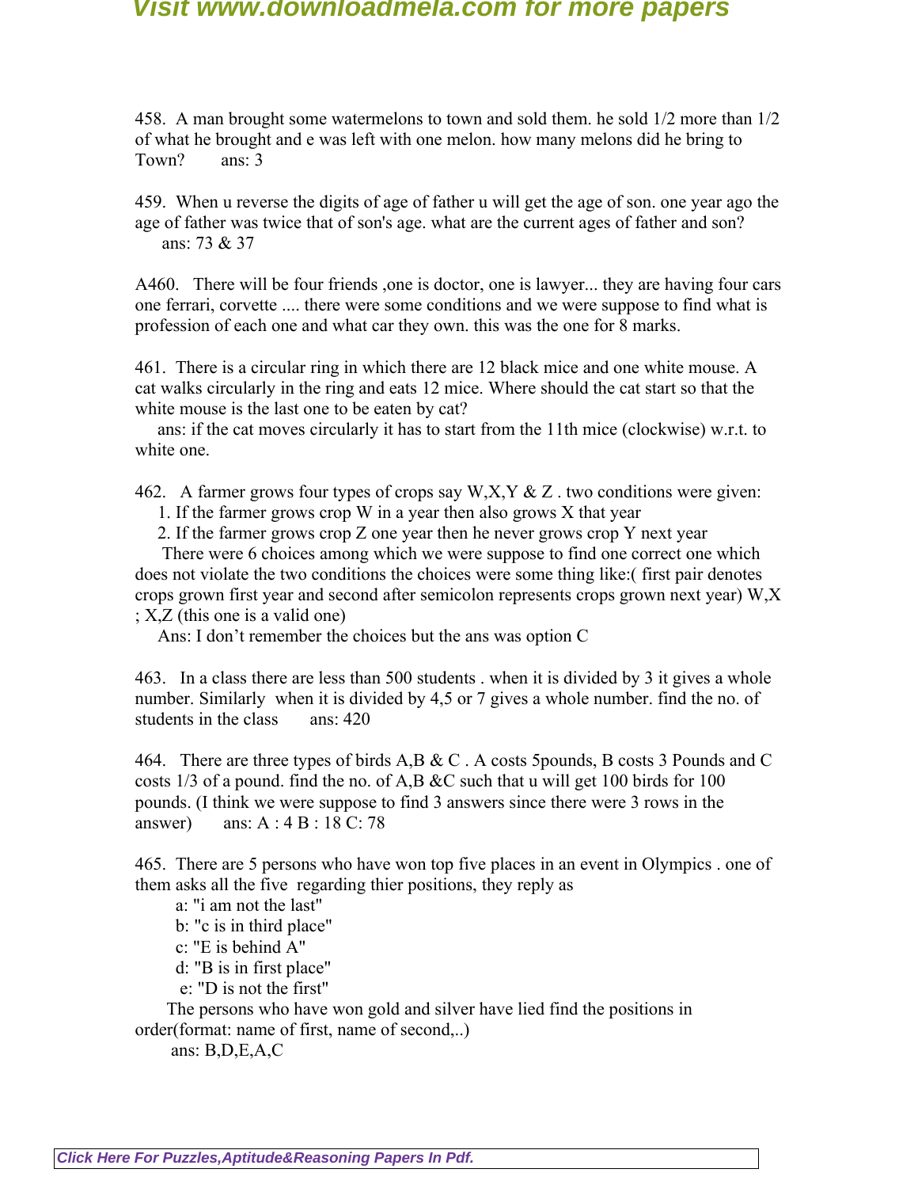458. A man brought some watermelons to town and sold them. he sold 1/2 more than 1/2 of what he brought and e was left with one melon. how many melons did he bring to Town? ans: 3

459. When u reverse the digits of age of father u will get the age of son. one year ago the age of father was twice that of son's age. what are the current ages of father and son?
ans: 73 & 37

A460. There will be four friends ,one is doctor, one is lawyer... they are having four cars one ferrari, corvette .... there were some conditions and we were suppose to find what is profession of each one and what car they own. this was the one for 8 marks.

461. There is a circular ring in which there are 12 black mice and one white mouse. A cat walks circularly in the ring and eats 12 mice. Where should the cat start so that the white mouse is the last one to be eaten by cat?
ans: if the cat moves circularly it has to start from the 11th mice (clockwise) w.r.t. to white one.

462. A farmer grows four types of crops say W,X,Y & Z . two conditions were given:
1. If the farmer grows crop W in a year then also grows X that year
2. If the farmer grows crop Z one year then he never grows crop Y next year
There were 6 choices among which we were suppose to find one correct one which does not violate the two conditions the choices were some thing like:( first pair denotes crops grown first year and second after semicolon represents crops grown next year) W,X ; X,Z (this one is a valid one)
Ans: I don't remember the choices but the ans was option C

463. In a class there are less than 500 students . when it is divided by 3 it gives a whole number. Similarly when it is divided by 4,5 or 7 gives a whole number. find the no. of students in the class ans: 420

464. There are three types of birds A,B & C . A costs 5pounds, B costs 3 Pounds and C costs 1/3 of a pound. find the no. of A,B &C such that u will get 100 birds for 100 pounds. (I think we were suppose to find 3 answers since there were 3 rows in the answer) ans: A : 4 B : 18 C: 78

465. There are 5 persons who have won top five places in an event in Olympics . one of them asks all the five regarding thier positions, they reply as
a: "i am not the last"
b: "c is in third place"
c: "E is behind A"
d: "B is in first place"
e: "D is not the first"
The persons who have won gold and silver have lied find the positions in order(format: name of first, name of second,..)
ans: B,D,E,A,C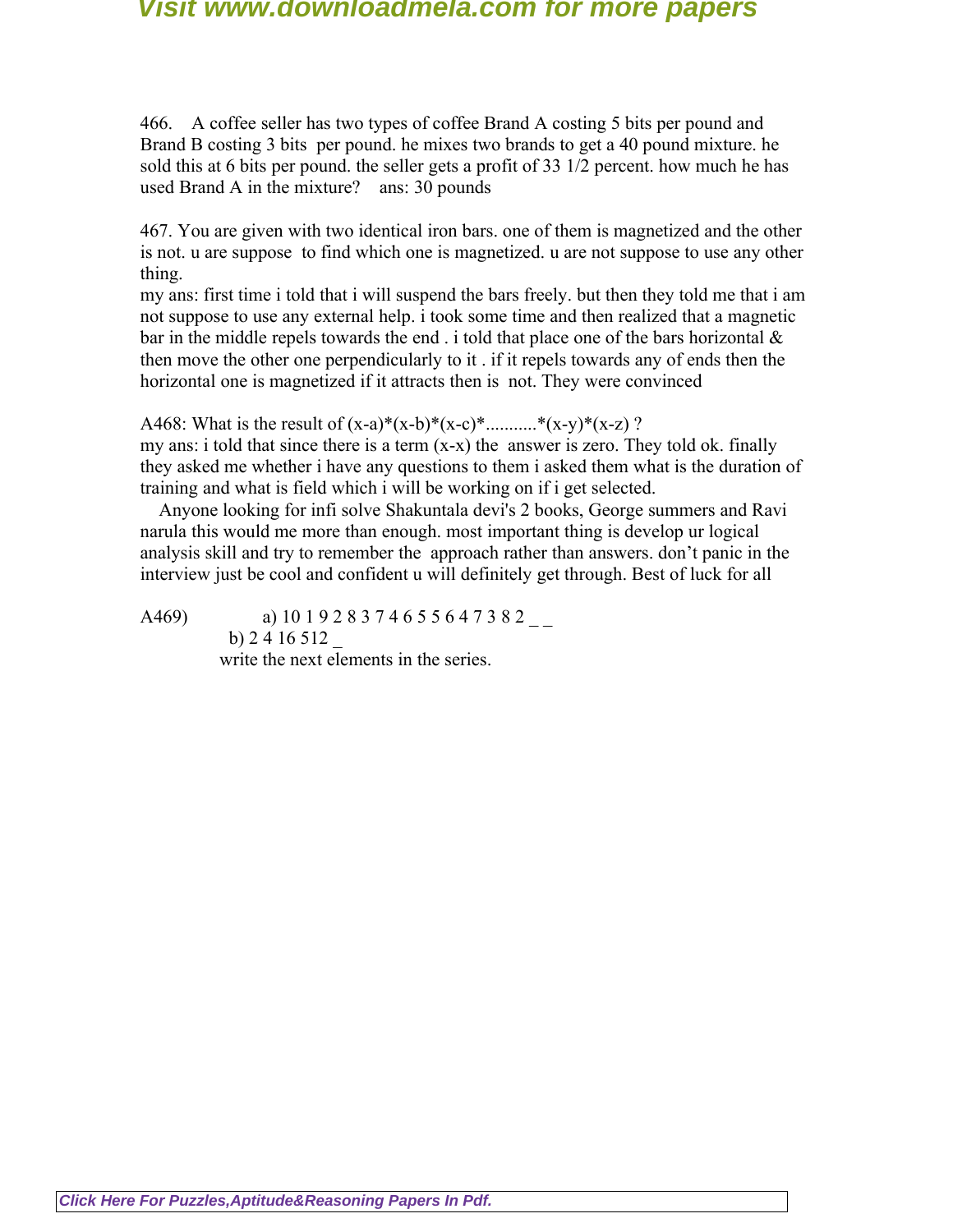466. A coffee seller has two types of coffee Brand A costing 5 bits per pound and Brand B costing 3 bits per pound. he mixes two brands to get a 40 pound mixture. he sold this at 6 bits per pound. the seller gets a profit of 33 1/2 percent. how much he has used Brand A in the mixture? ans: 30 pounds

467. You are given with two identical iron bars. one of them is magnetized and the other is not. u are suppose to find which one is magnetized. u are not suppose to use any other thing.
my ans: first time i told that i will suspend the bars freely. but then they told me that i am not suppose to use any external help. i took some time and then realized that a magnetic bar in the middle repels towards the end . i told that place one of the bars horizontal & then move the other one perpendicularly to it . if it repels towards any of ends then the horizontal one is magnetized if it attracts then is not. They were convinced

A468: What is the result of (x-a)*(x-b)*(x-c)*...........*(x-y)*(x-z) ?
my ans: i told that since there is a term (x-x) the answer is zero. They told ok. finally they asked me whether i have any questions to them i asked them what is the duration of training and what is field which i will be working on if i get selected.

Anyone looking for infi solve Shakuntala devi's 2 books, George summers and Ravi narula this would me more than enough. most important thing is develop ur logical analysis skill and try to remember the approach rather than answers. don't panic in the interview just be cool and confident u will definitely get through. Best of luck for all

A469) a) 10 1 9 2 8 3 7 4 6 5 5 6 4 7 3 8 2 _ _
b) 2 4 16 512 _
write the next elements in the series.